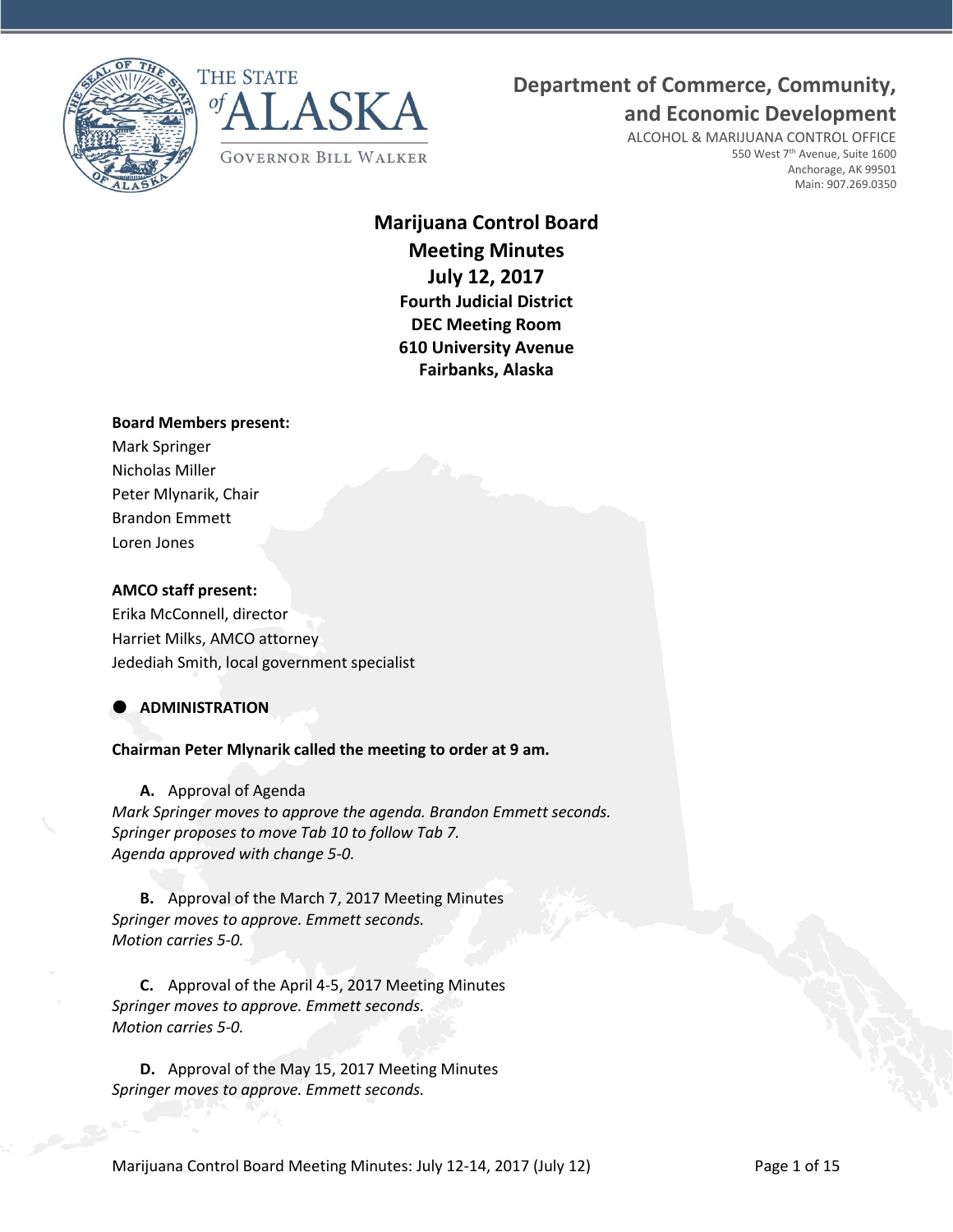THE STATE of ALASKA

GOVERNOR BILL WALKER

**Department of Commerce, Community, and Economic Development**

ALCOHOL & MARIJUANA CONTROL OFFICE
550 West 7th Avenue, Suite 1600
Anchorage, AK 99501
Main: 907.269.0350

# Marijuana Control Board Meeting Minutes July 12, 2017

**Fourth Judicial District**
**DEC Meeting Room**
**610 University Avenue**
**Fairbanks, Alaska**

**Board Members present:**
Mark Springer
Nicholas Miller
Peter Mlynarik, Chair
Brandon Emmett
Loren Jones

**AMCO staff present:**
Erika McConnell, director
Harriet Milks, AMCO attorney
Jedediah Smith, local government specialist

## ● ADMINISTRATION

**Chairman Peter Mlynarik called the meeting to order at 9 am.**

**A.** Approval of Agenda
*Mark Springer moves to approve the agenda. Brandon Emmett seconds.*
*Springer proposes to move Tab 10 to follow Tab 7.*
*Agenda approved with change 5-0.*

**B.** Approval of the March 7, 2017 Meeting Minutes
*Springer moves to approve. Emmett seconds.*
*Motion carries 5-0.*

**C.** Approval of the April 4-5, 2017 Meeting Minutes
*Springer moves to approve. Emmett seconds.*
*Motion carries 5-0.*

**D.** Approval of the May 15, 2017 Meeting Minutes
*Springer moves to approve. Emmett seconds.*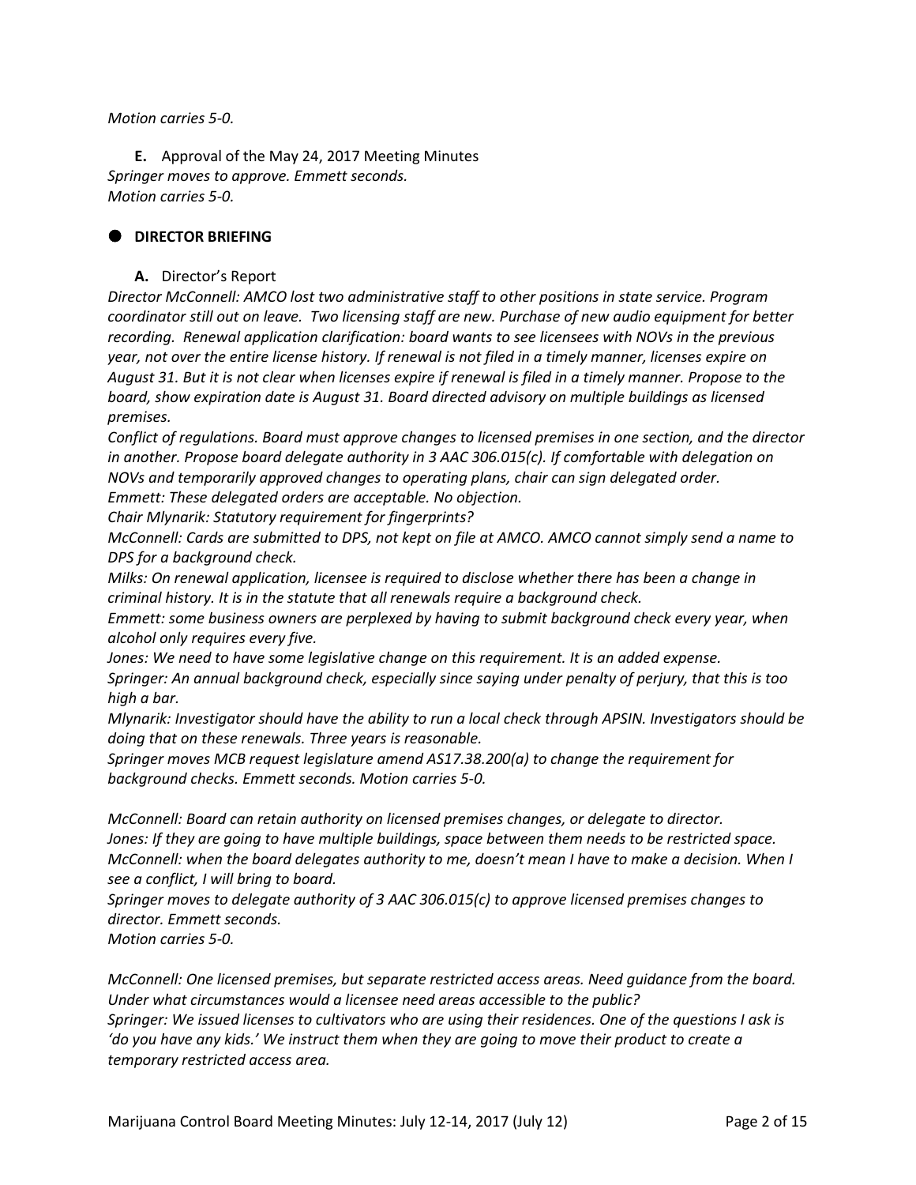*Motion carries 5-0.*

**E.** Approval of the May 24, 2017 Meeting Minutes
*Springer moves to approve. Emmett seconds.*
*Motion carries 5-0.*

- **DIRECTOR BRIEFING**

**A.** Director's Report

*Director McConnell: AMCO lost two administrative staff to other positions in state service. Program coordinator still out on leave. Two licensing staff are new. Purchase of new audio equipment for better recording. Renewal application clarification: board wants to see licensees with NOVs in the previous year, not over the entire license history. If renewal is not filed in a timely manner, licenses expire on August 31. But it is not clear when licenses expire if renewal is filed in a timely manner. Propose to the board, show expiration date is August 31. Board directed advisory on multiple buildings as licensed premises.*

*Conflict of regulations. Board must approve changes to licensed premises in one section, and the director in another. Propose board delegate authority in 3 AAC 306.015(c). If comfortable with delegation on NOVs and temporarily approved changes to operating plans, chair can sign delegated order.*

*Emmett: These delegated orders are acceptable. No objection.*

*Chair Mlynarik: Statutory requirement for fingerprints?*

*McConnell: Cards are submitted to DPS, not kept on file at AMCO. AMCO cannot simply send a name to DPS for a background check.*

*Milks: On renewal application, licensee is required to disclose whether there has been a change in criminal history. It is in the statute that all renewals require a background check.*

*Emmett: some business owners are perplexed by having to submit background check every year, when alcohol only requires every five.*

*Jones: We need to have some legislative change on this requirement. It is an added expense.*

*Springer: An annual background check, especially since saying under penalty of perjury, that this is too high a bar.*

*Mlynarik: Investigator should have the ability to run a local check through APSIN. Investigators should be doing that on these renewals. Three years is reasonable.*

*Springer moves MCB request legislature amend AS17.38.200(a) to change the requirement for background checks. Emmett seconds. Motion carries 5-0.*

*McConnell: Board can retain authority on licensed premises changes, or delegate to director.*

*Jones: If they are going to have multiple buildings, space between them needs to be restricted space.*

*McConnell: when the board delegates authority to me, doesn't mean I have to make a decision. When I see a conflict, I will bring to board.*

*Springer moves to delegate authority of 3 AAC 306.015(c) to approve licensed premises changes to director. Emmett seconds.*
*Motion carries 5-0.*

*McConnell: One licensed premises, but separate restricted access areas. Need guidance from the board. Under what circumstances would a licensee need areas accessible to the public?*

*Springer: We issued licenses to cultivators who are using their residences. One of the questions I ask is 'do you have any kids.' We instruct them when they are going to move their product to create a temporary restricted access area.*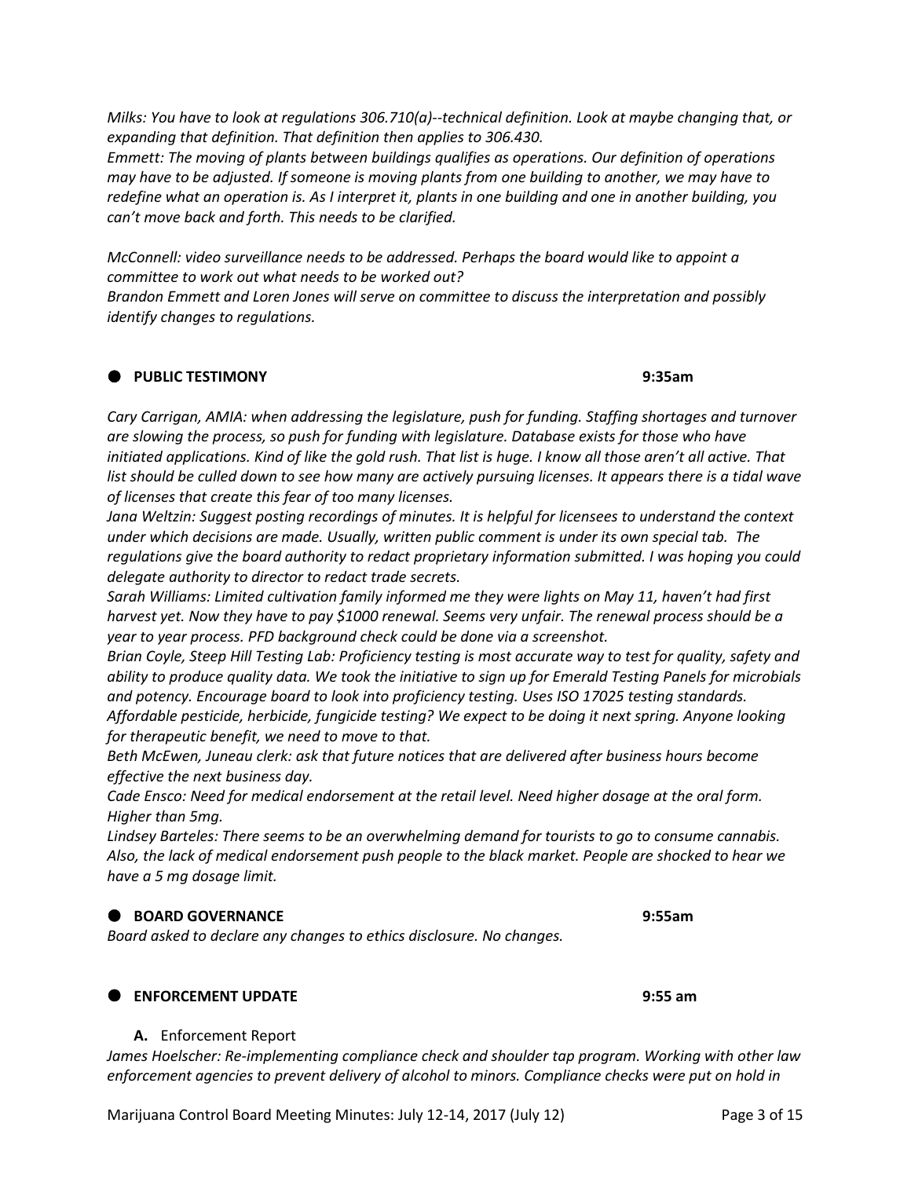*Milks: You have to look at regulations 306.710(a)--technical definition. Look at maybe changing that, or expanding that definition. That definition then applies to 306.430.*

*Emmett: The moving of plants between buildings qualifies as operations. Our definition of operations may have to be adjusted. If someone is moving plants from one building to another, we may have to redefine what an operation is. As I interpret it, plants in one building and one in another building, you can't move back and forth. This needs to be clarified.*

*McConnell: video surveillance needs to be addressed. Perhaps the board would like to appoint a committee to work out what needs to be worked out?*

*Brandon Emmett and Loren Jones will serve on committee to discuss the interpretation and possibly identify changes to regulations.*

## ● PUBLIC TESTIMONY — 9:35am

*Cary Carrigan, AMIA: when addressing the legislature, push for funding. Staffing shortages and turnover are slowing the process, so push for funding with legislature. Database exists for those who have initiated applications. Kind of like the gold rush. That list is huge. I know all those aren't all active. That list should be culled down to see how many are actively pursuing licenses. It appears there is a tidal wave of licenses that create this fear of too many licenses.*

*Jana Weltzin: Suggest posting recordings of minutes. It is helpful for licensees to understand the context under which decisions are made. Usually, written public comment is under its own special tab. The regulations give the board authority to redact proprietary information submitted. I was hoping you could delegate authority to director to redact trade secrets.*

*Sarah Williams: Limited cultivation family informed me they were lights on May 11, haven't had first harvest yet. Now they have to pay $1000 renewal. Seems very unfair. The renewal process should be a year to year process. PFD background check could be done via a screenshot.*

*Brian Coyle, Steep Hill Testing Lab: Proficiency testing is most accurate way to test for quality, safety and ability to produce quality data. We took the initiative to sign up for Emerald Testing Panels for microbials and potency. Encourage board to look into proficiency testing. Uses ISO 17025 testing standards. Affordable pesticide, herbicide, fungicide testing? We expect to be doing it next spring. Anyone looking for therapeutic benefit, we need to move to that.*

*Beth McEwen, Juneau clerk: ask that future notices that are delivered after business hours become effective the next business day.*

*Cade Ensco: Need for medical endorsement at the retail level. Need higher dosage at the oral form. Higher than 5mg.*

*Lindsey Barteles: There seems to be an overwhelming demand for tourists to go to consume cannabis. Also, the lack of medical endorsement push people to the black market. People are shocked to hear we have a 5 mg dosage limit.*

## ● BOARD GOVERNANCE — 9:55am

*Board asked to declare any changes to ethics disclosure. No changes.*

## ● ENFORCEMENT UPDATE — 9:55 am

**A.** Enforcement Report

*James Hoelscher: Re-implementing compliance check and shoulder tap program. Working with other law enforcement agencies to prevent delivery of alcohol to minors. Compliance checks were put on hold in*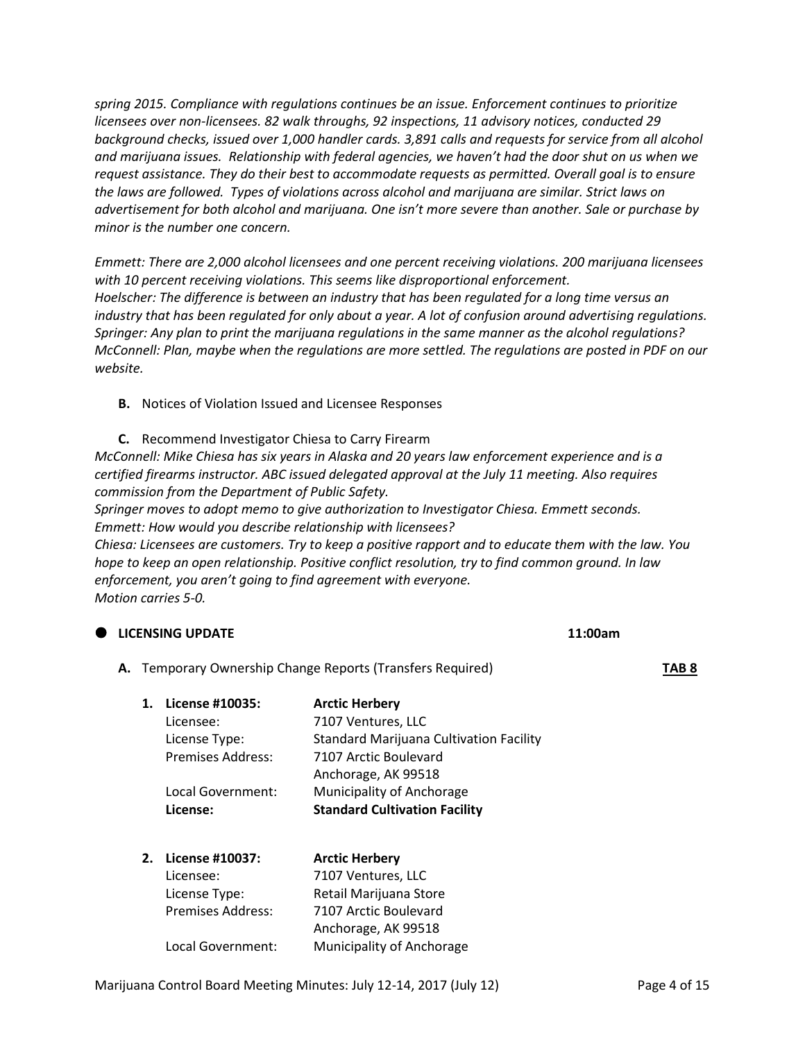*spring 2015. Compliance with regulations continues be an issue. Enforcement continues to prioritize licensees over non-licensees. 82 walk throughs, 92 inspections, 11 advisory notices, conducted 29 background checks, issued over 1,000 handler cards. 3,891 calls and requests for service from all alcohol and marijuana issues. Relationship with federal agencies, we haven't had the door shut on us when we request assistance. They do their best to accommodate requests as permitted. Overall goal is to ensure the laws are followed. Types of violations across alcohol and marijuana are similar. Strict laws on advertisement for both alcohol and marijuana. One isn't more severe than another. Sale or purchase by minor is the number one concern.*

*Emmett: There are 2,000 alcohol licensees and one percent receiving violations. 200 marijuana licensees with 10 percent receiving violations. This seems like disproportional enforcement.*
*Hoelscher: The difference is between an industry that has been regulated for a long time versus an industry that has been regulated for only about a year. A lot of confusion around advertising regulations.*
*Springer: Any plan to print the marijuana regulations in the same manner as the alcohol regulations?*
*McConnell: Plan, maybe when the regulations are more settled. The regulations are posted in PDF on our website.*

- **B.** Notices of Violation Issued and Licensee Responses

- **C.** Recommend Investigator Chiesa to Carry Firearm

*McConnell: Mike Chiesa has six years in Alaska and 20 years law enforcement experience and is a certified firearms instructor. ABC issued delegated approval at the July 11 meeting. Also requires commission from the Department of Public Safety.*
*Springer moves to adopt memo to give authorization to Investigator Chiesa. Emmett seconds.*
*Emmett: How would you describe relationship with licensees?*
*Chiesa: Licensees are customers. Try to keep a positive rapport and to educate them with the law. You hope to keep an open relationship. Positive conflict resolution, try to find common ground. In law enforcement, you aren't going to find agreement with everyone.*
*Motion carries 5-0.*

## ● LICENSING UPDATE 11:00am

**A.** Temporary Ownership Change Reports (Transfers Required) **TAB 8**

1. **License #10035:** **Arctic Herbery**
   Licensee: 7107 Ventures, LLC
   License Type: Standard Marijuana Cultivation Facility
   Premises Address: 7107 Arctic Boulevard
   Anchorage, AK 99518
   Local Government: Municipality of Anchorage
   **License:** **Standard Cultivation Facility**

2. **License #10037:** **Arctic Herbery**
   Licensee: 7107 Ventures, LLC
   License Type: Retail Marijuana Store
   Premises Address: 7107 Arctic Boulevard
   Anchorage, AK 99518
   Local Government: Municipality of Anchorage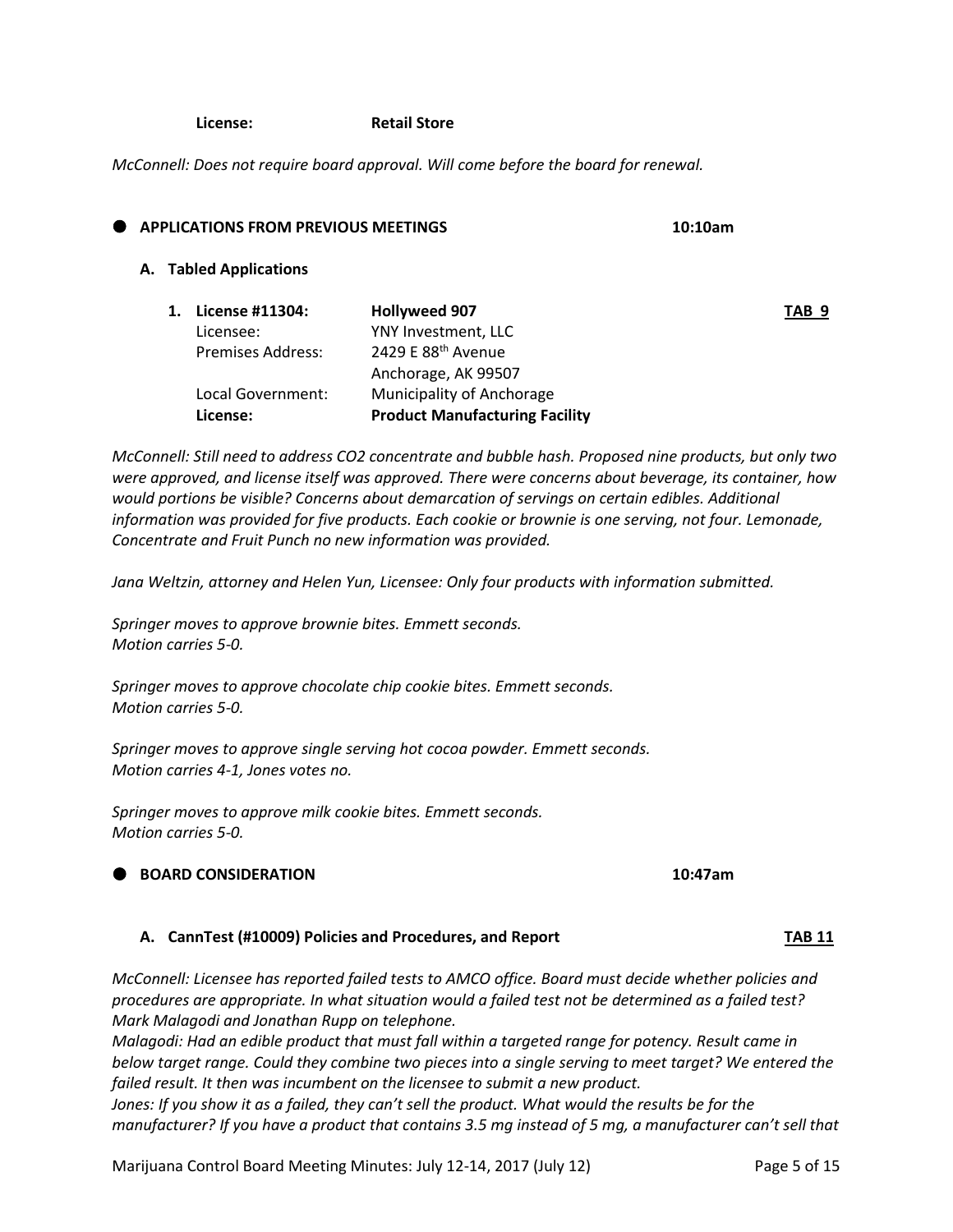**License:** **Retail Store**

*McConnell: Does not require board approval. Will come before the board for renewal.*

## APPLICATIONS FROM PREVIOUS MEETINGS 10:10am

### A. Tabled Applications

1. **License #11304:** **Hollyweed 907** **TAB 9**
   Licensee: YNY Investment, LLC
   Premises Address: 2429 E 88th Avenue
   Anchorage, AK 99507
   Local Government: Municipality of Anchorage
   **License:** **Product Manufacturing Facility**

*McConnell: Still need to address CO2 concentrate and bubble hash. Proposed nine products, but only two were approved, and license itself was approved. There were concerns about beverage, its container, how would portions be visible? Concerns about demarcation of servings on certain edibles. Additional information was provided for five products. Each cookie or brownie is one serving, not four. Lemonade, Concentrate and Fruit Punch no new information was provided.*

*Jana Weltzin, attorney and Helen Yun, Licensee: Only four products with information submitted.*

*Springer moves to approve brownie bites. Emmett seconds.*
*Motion carries 5-0.*

*Springer moves to approve chocolate chip cookie bites. Emmett seconds.*
*Motion carries 5-0.*

*Springer moves to approve single serving hot cocoa powder. Emmett seconds.*
*Motion carries 4-1, Jones votes no.*

*Springer moves to approve milk cookie bites. Emmett seconds.*
*Motion carries 5-0.*

## BOARD CONSIDERATION 10:47am

### A. CannTest (#10009) Policies and Procedures, and Report TAB 11

*McConnell: Licensee has reported failed tests to AMCO office. Board must decide whether policies and procedures are appropriate. In what situation would a failed test not be determined as a failed test? Mark Malagodi and Jonathan Rupp on telephone.*
*Malagodi: Had an edible product that must fall within a targeted range for potency. Result came in below target range. Could they combine two pieces into a single serving to meet target? We entered the failed result. It then was incumbent on the licensee to submit a new product.*
*Jones: If you show it as a failed, they can't sell the product. What would the results be for the manufacturer? If you have a product that contains 3.5 mg instead of 5 mg, a manufacturer can't sell that*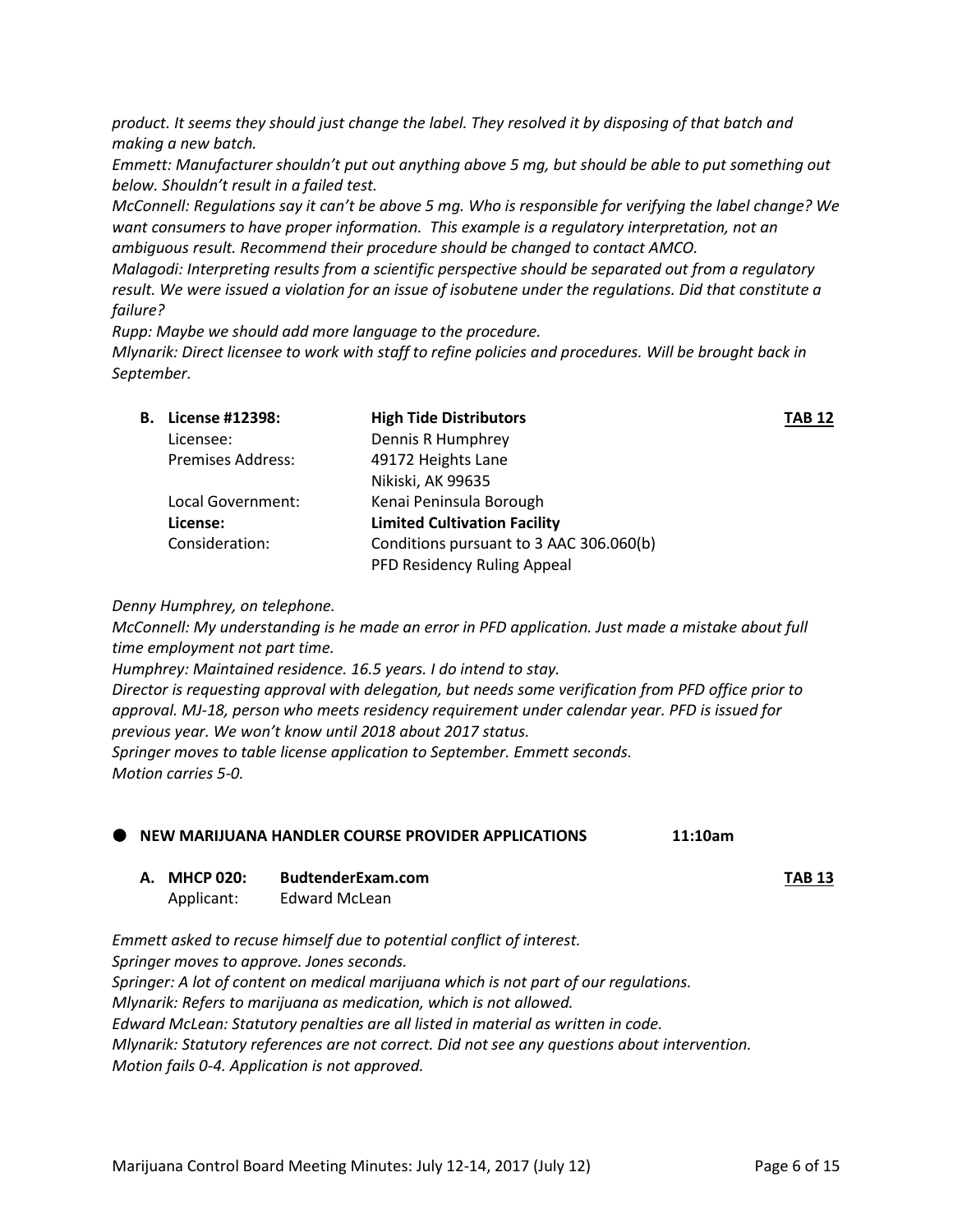*product. It seems they should just change the label. They resolved it by disposing of that batch and making a new batch.*

*Emmett: Manufacturer shouldn't put out anything above 5 mg, but should be able to put something out below. Shouldn't result in a failed test.*

*McConnell: Regulations say it can't be above 5 mg. Who is responsible for verifying the label change? We want consumers to have proper information. This example is a regulatory interpretation, not an ambiguous result. Recommend their procedure should be changed to contact AMCO.*

*Malagodi: Interpreting results from a scientific perspective should be separated out from a regulatory result. We were issued a violation for an issue of isobutene under the regulations. Did that constitute a failure?*

*Rupp: Maybe we should add more language to the procedure.*

*Mlynarik: Direct licensee to work with staff to refine policies and procedures. Will be brought back in September.*

**B. License #12398:** **High Tide Distributors** **TAB 12**

| | | |
|---|---|---|
| Licensee: | Dennis R Humphrey | |
| Premises Address: | 49172 Heights Lane<br>Nikiski, AK 99635 | |
| Local Government: | Kenai Peninsula Borough | |
| **License:** | **Limited Cultivation Facility** | |
| Consideration: | Conditions pursuant to 3 AAC 306.060(b)<br>PFD Residency Ruling Appeal | |

*Denny Humphrey, on telephone.*

*McConnell: My understanding is he made an error in PFD application. Just made a mistake about full time employment not part time.*

*Humphrey: Maintained residence. 16.5 years. I do intend to stay.*

*Director is requesting approval with delegation, but needs some verification from PFD office prior to approval. MJ-18, person who meets residency requirement under calendar year. PFD is issued for previous year. We won't know until 2018 about 2017 status.*

*Springer moves to table license application to September. Emmett seconds.*

*Motion carries 5-0.*

## NEW MARIJUANA HANDLER COURSE PROVIDER APPLICATIONS 11:10am

**A. MHCP 020:** **BudtenderExam.com** **TAB 13**

Applicant: Edward McLean

*Emmett asked to recuse himself due to potential conflict of interest.*

*Springer moves to approve. Jones seconds.*

*Springer: A lot of content on medical marijuana which is not part of our regulations.*

*Mlynarik: Refers to marijuana as medication, which is not allowed.*

*Edward McLean: Statutory penalties are all listed in material as written in code.*

*Mlynarik: Statutory references are not correct. Did not see any questions about intervention.*

*Motion fails 0-4. Application is not approved.*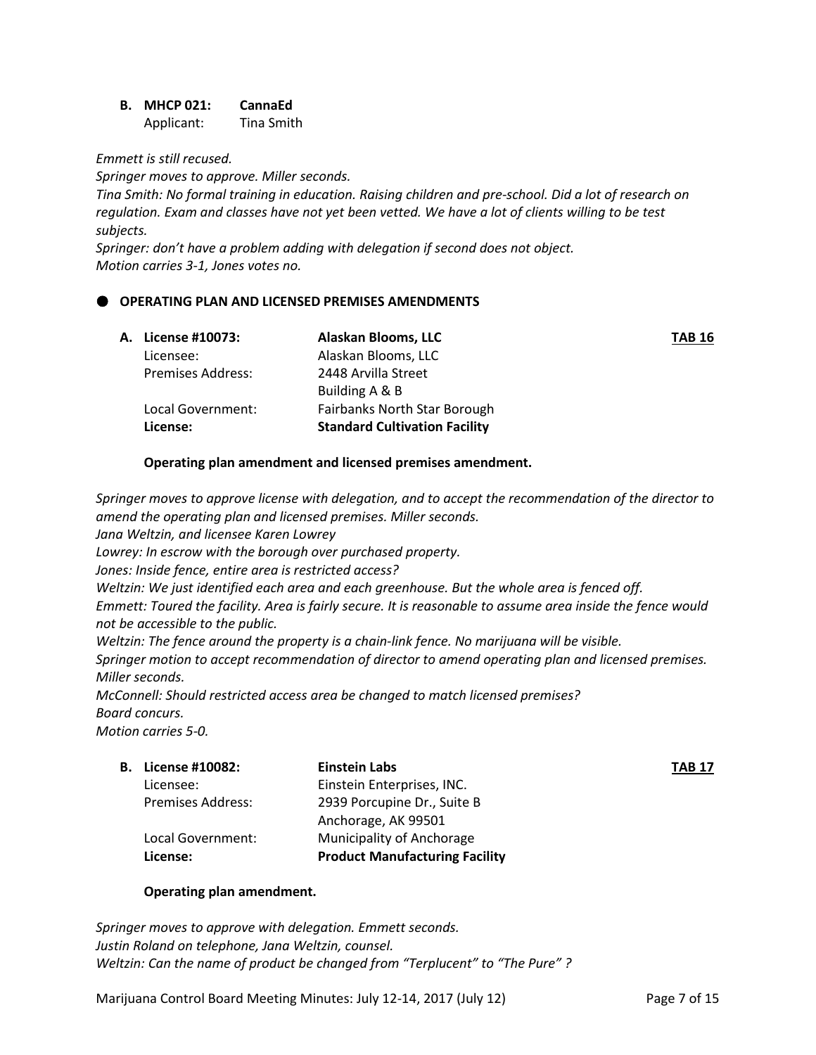**B. MHCP 021: CannaEd**
Applicant: Tina Smith

*Emmett is still recused.*
*Springer moves to approve. Miller seconds.*
*Tina Smith: No formal training in education. Raising children and pre-school. Did a lot of research on regulation. Exam and classes have not yet been vetted. We have a lot of clients willing to be test subjects.*
*Springer: don't have a problem adding with delegation if second does not object.*
*Motion carries 3-1, Jones votes no.*

## OPERATING PLAN AND LICENSED PREMISES AMENDMENTS

**A. License #10073: Alaskan Blooms, LLC** — **TAB 16**

| | |
|---|---|
| Licensee: | Alaskan Blooms, LLC |
| Premises Address: | 2448 Arvilla Street, Building A & B |
| Local Government: | Fairbanks North Star Borough |
| **License:** | **Standard Cultivation Facility** |

**Operating plan amendment and licensed premises amendment.**

*Springer moves to approve license with delegation, and to accept the recommendation of the director to amend the operating plan and licensed premises. Miller seconds.*
*Jana Weltzin, and licensee Karen Lowrey*
*Lowrey: In escrow with the borough over purchased property.*
*Jones: Inside fence, entire area is restricted access?*
*Weltzin: We just identified each area and each greenhouse. But the whole area is fenced off.*
*Emmett: Toured the facility. Area is fairly secure. It is reasonable to assume area inside the fence would not be accessible to the public.*
*Weltzin: The fence around the property is a chain-link fence. No marijuana will be visible.*
*Springer motion to accept recommendation of director to amend operating plan and licensed premises. Miller seconds.*
*McConnell: Should restricted access area be changed to match licensed premises?*
*Board concurs.*
*Motion carries 5-0.*

**B. License #10082: Einstein Labs** — **TAB 17**

| | |
|---|---|
| Licensee: | Einstein Enterprises, INC. |
| Premises Address: | 2939 Porcupine Dr., Suite B, Anchorage, AK 99501 |
| Local Government: | Municipality of Anchorage |
| **License:** | **Product Manufacturing Facility** |

**Operating plan amendment.**

*Springer moves to approve with delegation. Emmett seconds.*
*Justin Roland on telephone, Jana Weltzin, counsel.*
*Weltzin: Can the name of product be changed from "Terplucent" to "The Pure" ?*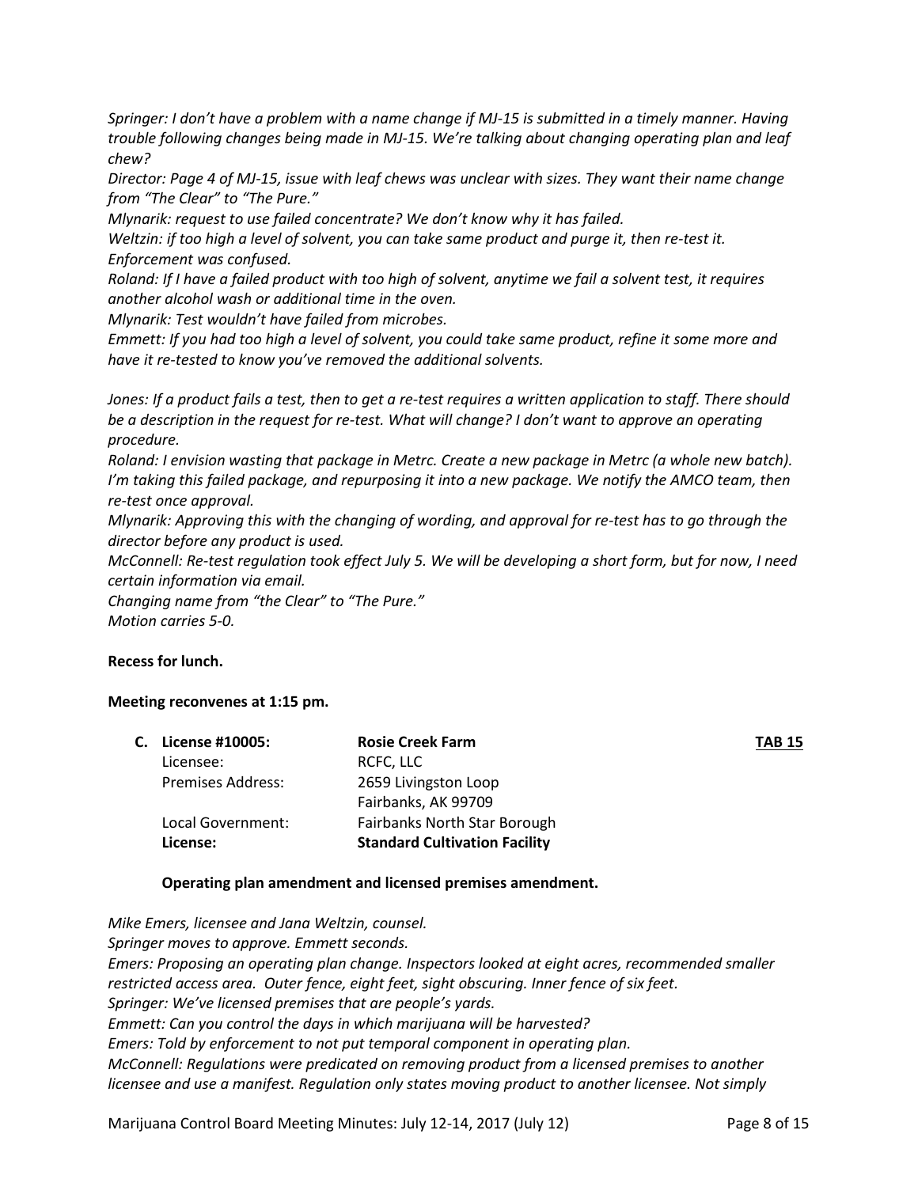*Springer: I don't have a problem with a name change if MJ-15 is submitted in a timely manner. Having trouble following changes being made in MJ-15. We're talking about changing operating plan and leaf chew?*

*Director: Page 4 of MJ-15, issue with leaf chews was unclear with sizes. They want their name change from "The Clear" to "The Pure."*

*Mlynarik: request to use failed concentrate? We don't know why it has failed.*

*Weltzin: if too high a level of solvent, you can take same product and purge it, then re-test it. Enforcement was confused.*

*Roland: If I have a failed product with too high of solvent, anytime we fail a solvent test, it requires another alcohol wash or additional time in the oven.*

*Mlynarik: Test wouldn't have failed from microbes.*

*Emmett: If you had too high a level of solvent, you could take same product, refine it some more and have it re-tested to know you've removed the additional solvents.*

*Jones: If a product fails a test, then to get a re-test requires a written application to staff. There should be a description in the request for re-test. What will change? I don't want to approve an operating procedure.*

*Roland: I envision wasting that package in Metrc. Create a new package in Metrc (a whole new batch). I'm taking this failed package, and repurposing it into a new package. We notify the AMCO team, then re-test once approval.*

*Mlynarik: Approving this with the changing of wording, and approval for re-test has to go through the director before any product is used.*

*McConnell: Re-test regulation took effect July 5. We will be developing a short form, but for now, I need certain information via email.*

*Changing name from "the Clear" to "The Pure."*

*Motion carries 5-0.*

**Recess for lunch.**

**Meeting reconvenes at 1:15 pm.**

| **C. License #10005:** | **Rosie Creek Farm** | **TAB 15** |
|---|---|---|
| Licensee: | RCFC, LLC | |
| Premises Address: | 2659 Livingston Loop<br>Fairbanks, AK 99709 | |
| Local Government: | Fairbanks North Star Borough | |
| **License:** | **Standard Cultivation Facility** | |

**Operating plan amendment and licensed premises amendment.**

*Mike Emers, licensee and Jana Weltzin, counsel.*

*Springer moves to approve. Emmett seconds.*

*Emers: Proposing an operating plan change. Inspectors looked at eight acres, recommended smaller restricted access area. Outer fence, eight feet, sight obscuring. Inner fence of six feet.*

*Springer: We've licensed premises that are people's yards.*

*Emmett: Can you control the days in which marijuana will be harvested?*

*Emers: Told by enforcement to not put temporal component in operating plan.*

*McConnell: Regulations were predicated on removing product from a licensed premises to another licensee and use a manifest. Regulation only states moving product to another licensee. Not simply*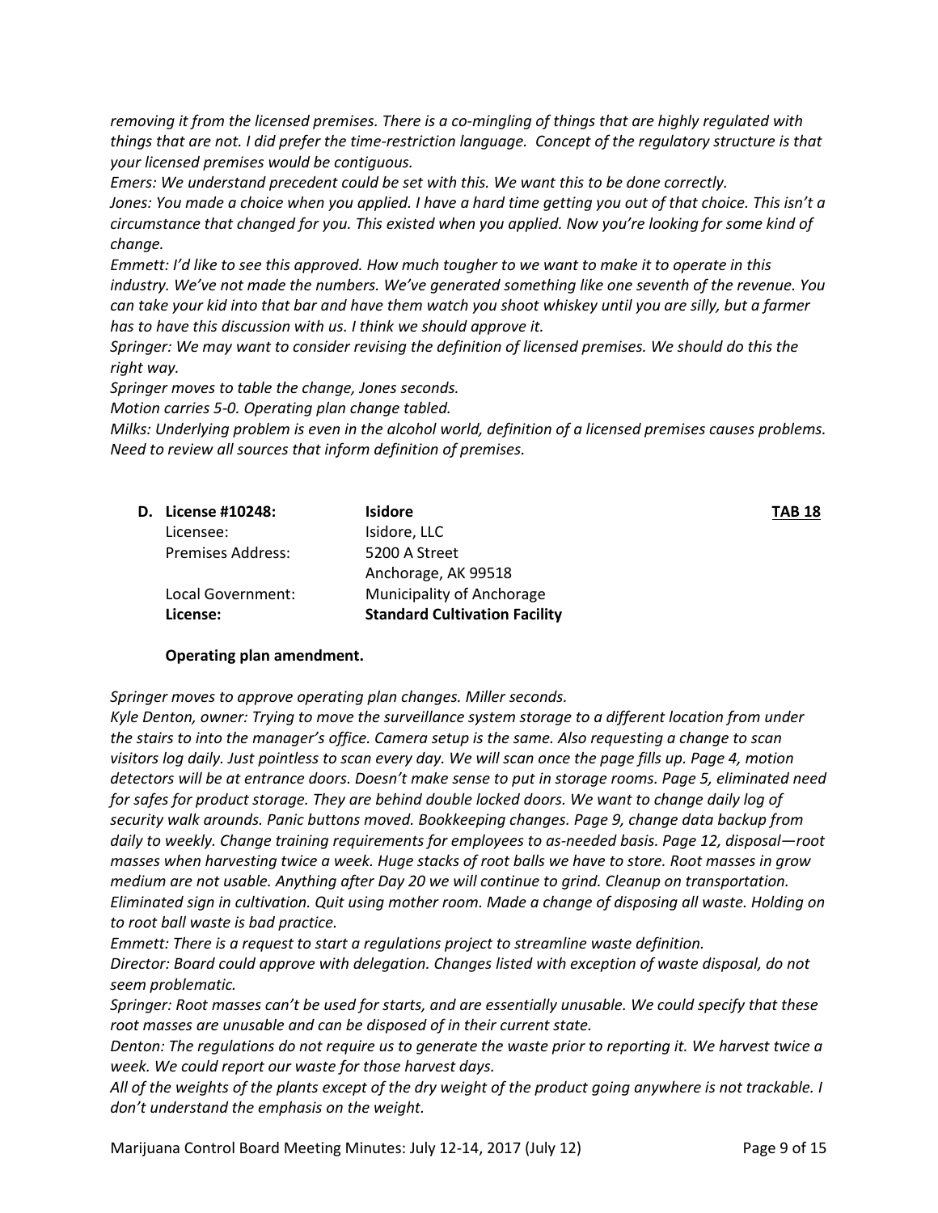*removing it from the licensed premises. There is a co-mingling of things that are highly regulated with things that are not. I did prefer the time-restriction language. Concept of the regulatory structure is that your licensed premises would be contiguous.*

*Emers: We understand precedent could be set with this. We want this to be done correctly.*

*Jones: You made a choice when you applied. I have a hard time getting you out of that choice. This isn't a circumstance that changed for you. This existed when you applied. Now you're looking for some kind of change.*

*Emmett: I'd like to see this approved. How much tougher to we want to make it to operate in this industry. We've not made the numbers. We've generated something like one seventh of the revenue. You can take your kid into that bar and have them watch you shoot whiskey until you are silly, but a farmer has to have this discussion with us. I think we should approve it.*

*Springer: We may want to consider revising the definition of licensed premises. We should do this the right way.*

*Springer moves to table the change, Jones seconds.*

*Motion carries 5-0. Operating plan change tabled.*

*Milks: Underlying problem is even in the alcohol world, definition of a licensed premises causes problems. Need to review all sources that inform definition of premises.*

| | | |
|---|---|---|
| **D. License #10248:** | **Isidore** | **TAB 18** |
| Licensee: | Isidore, LLC | |
| Premises Address: | 5200 A Street<br>Anchorage, AK 99518 | |
| Local Government: | Municipality of Anchorage | |
| **License:** | **Standard Cultivation Facility** | |

**Operating plan amendment.**

*Springer moves to approve operating plan changes. Miller seconds.*

*Kyle Denton, owner: Trying to move the surveillance system storage to a different location from under the stairs to into the manager's office. Camera setup is the same. Also requesting a change to scan visitors log daily. Just pointless to scan every day. We will scan once the page fills up. Page 4, motion detectors will be at entrance doors. Doesn't make sense to put in storage rooms. Page 5, eliminated need for safes for product storage. They are behind double locked doors. We want to change daily log of security walk arounds. Panic buttons moved. Bookkeeping changes. Page 9, change data backup from daily to weekly. Change training requirements for employees to as-needed basis. Page 12, disposal—root masses when harvesting twice a week. Huge stacks of root balls we have to store. Root masses in grow medium are not usable. Anything after Day 20 we will continue to grind. Cleanup on transportation. Eliminated sign in cultivation. Quit using mother room. Made a change of disposing all waste. Holding on to root ball waste is bad practice.*

*Emmett: There is a request to start a regulations project to streamline waste definition.*

*Director: Board could approve with delegation. Changes listed with exception of waste disposal, do not seem problematic.*

*Springer: Root masses can't be used for starts, and are essentially unusable. We could specify that these root masses are unusable and can be disposed of in their current state.*

*Denton: The regulations do not require us to generate the waste prior to reporting it. We harvest twice a week. We could report our waste for those harvest days.*

*All of the weights of the plants except of the dry weight of the product going anywhere is not trackable. I don't understand the emphasis on the weight.*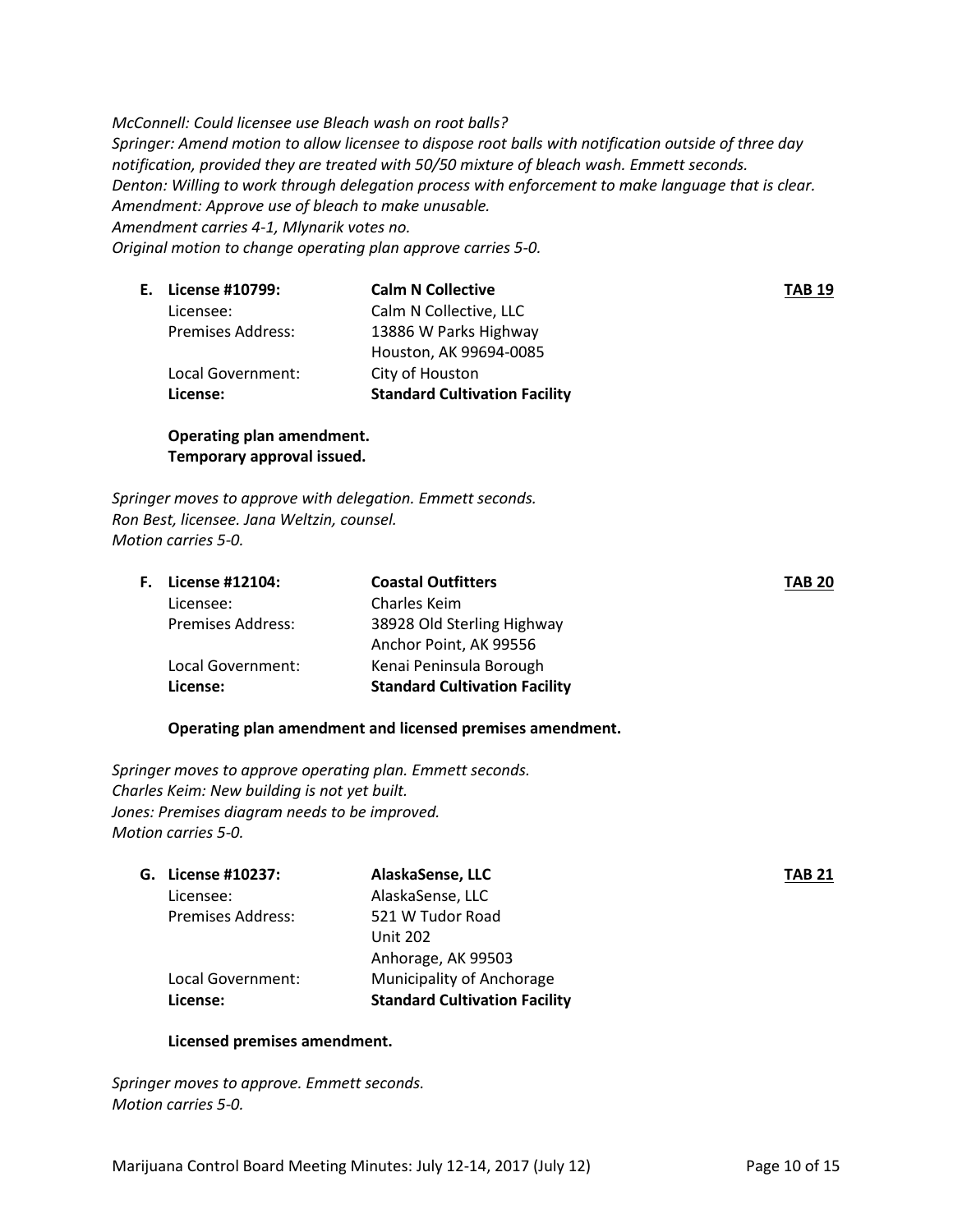*McConnell: Could licensee use Bleach wash on root balls?*
*Springer: Amend motion to allow licensee to dispose root balls with notification outside of three day notification, provided they are treated with 50/50 mixture of bleach wash. Emmett seconds.*
*Denton: Willing to work through delegation process with enforcement to make language that is clear.*
*Amendment: Approve use of bleach to make unusable.*
*Amendment carries 4-1, Mlynarik votes no.*
*Original motion to change operating plan approve carries 5-0.*

**E. License #10799:** **Calm N Collective** **TAB 19**

Licensee: Calm N Collective, LLC
Premises Address: 13886 W Parks Highway
Houston, AK 99694-0085
Local Government: City of Houston
**License:** **Standard Cultivation Facility**

**Operating plan amendment.**
**Temporary approval issued.**

*Springer moves to approve with delegation. Emmett seconds.*
*Ron Best, licensee. Jana Weltzin, counsel.*
*Motion carries 5-0.*

**F. License #12104:** **Coastal Outfitters** **TAB 20**

Licensee: Charles Keim
Premises Address: 38928 Old Sterling Highway
Anchor Point, AK 99556
Local Government: Kenai Peninsula Borough
**License:** **Standard Cultivation Facility**

**Operating plan amendment and licensed premises amendment.**

*Springer moves to approve operating plan. Emmett seconds.*
*Charles Keim: New building is not yet built.*
*Jones: Premises diagram needs to be improved.*
*Motion carries 5-0.*

**G. License #10237:** **AlaskaSense, LLC** **TAB 21**

Licensee: AlaskaSense, LLC
Premises Address: 521 W Tudor Road
Unit 202
Anhorage, AK 99503
Local Government: Municipality of Anchorage
**License:** **Standard Cultivation Facility**

**Licensed premises amendment.**

*Springer moves to approve. Emmett seconds.*
*Motion carries 5-0.*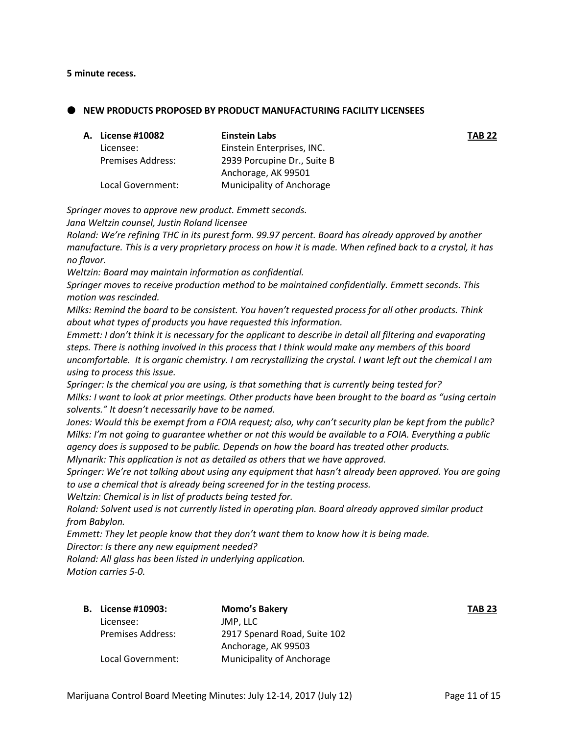**5 minute recess.**

- **NEW PRODUCTS PROPOSED BY PRODUCT MANUFACTURING FACILITY LICENSEES**

**A. License #10082** **Einstein Labs** **TAB 22**

| | |
|---|---|
| Licensee: | Einstein Enterprises, INC. |
| Premises Address: | 2939 Porcupine Dr., Suite B<br>Anchorage, AK 99501 |
| Local Government: | Municipality of Anchorage |

*Springer moves to approve new product. Emmett seconds.*

*Jana Weltzin counsel, Justin Roland licensee*

*Roland: We're refining THC in its purest form. 99.97 percent. Board has already approved by another manufacture. This is a very proprietary process on how it is made. When refined back to a crystal, it has no flavor.*

*Weltzin: Board may maintain information as confidential.*

*Springer moves to receive production method to be maintained confidentially. Emmett seconds. This motion was rescinded.*

*Milks: Remind the board to be consistent. You haven't requested process for all other products. Think about what types of products you have requested this information.*

*Emmett: I don't think it is necessary for the applicant to describe in detail all filtering and evaporating steps. There is nothing involved in this process that I think would make any members of this board uncomfortable. It is organic chemistry. I am recrystallizing the crystal. I want left out the chemical I am using to process this issue.*

*Springer: Is the chemical you are using, is that something that is currently being tested for?*

*Milks: I want to look at prior meetings. Other products have been brought to the board as "using certain solvents." It doesn't necessarily have to be named.*

*Jones: Would this be exempt from a FOIA request; also, why can't security plan be kept from the public?*

*Milks: I'm not going to guarantee whether or not this would be available to a FOIA. Everything a public agency does is supposed to be public. Depends on how the board has treated other products.*

*Mlynarik: This application is not as detailed as others that we have approved.*

*Springer: We're not talking about using any equipment that hasn't already been approved. You are going to use a chemical that is already being screened for in the testing process.*

*Weltzin: Chemical is in list of products being tested for.*

*Roland: Solvent used is not currently listed in operating plan. Board already approved similar product from Babylon.*

*Emmett: They let people know that they don't want them to know how it is being made.*

*Director: Is there any new equipment needed?*

*Roland: All glass has been listed in underlying application.*

*Motion carries 5-0.*

**B. License #10903:** **Momo's Bakery** **TAB 23**

| | |
|---|---|
| Licensee: | JMP, LLC |
| Premises Address: | 2917 Spenard Road, Suite 102<br>Anchorage, AK 99503 |
| Local Government: | Municipality of Anchorage |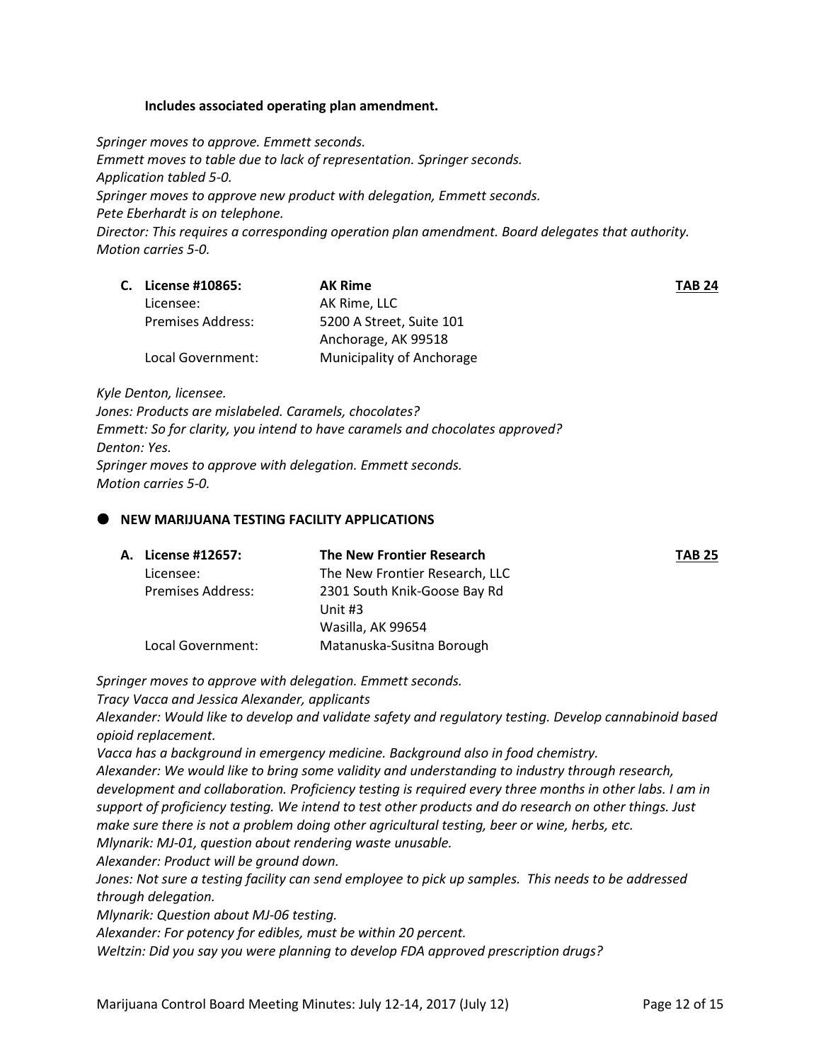**Includes associated operating plan amendment.**

*Springer moves to approve. Emmett seconds.*
*Emmett moves to table due to lack of representation. Springer seconds.*
*Application tabled 5-0.*
*Springer moves to approve new product with delegation, Emmett seconds.*
*Pete Eberhardt is on telephone.*
*Director: This requires a corresponding operation plan amendment. Board delegates that authority.*
*Motion carries 5-0.*

| **C. License #10865:** | **AK Rime** | **TAB 24** |
|---|---|---|
| Licensee: | AK Rime, LLC | |
| Premises Address: | 5200 A Street, Suite 101<br>Anchorage, AK 99518 | |
| Local Government: | Municipality of Anchorage | |

*Kyle Denton, licensee.*
*Jones: Products are mislabeled. Caramels, chocolates?*
*Emmett: So for clarity, you intend to have caramels and chocolates approved?*
*Denton: Yes.*
*Springer moves to approve with delegation. Emmett seconds.*
*Motion carries 5-0.*

- **NEW MARIJUANA TESTING FACILITY APPLICATIONS**

| **A. License #12657:** | **The New Frontier Research** | **TAB 25** |
|---|---|---|
| Licensee: | The New Frontier Research, LLC | |
| Premises Address: | 2301 South Knik-Goose Bay Rd<br>Unit #3<br>Wasilla, AK 99654 | |
| Local Government: | Matanuska-Susitna Borough | |

*Springer moves to approve with delegation. Emmett seconds.*
*Tracy Vacca and Jessica Alexander, applicants*
*Alexander: Would like to develop and validate safety and regulatory testing. Develop cannabinoid based opioid replacement.*
*Vacca has a background in emergency medicine. Background also in food chemistry.*
*Alexander: We would like to bring some validity and understanding to industry through research, development and collaboration. Proficiency testing is required every three months in other labs. I am in support of proficiency testing. We intend to test other products and do research on other things. Just make sure there is not a problem doing other agricultural testing, beer or wine, herbs, etc.*
*Mlynarik: MJ-01, question about rendering waste unusable.*
*Alexander: Product will be ground down.*
*Jones: Not sure a testing facility can send employee to pick up samples. This needs to be addressed through delegation.*
*Mlynarik: Question about MJ-06 testing.*
*Alexander: For potency for edibles, must be within 20 percent.*
*Weltzin: Did you say you were planning to develop FDA approved prescription drugs?*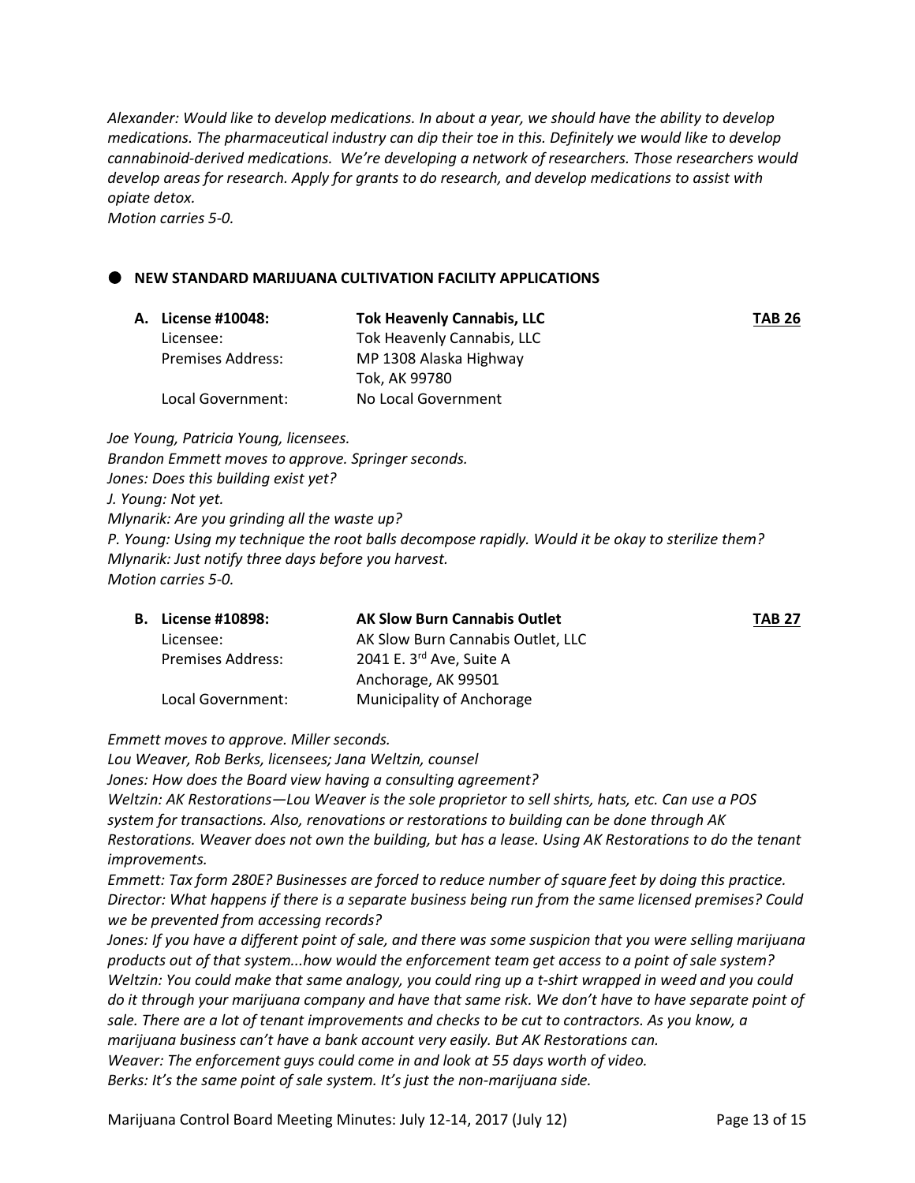*Alexander: Would like to develop medications. In about a year, we should have the ability to develop medications. The pharmaceutical industry can dip their toe in this. Definitely we would like to develop cannabinoid-derived medications. We're developing a network of researchers. Those researchers would develop areas for research. Apply for grants to do research, and develop medications to assist with opiate detox.*
*Motion carries 5-0.*

## ● NEW STANDARD MARIJUANA CULTIVATION FACILITY APPLICATIONS

**A. License #10048:** **Tok Heavenly Cannabis, LLC** **TAB 26**
Licensee: Tok Heavenly Cannabis, LLC
Premises Address: MP 1308 Alaska Highway
Tok, AK 99780
Local Government: No Local Government

*Joe Young, Patricia Young, licensees.*
*Brandon Emmett moves to approve. Springer seconds.*
*Jones: Does this building exist yet?*
*J. Young: Not yet.*
*Mlynarik: Are you grinding all the waste up?*
*P. Young: Using my technique the root balls decompose rapidly. Would it be okay to sterilize them?*
*Mlynarik: Just notify three days before you harvest.*
*Motion carries 5-0.*

**B. License #10898:** **AK Slow Burn Cannabis Outlet** **TAB 27**
Licensee: AK Slow Burn Cannabis Outlet, LLC
Premises Address: 2041 E. 3rd Ave, Suite A
Anchorage, AK 99501
Local Government: Municipality of Anchorage

*Emmett moves to approve. Miller seconds.*
*Lou Weaver, Rob Berks, licensees; Jana Weltzin, counsel*
*Jones: How does the Board view having a consulting agreement?*
*Weltzin: AK Restorations—Lou Weaver is the sole proprietor to sell shirts, hats, etc. Can use a POS system for transactions. Also, renovations or restorations to building can be done through AK Restorations. Weaver does not own the building, but has a lease. Using AK Restorations to do the tenant improvements.*
*Emmett: Tax form 280E? Businesses are forced to reduce number of square feet by doing this practice.*
*Director: What happens if there is a separate business being run from the same licensed premises? Could we be prevented from accessing records?*
*Jones: If you have a different point of sale, and there was some suspicion that you were selling marijuana products out of that system...how would the enforcement team get access to a point of sale system?*
*Weltzin: You could make that same analogy, you could ring up a t-shirt wrapped in weed and you could do it through your marijuana company and have that same risk. We don't have to have separate point of sale. There are a lot of tenant improvements and checks to be cut to contractors. As you know, a marijuana business can't have a bank account very easily. But AK Restorations can.*
*Weaver: The enforcement guys could come in and look at 55 days worth of video.*
*Berks: It's the same point of sale system. It's just the non-marijuana side.*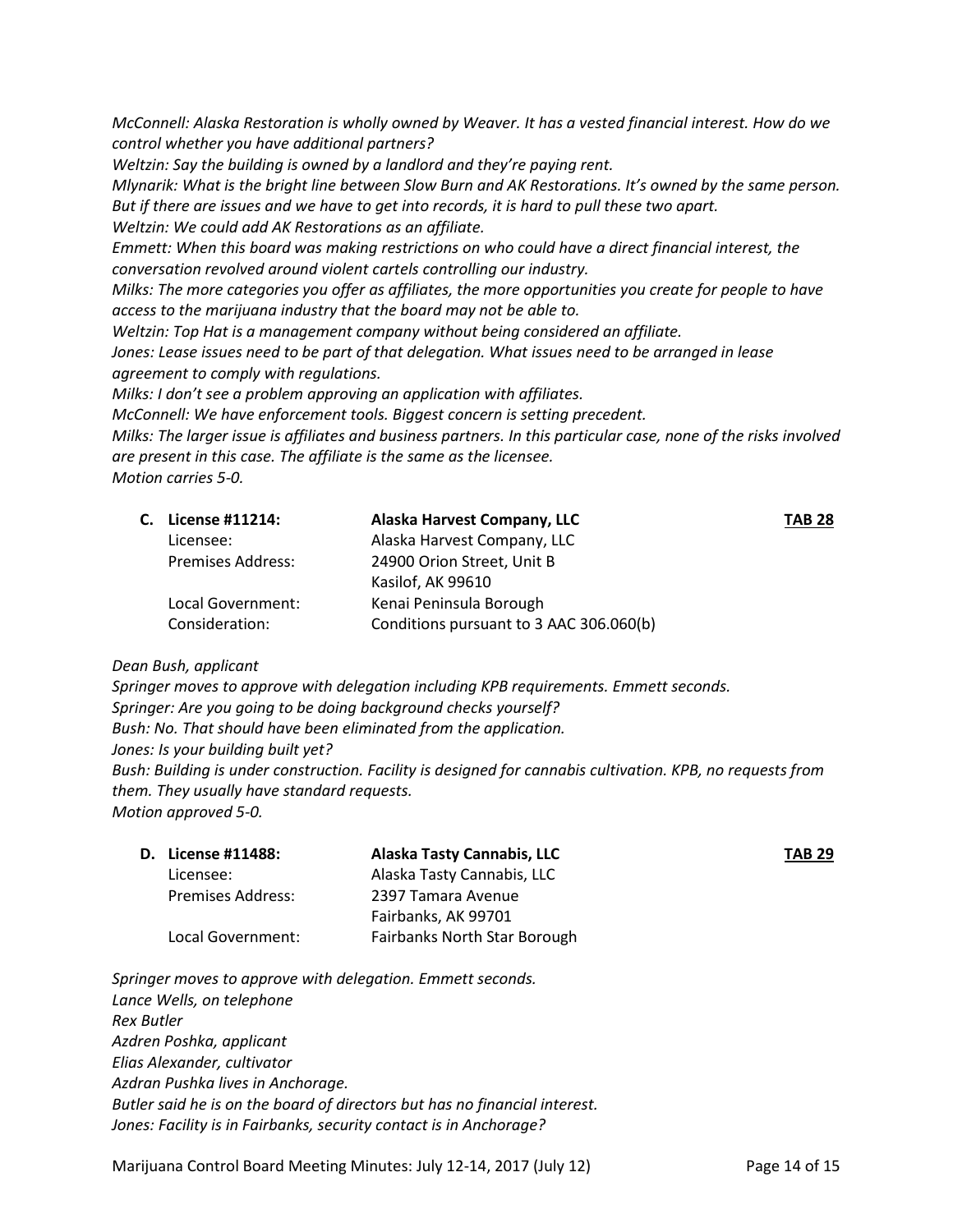*McConnell: Alaska Restoration is wholly owned by Weaver. It has a vested financial interest. How do we control whether you have additional partners?*
*Weltzin: Say the building is owned by a landlord and they're paying rent.*
*Mlynarik: What is the bright line between Slow Burn and AK Restorations. It's owned by the same person. But if there are issues and we have to get into records, it is hard to pull these two apart.*
*Weltzin: We could add AK Restorations as an affiliate.*
*Emmett: When this board was making restrictions on who could have a direct financial interest, the conversation revolved around violent cartels controlling our industry.*
*Milks: The more categories you offer as affiliates, the more opportunities you create for people to have access to the marijuana industry that the board may not be able to.*
*Weltzin: Top Hat is a management company without being considered an affiliate.*
*Jones: Lease issues need to be part of that delegation. What issues need to be arranged in lease agreement to comply with regulations.*
*Milks: I don't see a problem approving an application with affiliates.*
*McConnell: We have enforcement tools. Biggest concern is setting precedent.*
*Milks: The larger issue is affiliates and business partners. In this particular case, none of the risks involved are present in this case. The affiliate is the same as the licensee.*
*Motion carries 5-0.*

**C. License #11214:** **Alaska Harvest Company, LLC** **TAB 28**

| | |
|---|---|
| Licensee: | Alaska Harvest Company, LLC |
| Premises Address: | 24900 Orion Street, Unit B<br>Kasilof, AK 99610 |
| Local Government: | Kenai Peninsula Borough |
| Consideration: | Conditions pursuant to 3 AAC 306.060(b) |

*Dean Bush, applicant*
*Springer moves to approve with delegation including KPB requirements. Emmett seconds.*
*Springer: Are you going to be doing background checks yourself?*
*Bush: No. That should have been eliminated from the application.*
*Jones: Is your building built yet?*
*Bush: Building is under construction. Facility is designed for cannabis cultivation. KPB, no requests from them. They usually have standard requests.*
*Motion approved 5-0.*

**D. License #11488:** **Alaska Tasty Cannabis, LLC** **TAB 29**

| | |
|---|---|
| Licensee: | Alaska Tasty Cannabis, LLC |
| Premises Address: | 2397 Tamara Avenue<br>Fairbanks, AK 99701 |
| Local Government: | Fairbanks North Star Borough |

*Springer moves to approve with delegation. Emmett seconds.*
*Lance Wells, on telephone*
*Rex Butler*
*Azdren Poshka, applicant*
*Elias Alexander, cultivator*
*Azdran Pushka lives in Anchorage.*
*Butler said he is on the board of directors but has no financial interest.*
*Jones: Facility is in Fairbanks, security contact is in Anchorage?*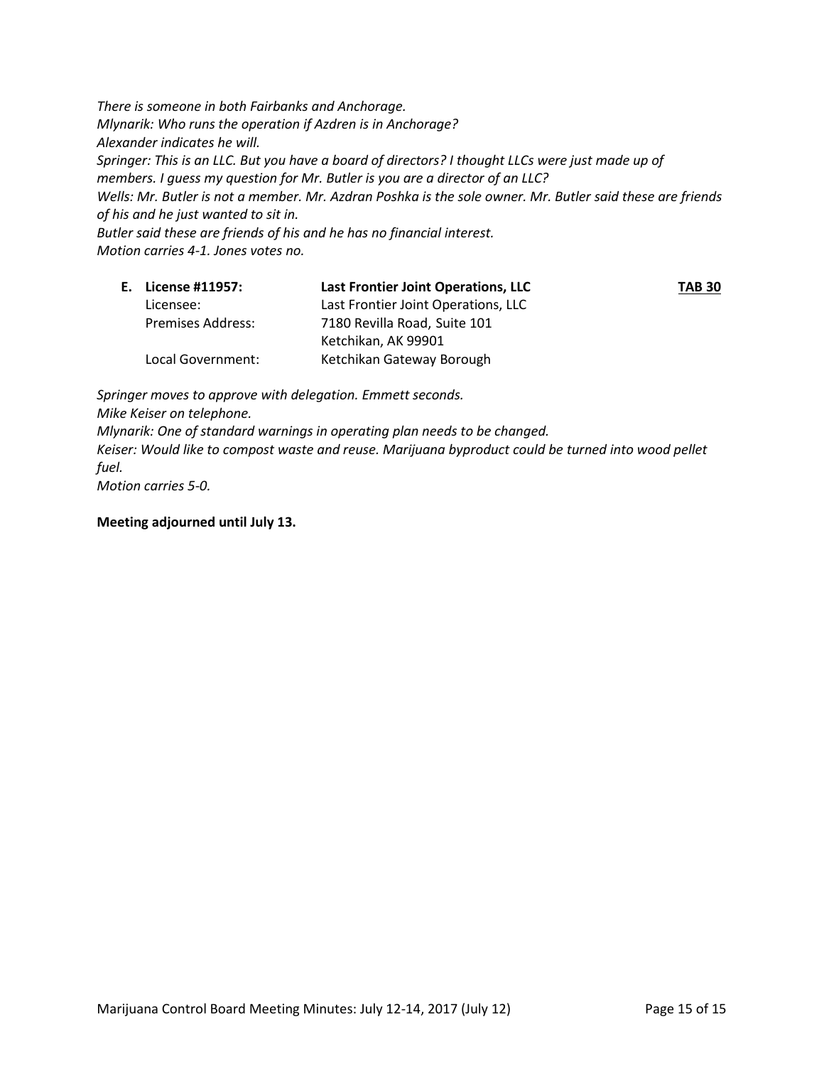*There is someone in both Fairbanks and Anchorage.*
*Mlynarik: Who runs the operation if Azdren is in Anchorage?*
*Alexander indicates he will.*
*Springer: This is an LLC. But you have a board of directors? I thought LLCs were just made up of members. I guess my question for Mr. Butler is you are a director of an LLC?*
*Wells: Mr. Butler is not a member. Mr. Azdran Poshka is the sole owner. Mr. Butler said these are friends of his and he just wanted to sit in.*
*Butler said these are friends of his and he has no financial interest.*
*Motion carries 4-1. Jones votes no.*

**E. License #11957:** **Last Frontier Joint Operations, LLC** **TAB 30**

| | |
|---|---|
| Licensee: | Last Frontier Joint Operations, LLC |
| Premises Address: | 7180 Revilla Road, Suite 101<br>Ketchikan, AK 99901 |
| Local Government: | Ketchikan Gateway Borough |

*Springer moves to approve with delegation. Emmett seconds.*
*Mike Keiser on telephone.*
*Mlynarik: One of standard warnings in operating plan needs to be changed.*
*Keiser: Would like to compost waste and reuse. Marijuana byproduct could be turned into wood pellet fuel.*
*Motion carries 5-0.*

**Meeting adjourned until July 13.**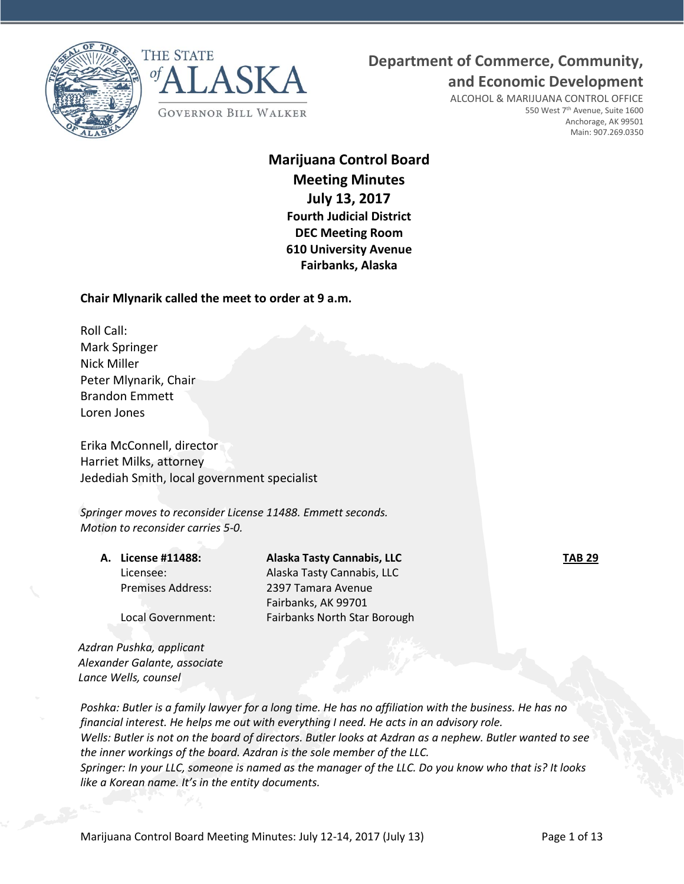**Department of Commerce, Community, and Economic Development**

ALCOHOL & MARIJUANA CONTROL OFFICE
550 West 7th Avenue, Suite 1600
Anchorage, AK 99501
Main: 907.269.0350

THE STATE of ALASKA
GOVERNOR BILL WALKER

# Marijuana Control Board
## Meeting Minutes
## July 13, 2017
### Fourth Judicial District
### DEC Meeting Room
### 610 University Avenue
### Fairbanks, Alaska

**Chair Mlynarik called the meet to order at 9 a.m.**

Roll Call:
Mark Springer
Nick Miller
Peter Mlynarik, Chair
Brandon Emmett
Loren Jones

Erika McConnell, director
Harriet Milks, attorney
Jedediah Smith, local government specialist

*Springer moves to reconsider License 11488. Emmett seconds.*
*Motion to reconsider carries 5-0.*

| **A. License #11488:** | **Alaska Tasty Cannabis, LLC** | **TAB 29** |
|---|---|---|
| Licensee: | Alaska Tasty Cannabis, LLC | |
| Premises Address: | 2397 Tamara Avenue<br>Fairbanks, AK 99701 | |
| Local Government: | Fairbanks North Star Borough | |

*Azdran Pushka, applicant*
*Alexander Galante, associate*
*Lance Wells, counsel*

*Poshka: Butler is a family lawyer for a long time. He has no affiliation with the business. He has no financial interest. He helps me out with everything I need. He acts in an advisory role.*
*Wells: Butler is not on the board of directors. Butler looks at Azdran as a nephew. Butler wanted to see the inner workings of the board. Azdran is the sole member of the LLC.*
*Springer: In your LLC, someone is named as the manager of the LLC. Do you know who that is? It looks like a Korean name. It's in the entity documents.*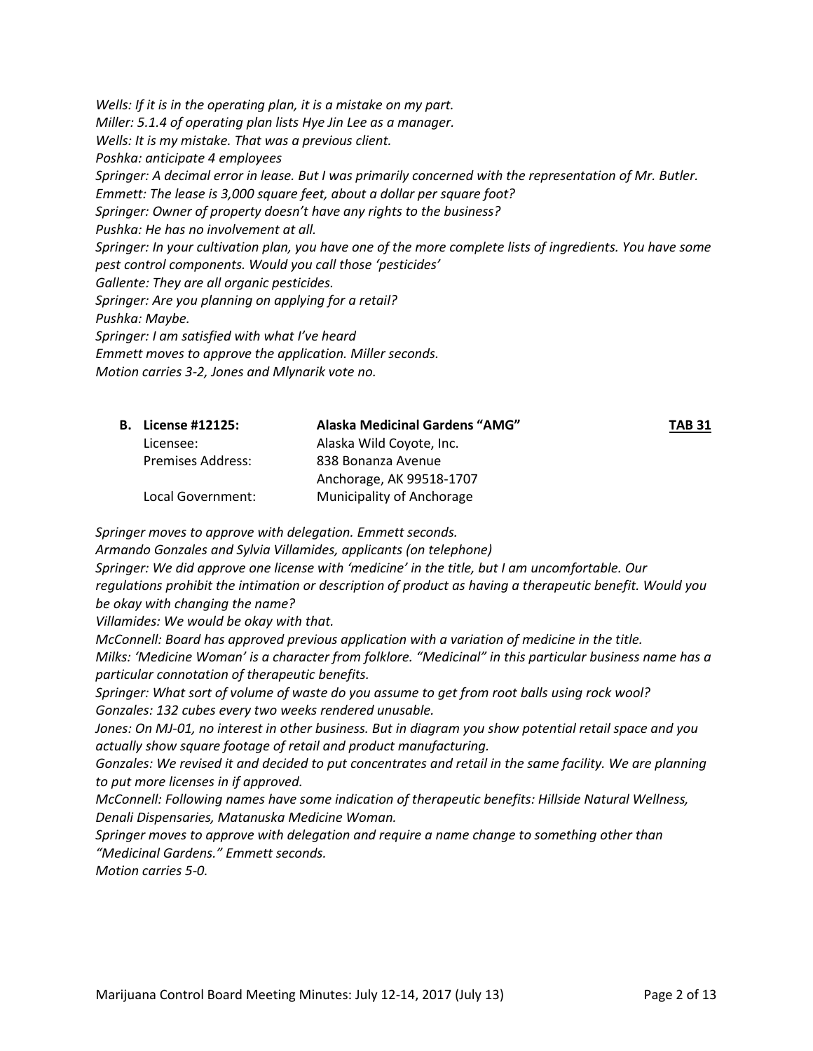*Wells: If it is in the operating plan, it is a mistake on my part.*
*Miller: 5.1.4 of operating plan lists Hye Jin Lee as a manager.*
*Wells: It is my mistake. That was a previous client.*
*Poshka: anticipate 4 employees*
*Springer: A decimal error in lease. But I was primarily concerned with the representation of Mr. Butler.*
*Emmett: The lease is 3,000 square feet, about a dollar per square foot?*
*Springer: Owner of property doesn't have any rights to the business?*
*Pushka: He has no involvement at all.*
*Springer: In your cultivation plan, you have one of the more complete lists of ingredients. You have some pest control components. Would you call those 'pesticides'*
*Gallente: They are all organic pesticides.*
*Springer: Are you planning on applying for a retail?*
*Pushka: Maybe.*
*Springer: I am satisfied with what I've heard*
*Emmett moves to approve the application. Miller seconds.*
*Motion carries 3-2, Jones and Mlynarik vote no.*

| **B. License #12125:** | **Alaska Medicinal Gardens "AMG"** | **TAB 31** |
|---|---|---|
| Licensee: | Alaska Wild Coyote, Inc. | |
| Premises Address: | 838 Bonanza Avenue<br>Anchorage, AK 99518-1707 | |
| Local Government: | Municipality of Anchorage | |

*Springer moves to approve with delegation. Emmett seconds.*
*Armando Gonzales and Sylvia Villamides, applicants (on telephone)*
*Springer: We did approve one license with 'medicine' in the title, but I am uncomfortable. Our regulations prohibit the intimation or description of product as having a therapeutic benefit. Would you be okay with changing the name?*
*Villamides: We would be okay with that.*
*McConnell: Board has approved previous application with a variation of medicine in the title.*
*Milks: 'Medicine Woman' is a character from folklore. "Medicinal" in this particular business name has a particular connotation of therapeutic benefits.*
*Springer: What sort of volume of waste do you assume to get from root balls using rock wool?*
*Gonzales: 132 cubes every two weeks rendered unusable.*
*Jones: On MJ-01, no interest in other business. But in diagram you show potential retail space and you actually show square footage of retail and product manufacturing.*
*Gonzales: We revised it and decided to put concentrates and retail in the same facility. We are planning to put more licenses in if approved.*
*McConnell: Following names have some indication of therapeutic benefits: Hillside Natural Wellness, Denali Dispensaries, Matanuska Medicine Woman.*
*Springer moves to approve with delegation and require a name change to something other than "Medicinal Gardens." Emmett seconds.*
*Motion carries 5-0.*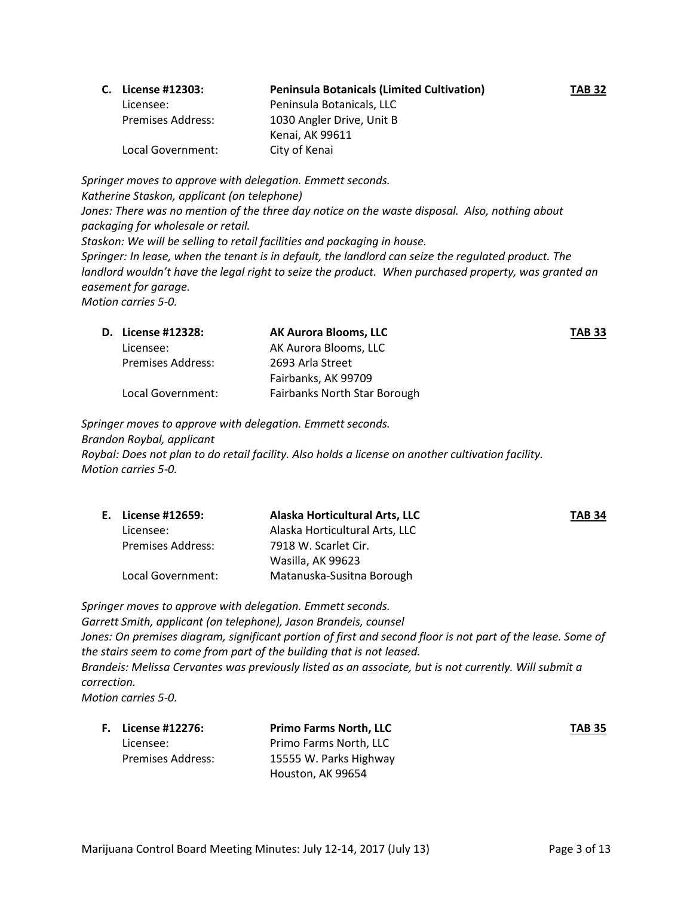**C. License #12303: Peninsula Botanicals (Limited Cultivation) TAB 32**

Licensee: Peninsula Botanicals, LLC
Premises Address: 1030 Angler Drive, Unit B
Kenai, AK 99611
Local Government: City of Kenai

*Springer moves to approve with delegation. Emmett seconds.*
*Katherine Staskon, applicant (on telephone)*
*Jones: There was no mention of the three day notice on the waste disposal. Also, nothing about packaging for wholesale or retail.*
*Staskon: We will be selling to retail facilities and packaging in house.*
*Springer: In lease, when the tenant is in default, the landlord can seize the regulated product. The landlord wouldn't have the legal right to seize the product. When purchased property, was granted an easement for garage.*
*Motion carries 5-0.*

**D. License #12328: AK Aurora Blooms, LLC TAB 33**

Licensee: AK Aurora Blooms, LLC
Premises Address: 2693 Arla Street
Fairbanks, AK 99709
Local Government: Fairbanks North Star Borough

*Springer moves to approve with delegation. Emmett seconds.*
*Brandon Roybal, applicant*
*Roybal: Does not plan to do retail facility. Also holds a license on another cultivation facility.*
*Motion carries 5-0.*

**E. License #12659: Alaska Horticultural Arts, LLC TAB 34**

Licensee: Alaska Horticultural Arts, LLC
Premises Address: 7918 W. Scarlet Cir.
Wasilla, AK 99623
Local Government: Matanuska-Susitna Borough

*Springer moves to approve with delegation. Emmett seconds.*
*Garrett Smith, applicant (on telephone), Jason Brandeis, counsel*
*Jones: On premises diagram, significant portion of first and second floor is not part of the lease. Some of the stairs seem to come from part of the building that is not leased.*
*Brandeis: Melissa Cervantes was previously listed as an associate, but is not currently. Will submit a correction.*
*Motion carries 5-0.*

**F. License #12276: Primo Farms North, LLC TAB 35**

Licensee: Primo Farms North, LLC
Premises Address: 15555 W. Parks Highway
Houston, AK 99654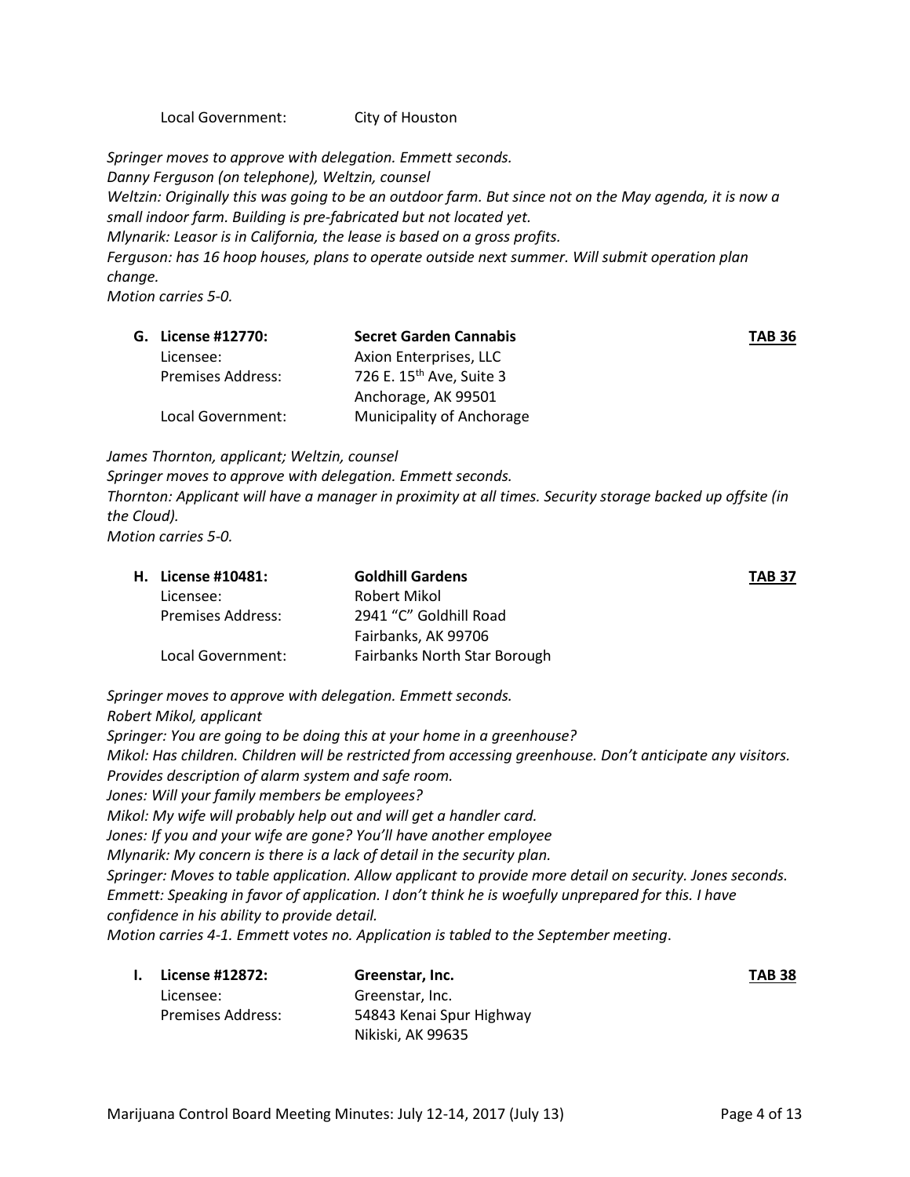Local Government: City of Houston

*Springer moves to approve with delegation. Emmett seconds.*
*Danny Ferguson (on telephone), Weltzin, counsel*
*Weltzin: Originally this was going to be an outdoor farm. But since not on the May agenda, it is now a small indoor farm. Building is pre-fabricated but not located yet.*
*Mlynarik: Leasor is in California, the lease is based on a gross profits.*
*Ferguson: has 16 hoop houses, plans to operate outside next summer. Will submit operation plan change.*
*Motion carries 5-0.*

**G. License #12770: Secret Garden Cannabis** **TAB 36**

Licensee: Axion Enterprises, LLC
Premises Address: 726 E. 15th Ave, Suite 3
Anchorage, AK 99501
Local Government: Municipality of Anchorage

*James Thornton, applicant; Weltzin, counsel*
*Springer moves to approve with delegation. Emmett seconds.*
*Thornton: Applicant will have a manager in proximity at all times. Security storage backed up offsite (in the Cloud).*
*Motion carries 5-0.*

**H. License #10481: Goldhill Gardens** **TAB 37**

Licensee: Robert Mikol
Premises Address: 2941 "C" Goldhill Road
Fairbanks, AK 99706
Local Government: Fairbanks North Star Borough

*Springer moves to approve with delegation. Emmett seconds.*
*Robert Mikol, applicant*
*Springer: You are going to be doing this at your home in a greenhouse?*
*Mikol: Has children. Children will be restricted from accessing greenhouse. Don't anticipate any visitors. Provides description of alarm system and safe room.*
*Jones: Will your family members be employees?*
*Mikol: My wife will probably help out and will get a handler card.*
*Jones: If you and your wife are gone? You'll have another employee*
*Mlynarik: My concern is there is a lack of detail in the security plan.*
*Springer: Moves to table application. Allow applicant to provide more detail on security. Jones seconds.*
*Emmett: Speaking in favor of application. I don't think he is woefully unprepared for this. I have confidence in his ability to provide detail.*
*Motion carries 4-1. Emmett votes no. Application is tabled to the September meeting.*

**I. License #12872: Greenstar, Inc.** **TAB 38**

Licensee: Greenstar, Inc.
Premises Address: 54843 Kenai Spur Highway
Nikiski, AK 99635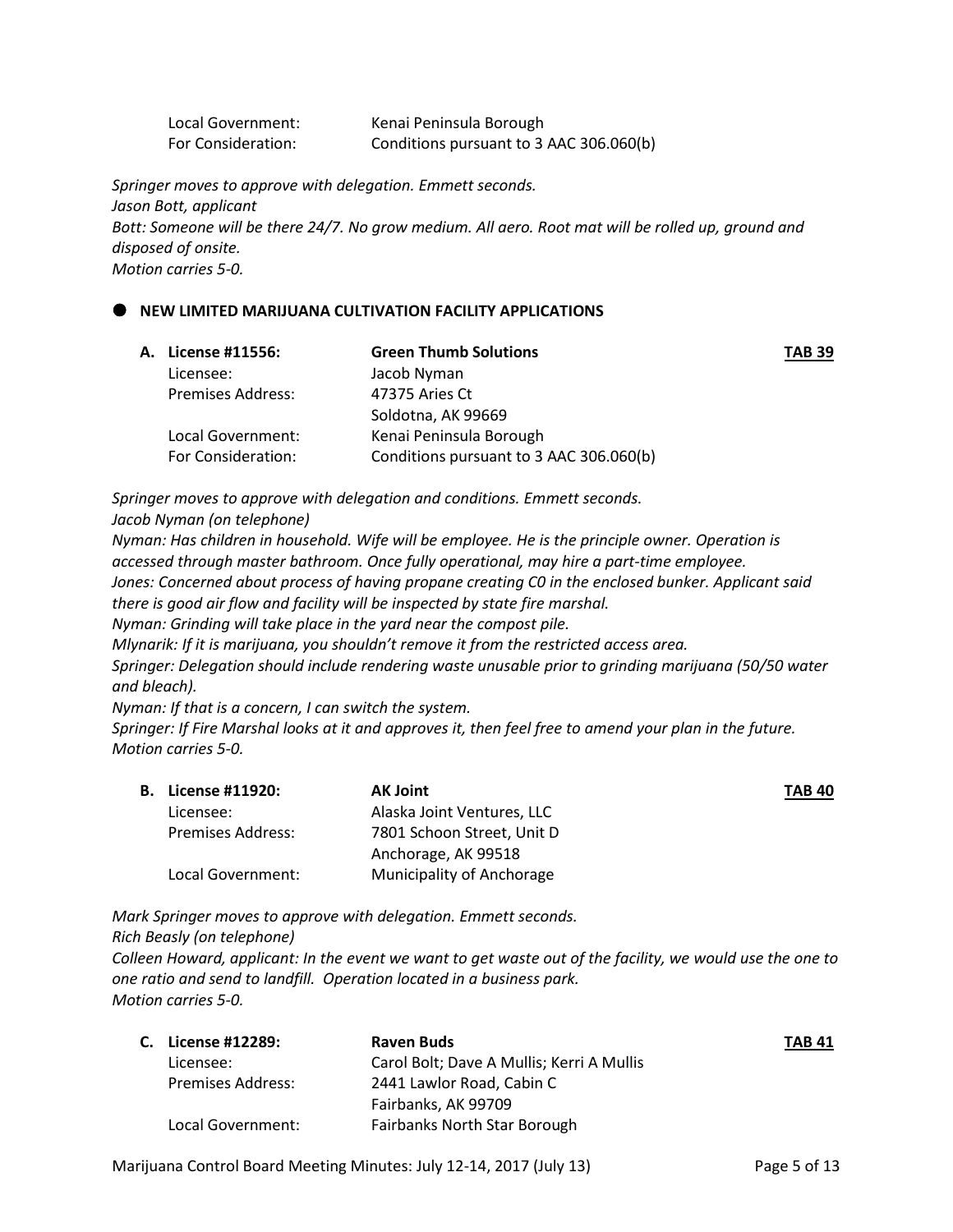| | |
|---|---|
| Local Government: | Kenai Peninsula Borough |
| For Consideration: | Conditions pursuant to 3 AAC 306.060(b) |

*Springer moves to approve with delegation. Emmett seconds.*
*Jason Bott, applicant*
*Bott: Someone will be there 24/7. No grow medium. All aero. Root mat will be rolled up, ground and disposed of onsite.*
*Motion carries 5-0.*

## ● NEW LIMITED MARIJUANA CULTIVATION FACILITY APPLICATIONS

| | | |
|---|---|---|
| **A. License #11556:** | **Green Thumb Solutions** | **TAB 39** |
| Licensee: | Jacob Nyman | |
| Premises Address: | 47375 Aries Ct<br>Soldotna, AK 99669 | |
| Local Government: | Kenai Peninsula Borough | |
| For Consideration: | Conditions pursuant to 3 AAC 306.060(b) | |

*Springer moves to approve with delegation and conditions. Emmett seconds.*
*Jacob Nyman (on telephone)*
*Nyman: Has children in household. Wife will be employee. He is the principle owner. Operation is accessed through master bathroom. Once fully operational, may hire a part-time employee.*
*Jones: Concerned about process of having propane creating C0 in the enclosed bunker. Applicant said there is good air flow and facility will be inspected by state fire marshal.*
*Nyman: Grinding will take place in the yard near the compost pile.*
*Mlynarik: If it is marijuana, you shouldn't remove it from the restricted access area.*
*Springer: Delegation should include rendering waste unusable prior to grinding marijuana (50/50 water and bleach).*
*Nyman: If that is a concern, I can switch the system.*
*Springer: If Fire Marshal looks at it and approves it, then feel free to amend your plan in the future.*
*Motion carries 5-0.*

| | | |
|---|---|---|
| **B. License #11920:** | **AK Joint** | **TAB 40** |
| Licensee: | Alaska Joint Ventures, LLC | |
| Premises Address: | 7801 Schoon Street, Unit D<br>Anchorage, AK 99518 | |
| Local Government: | Municipality of Anchorage | |

*Mark Springer moves to approve with delegation. Emmett seconds.*
*Rich Beasly (on telephone)*
*Colleen Howard, applicant: In the event we want to get waste out of the facility, we would use the one to one ratio and send to landfill. Operation located in a business park.*
*Motion carries 5-0.*

| | | |
|---|---|---|
| **C. License #12289:** | **Raven Buds** | **TAB 41** |
| Licensee: | Carol Bolt; Dave A Mullis; Kerri A Mullis | |
| Premises Address: | 2441 Lawlor Road, Cabin C<br>Fairbanks, AK 99709 | |
| Local Government: | Fairbanks North Star Borough | |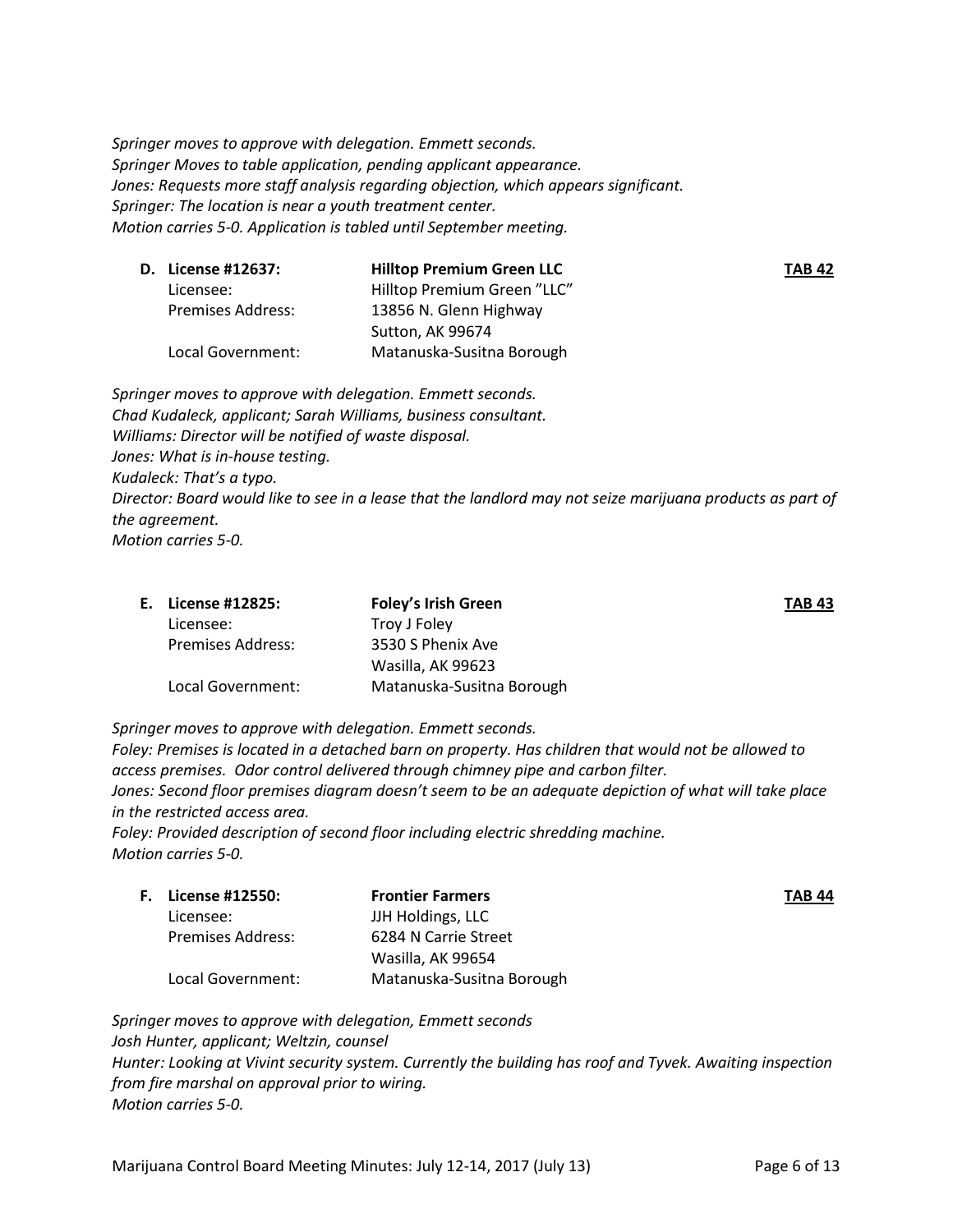*Springer moves to approve with delegation. Emmett seconds.*
*Springer Moves to table application, pending applicant appearance.*
*Jones: Requests more staff analysis regarding objection, which appears significant.*
*Springer: The location is near a youth treatment center.*
*Motion carries 5-0. Application is tabled until September meeting.*

**D. License #12637:** **Hilltop Premium Green LLC** **TAB 42**

| | |
|---|---|
| Licensee: | Hilltop Premium Green "LLC" |
| Premises Address: | 13856 N. Glenn Highway<br>Sutton, AK 99674 |
| Local Government: | Matanuska-Susitna Borough |

*Springer moves to approve with delegation. Emmett seconds.*
*Chad Kudaleck, applicant; Sarah Williams, business consultant.*
*Williams: Director will be notified of waste disposal.*
*Jones: What is in-house testing.*
*Kudaleck: That's a typo.*
*Director: Board would like to see in a lease that the landlord may not seize marijuana products as part of the agreement.*
*Motion carries 5-0.*

**E. License #12825:** **Foley's Irish Green** **TAB 43**

| | |
|---|---|
| Licensee: | Troy J Foley |
| Premises Address: | 3530 S Phenix Ave<br>Wasilla, AK 99623 |
| Local Government: | Matanuska-Susitna Borough |

*Springer moves to approve with delegation. Emmett seconds.*
*Foley: Premises is located in a detached barn on property. Has children that would not be allowed to access premises. Odor control delivered through chimney pipe and carbon filter.*
*Jones: Second floor premises diagram doesn't seem to be an adequate depiction of what will take place in the restricted access area.*
*Foley: Provided description of second floor including electric shredding machine.*
*Motion carries 5-0.*

**F. License #12550:** **Frontier Farmers** **TAB 44**

| | |
|---|---|
| Licensee: | JJH Holdings, LLC |
| Premises Address: | 6284 N Carrie Street<br>Wasilla, AK 99654 |
| Local Government: | Matanuska-Susitna Borough |

*Springer moves to approve with delegation, Emmett seconds*
*Josh Hunter, applicant; Weltzin, counsel*
*Hunter: Looking at Vivint security system. Currently the building has roof and Tyvek. Awaiting inspection from fire marshal on approval prior to wiring.*
*Motion carries 5-0.*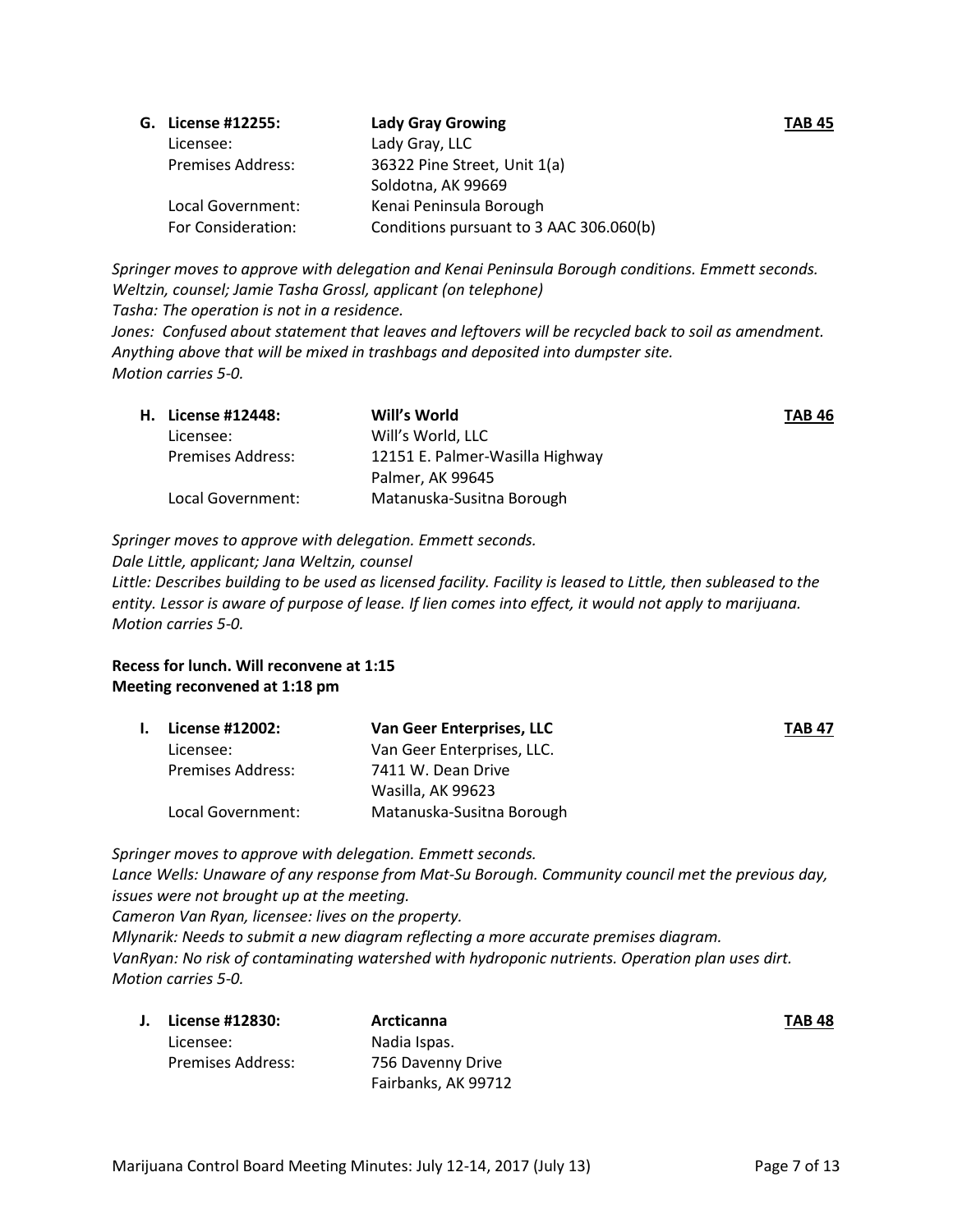**G. License #12255:** **Lady Gray Growing** **TAB 45**

Licensee: Lady Gray, LLC
Premises Address: 36322 Pine Street, Unit 1(a)
Soldotna, AK 99669
Local Government: Kenai Peninsula Borough
For Consideration: Conditions pursuant to 3 AAC 306.060(b)

*Springer moves to approve with delegation and Kenai Peninsula Borough conditions. Emmett seconds.*
*Weltzin, counsel; Jamie Tasha Grossl, applicant (on telephone)*
*Tasha: The operation is not in a residence.*
*Jones: Confused about statement that leaves and leftovers will be recycled back to soil as amendment. Anything above that will be mixed in trashbags and deposited into dumpster site.*
*Motion carries 5-0.*

**H. License #12448:** **Will's World** **TAB 46**

Licensee: Will's World, LLC
Premises Address: 12151 E. Palmer-Wasilla Highway
Palmer, AK 99645
Local Government: Matanuska-Susitna Borough

*Springer moves to approve with delegation. Emmett seconds.*
*Dale Little, applicant; Jana Weltzin, counsel*
*Little: Describes building to be used as licensed facility. Facility is leased to Little, then subleased to the entity. Lessor is aware of purpose of lease. If lien comes into effect, it would not apply to marijuana.*
*Motion carries 5-0.*

**Recess for lunch. Will reconvene at 1:15**
**Meeting reconvened at 1:18 pm**

**I. License #12002:** **Van Geer Enterprises, LLC** **TAB 47**

Licensee: Van Geer Enterprises, LLC.
Premises Address: 7411 W. Dean Drive
Wasilla, AK 99623
Local Government: Matanuska-Susitna Borough

*Springer moves to approve with delegation. Emmett seconds.*
*Lance Wells: Unaware of any response from Mat-Su Borough. Community council met the previous day, issues were not brought up at the meeting.*
*Cameron Van Ryan, licensee: lives on the property.*
*Mlynarik: Needs to submit a new diagram reflecting a more accurate premises diagram.*
*VanRyan: No risk of contaminating watershed with hydroponic nutrients. Operation plan uses dirt.*
*Motion carries 5-0.*

**J. License #12830:** **Arcticanna** **TAB 48**

Licensee: Nadia Ispas.
Premises Address: 756 Davenny Drive
Fairbanks, AK 99712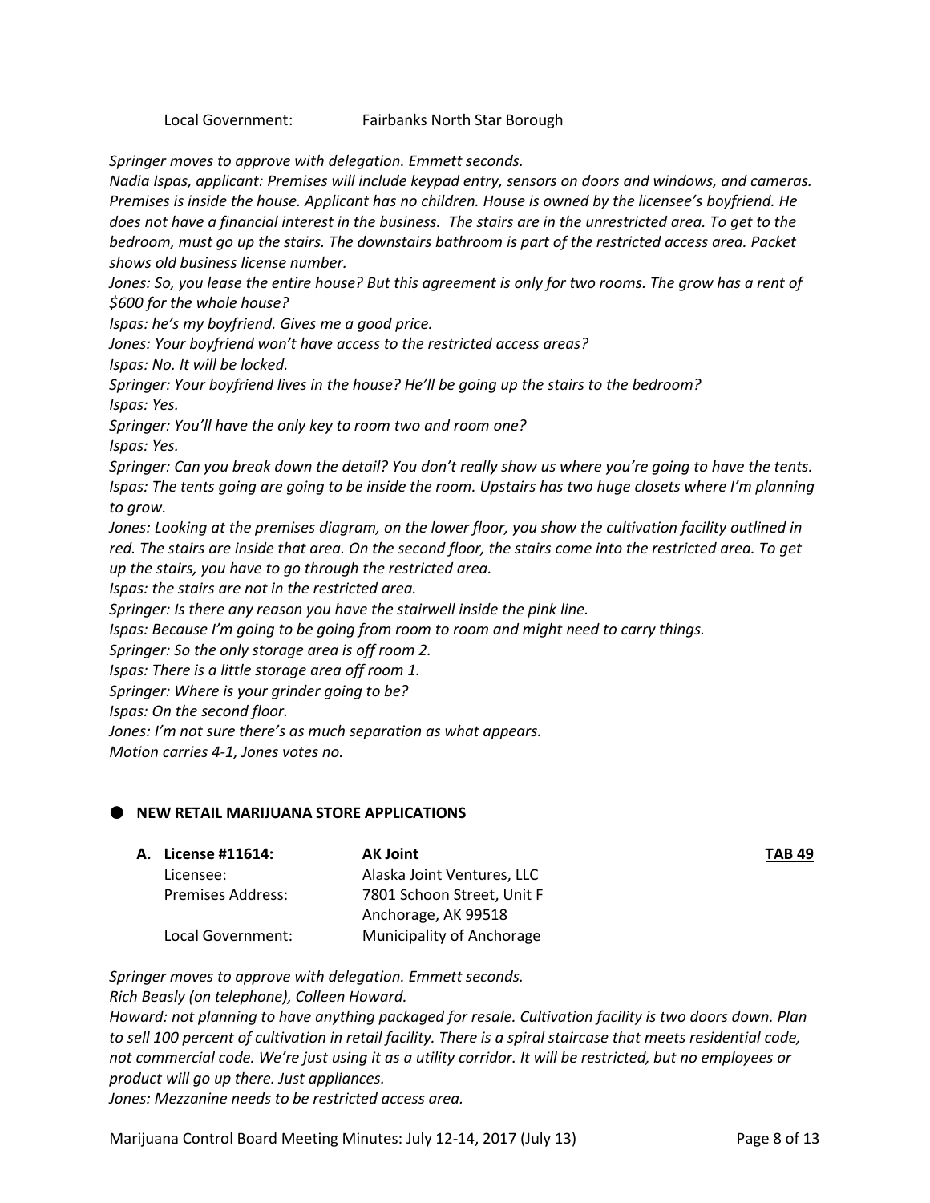Local Government: Fairbanks North Star Borough

*Springer moves to approve with delegation. Emmett seconds.*

*Nadia Ispas, applicant: Premises will include keypad entry, sensors on doors and windows, and cameras. Premises is inside the house. Applicant has no children. House is owned by the licensee's boyfriend. He does not have a financial interest in the business. The stairs are in the unrestricted area. To get to the bedroom, must go up the stairs. The downstairs bathroom is part of the restricted access area. Packet shows old business license number.*

*Jones: So, you lease the entire house? But this agreement is only for two rooms. The grow has a rent of $600 for the whole house?*

*Ispas: he's my boyfriend. Gives me a good price.*

*Jones: Your boyfriend won't have access to the restricted access areas?*

*Ispas: No. It will be locked.*

*Springer: Your boyfriend lives in the house? He'll be going up the stairs to the bedroom?*

*Ispas: Yes.*

*Springer: You'll have the only key to room two and room one?*

*Ispas: Yes.*

*Springer: Can you break down the detail? You don't really show us where you're going to have the tents.*

*Ispas: The tents going are going to be inside the room. Upstairs has two huge closets where I'm planning to grow.*

*Jones: Looking at the premises diagram, on the lower floor, you show the cultivation facility outlined in red. The stairs are inside that area. On the second floor, the stairs come into the restricted area. To get up the stairs, you have to go through the restricted area.*

*Ispas: the stairs are not in the restricted area.*

*Springer: Is there any reason you have the stairwell inside the pink line.*

*Ispas: Because I'm going to be going from room to room and might need to carry things.*

*Springer: So the only storage area is off room 2.*

*Ispas: There is a little storage area off room 1.*

*Springer: Where is your grinder going to be?*

*Ispas: On the second floor.*

*Jones: I'm not sure there's as much separation as what appears.*

*Motion carries 4-1, Jones votes no.*

## NEW RETAIL MARIJUANA STORE APPLICATIONS

**A. License #11614:** **AK Joint** **TAB 49**

Licensee: Alaska Joint Ventures, LLC
Premises Address: 7801 Schoon Street, Unit F
Anchorage, AK 99518
Local Government: Municipality of Anchorage

*Springer moves to approve with delegation. Emmett seconds.*

*Rich Beasly (on telephone), Colleen Howard.*

*Howard: not planning to have anything packaged for resale. Cultivation facility is two doors down. Plan to sell 100 percent of cultivation in retail facility. There is a spiral staircase that meets residential code, not commercial code. We're just using it as a utility corridor. It will be restricted, but no employees or product will go up there. Just appliances.*

*Jones: Mezzanine needs to be restricted access area.*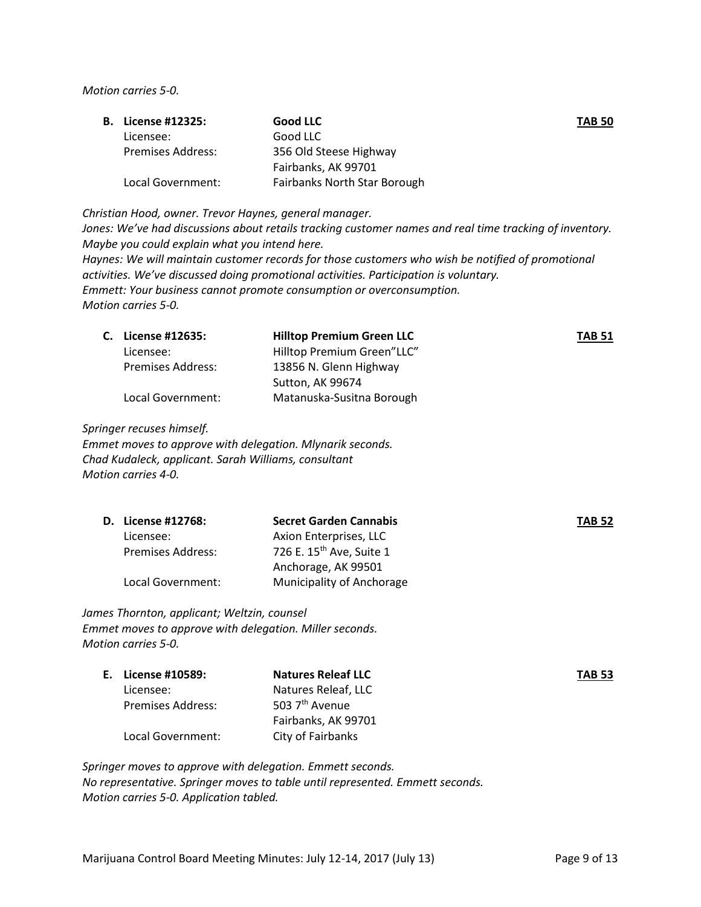*Motion carries 5-0.*

**B. License #12325:** **Good LLC** **TAB 50**

Licensee: Good LLC
Premises Address: 356 Old Steese Highway
Fairbanks, AK 99701
Local Government: Fairbanks North Star Borough

*Christian Hood, owner. Trevor Haynes, general manager.*
*Jones: We've had discussions about retails tracking customer names and real time tracking of inventory. Maybe you could explain what you intend here.*
*Haynes: We will maintain customer records for those customers who wish be notified of promotional activities. We've discussed doing promotional activities. Participation is voluntary.*
*Emmett: Your business cannot promote consumption or overconsumption.*
*Motion carries 5-0.*

**C. License #12635:** **Hilltop Premium Green LLC** **TAB 51**

Licensee: Hilltop Premium Green"LLC"
Premises Address: 13856 N. Glenn Highway
Sutton, AK 99674
Local Government: Matanuska-Susitna Borough

*Springer recuses himself.*
*Emmet moves to approve with delegation. Mlynarik seconds.*
*Chad Kudaleck, applicant. Sarah Williams, consultant*
*Motion carries 4-0.*

**D. License #12768:** **Secret Garden Cannabis** **TAB 52**

Licensee: Axion Enterprises, LLC
Premises Address: 726 E. 15th Ave, Suite 1
Anchorage, AK 99501
Local Government: Municipality of Anchorage

*James Thornton, applicant; Weltzin, counsel*
*Emmet moves to approve with delegation. Miller seconds.*
*Motion carries 5-0.*

**E. License #10589:** **Natures Releaf LLC** **TAB 53**

Licensee: Natures Releaf, LLC
Premises Address: 503 7th Avenue
Fairbanks, AK 99701
Local Government: City of Fairbanks

*Springer moves to approve with delegation. Emmett seconds.*
*No representative. Springer moves to table until represented. Emmett seconds.*
*Motion carries 5-0. Application tabled.*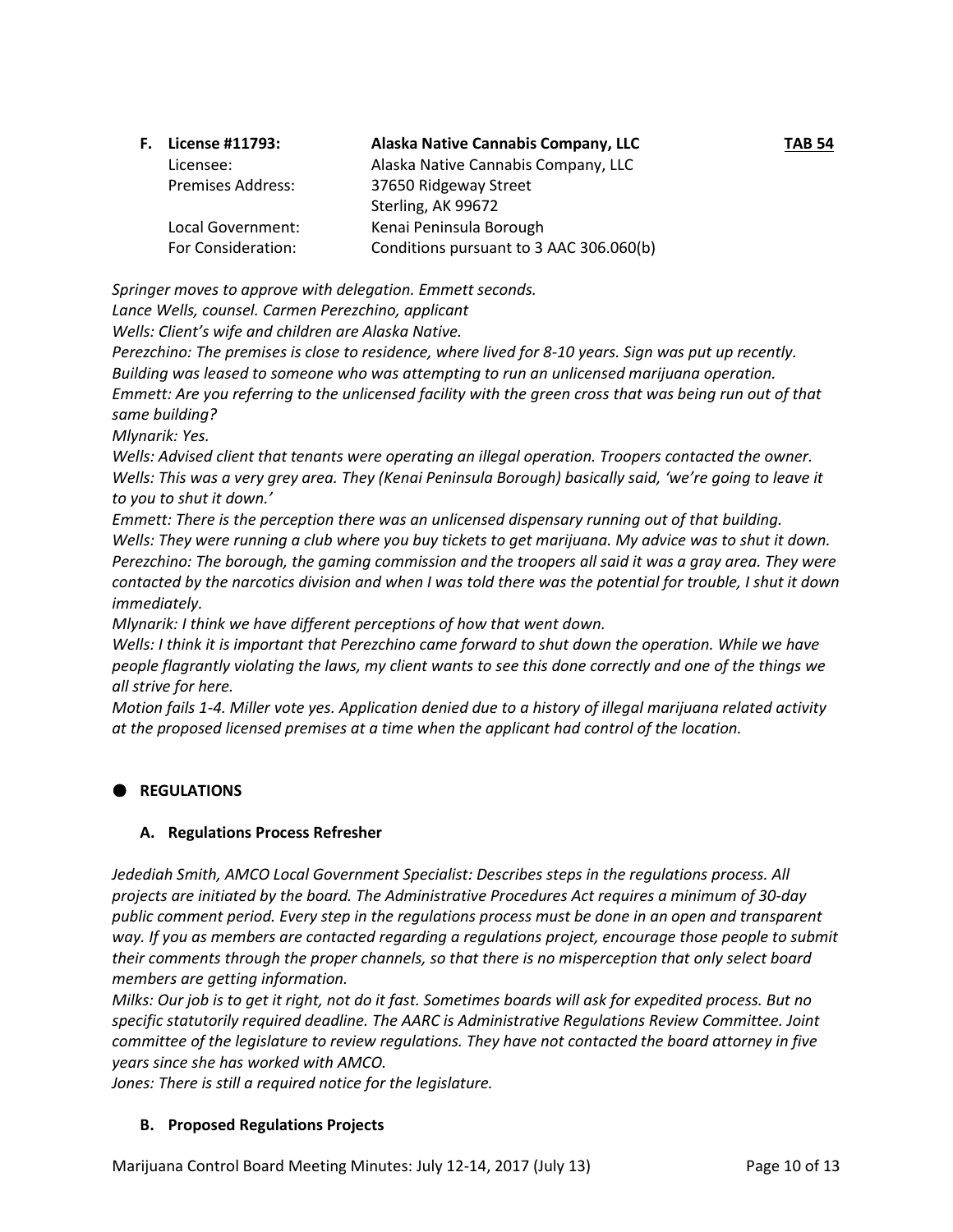**F. License #11793: Alaska Native Cannabis Company, LLC** **TAB 54**

| | |
|---|---|
| Licensee: | Alaska Native Cannabis Company, LLC |
| Premises Address: | 37650 Ridgeway Street<br>Sterling, AK 99672 |
| Local Government: | Kenai Peninsula Borough |
| For Consideration: | Conditions pursuant to 3 AAC 306.060(b) |

*Springer moves to approve with delegation. Emmett seconds.*

*Lance Wells, counsel. Carmen Perezchino, applicant*

*Wells: Client's wife and children are Alaska Native.*

*Perezchino: The premises is close to residence, where lived for 8-10 years. Sign was put up recently. Building was leased to someone who was attempting to run an unlicensed marijuana operation.*

*Emmett: Are you referring to the unlicensed facility with the green cross that was being run out of that same building?*

*Mlynarik: Yes.*

*Wells: Advised client that tenants were operating an illegal operation. Troopers contacted the owner.*

*Wells: This was a very grey area. They (Kenai Peninsula Borough) basically said, 'we're going to leave it to you to shut it down.'*

*Emmett: There is the perception there was an unlicensed dispensary running out of that building.*

*Wells: They were running a club where you buy tickets to get marijuana. My advice was to shut it down.*

*Perezchino: The borough, the gaming commission and the troopers all said it was a gray area. They were contacted by the narcotics division and when I was told there was the potential for trouble, I shut it down immediately.*

*Mlynarik: I think we have different perceptions of how that went down.*

*Wells: I think it is important that Perezchino came forward to shut down the operation. While we have people flagrantly violating the laws, my client wants to see this done correctly and one of the things we all strive for here.*

*Motion fails 1-4. Miller vote yes. Application denied due to a history of illegal marijuana related activity at the proposed licensed premises at a time when the applicant had control of the location.*

## REGULATIONS

### A. Regulations Process Refresher

*Jedediah Smith, AMCO Local Government Specialist: Describes steps in the regulations process. All projects are initiated by the board. The Administrative Procedures Act requires a minimum of 30-day public comment period. Every step in the regulations process must be done in an open and transparent way. If you as members are contacted regarding a regulations project, encourage those people to submit their comments through the proper channels, so that there is no misperception that only select board members are getting information.*

*Milks: Our job is to get it right, not do it fast. Sometimes boards will ask for expedited process. But no specific statutorily required deadline. The AARC is Administrative Regulations Review Committee. Joint committee of the legislature to review regulations. They have not contacted the board attorney in five years since she has worked with AMCO.*

*Jones: There is still a required notice for the legislature.*

### B. Proposed Regulations Projects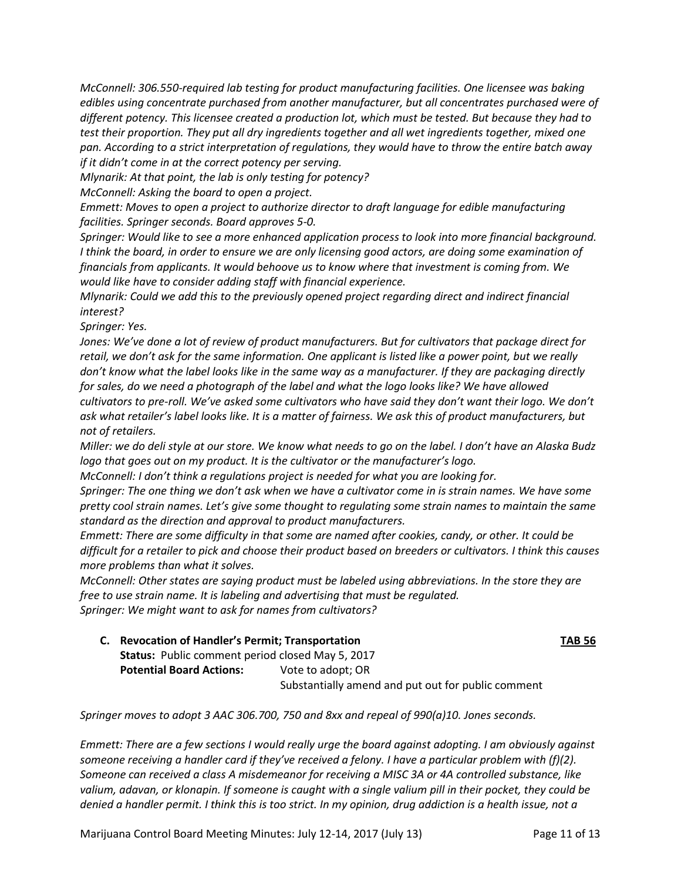*McConnell: 306.550-required lab testing for product manufacturing facilities. One licensee was baking edibles using concentrate purchased from another manufacturer, but all concentrates purchased were of different potency. This licensee created a production lot, which must be tested. But because they had to test their proportion. They put all dry ingredients together and all wet ingredients together, mixed one pan. According to a strict interpretation of regulations, they would have to throw the entire batch away if it didn't come in at the correct potency per serving.*

*Mlynarik: At that point, the lab is only testing for potency?*

*McConnell: Asking the board to open a project.*

*Emmett: Moves to open a project to authorize director to draft language for edible manufacturing facilities. Springer seconds. Board approves 5-0.*

*Springer: Would like to see a more enhanced application process to look into more financial background. I think the board, in order to ensure we are only licensing good actors, are doing some examination of financials from applicants. It would behoove us to know where that investment is coming from. We would like have to consider adding staff with financial experience.*

*Mlynarik: Could we add this to the previously opened project regarding direct and indirect financial interest?*

*Springer: Yes.*

*Jones: We've done a lot of review of product manufacturers. But for cultivators that package direct for retail, we don't ask for the same information. One applicant is listed like a power point, but we really don't know what the label looks like in the same way as a manufacturer. If they are packaging directly for sales, do we need a photograph of the label and what the logo looks like? We have allowed cultivators to pre-roll. We've asked some cultivators who have said they don't want their logo. We don't ask what retailer's label looks like. It is a matter of fairness. We ask this of product manufacturers, but not of retailers.*

*Miller: we do deli style at our store. We know what needs to go on the label. I don't have an Alaska Budz logo that goes out on my product. It is the cultivator or the manufacturer's logo.*

*McConnell: I don't think a regulations project is needed for what you are looking for.*

*Springer: The one thing we don't ask when we have a cultivator come in is strain names. We have some pretty cool strain names. Let's give some thought to regulating some strain names to maintain the same standard as the direction and approval to product manufacturers.*

*Emmett: There are some difficulty in that some are named after cookies, candy, or other. It could be difficult for a retailer to pick and choose their product based on breeders or cultivators. I think this causes more problems than what it solves.*

*McConnell: Other states are saying product must be labeled using abbreviations. In the store they are free to use strain name. It is labeling and advertising that must be regulated.*

*Springer: We might want to ask for names from cultivators?*

**C. Revocation of Handler's Permit; Transportation** **TAB 56**

**Status:** Public comment period closed May 5, 2017

**Potential Board Actions:** Vote to adopt; OR
Substantially amend and put out for public comment

*Springer moves to adopt 3 AAC 306.700, 750 and 8xx and repeal of 990(a)10. Jones seconds.*

*Emmett: There are a few sections I would really urge the board against adopting. I am obviously against someone receiving a handler card if they've received a felony. I have a particular problem with (f)(2). Someone can received a class A misdemeanor for receiving a MISC 3A or 4A controlled substance, like valium, adavan, or klonapin. If someone is caught with a single valium pill in their pocket, they could be denied a handler permit. I think this is too strict. In my opinion, drug addiction is a health issue, not a*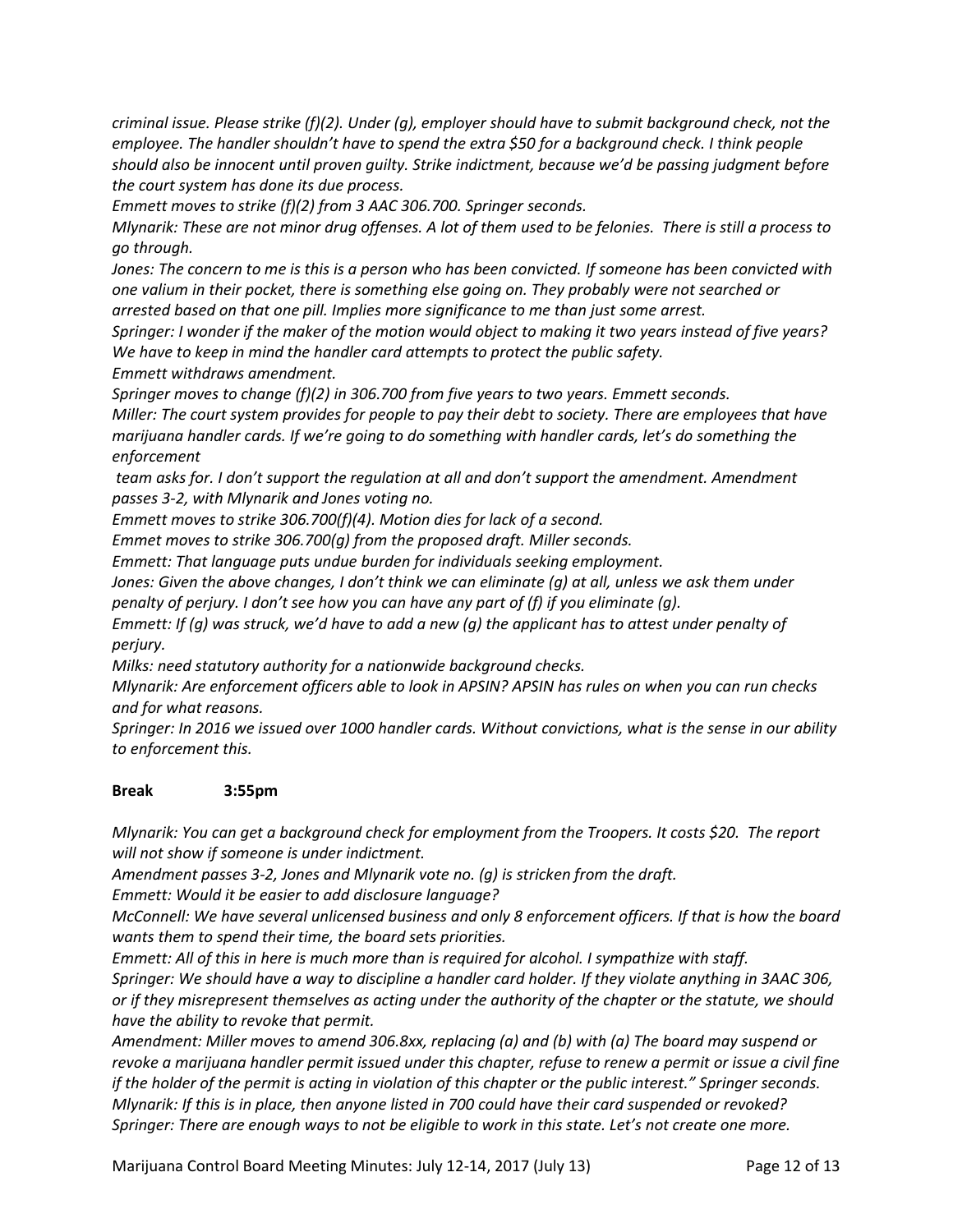*criminal issue. Please strike (f)(2). Under (g), employer should have to submit background check, not the employee. The handler shouldn't have to spend the extra $50 for a background check. I think people should also be innocent until proven guilty. Strike indictment, because we'd be passing judgment before the court system has done its due process.*

*Emmett moves to strike (f)(2) from 3 AAC 306.700. Springer seconds.*

*Mlynarik: These are not minor drug offenses. A lot of them used to be felonies. There is still a process to go through.*

*Jones: The concern to me is this is a person who has been convicted. If someone has been convicted with one valium in their pocket, there is something else going on. They probably were not searched or arrested based on that one pill. Implies more significance to me than just some arrest.*

*Springer: I wonder if the maker of the motion would object to making it two years instead of five years? We have to keep in mind the handler card attempts to protect the public safety.*

*Emmett withdraws amendment.*

*Springer moves to change (f)(2) in 306.700 from five years to two years. Emmett seconds.*

*Miller: The court system provides for people to pay their debt to society. There are employees that have marijuana handler cards. If we're going to do something with handler cards, let's do something the enforcement team asks for. I don't support the regulation at all and don't support the amendment. Amendment passes 3-2, with Mlynarik and Jones voting no.*

*Emmett moves to strike 306.700(f)(4). Motion dies for lack of a second.*

*Emmet moves to strike 306.700(g) from the proposed draft. Miller seconds.*

*Emmett: That language puts undue burden for individuals seeking employment.*

*Jones: Given the above changes, I don't think we can eliminate (g) at all, unless we ask them under penalty of perjury. I don't see how you can have any part of (f) if you eliminate (g).*

*Emmett: If (g) was struck, we'd have to add a new (g) the applicant has to attest under penalty of perjury.*

*Milks: need statutory authority for a nationwide background checks.*

*Mlynarik: Are enforcement officers able to look in APSIN? APSIN has rules on when you can run checks and for what reasons.*

*Springer: In 2016 we issued over 1000 handler cards. Without convictions, what is the sense in our ability to enforcement this.*

**Break 3:55pm**

*Mlynarik: You can get a background check for employment from the Troopers. It costs $20. The report will not show if someone is under indictment.*

*Amendment passes 3-2, Jones and Mlynarik vote no. (g) is stricken from the draft.*

*Emmett: Would it be easier to add disclosure language?*

*McConnell: We have several unlicensed business and only 8 enforcement officers. If that is how the board wants them to spend their time, the board sets priorities.*

*Emmett: All of this in here is much more than is required for alcohol. I sympathize with staff.*

*Springer: We should have a way to discipline a handler card holder. If they violate anything in 3AAC 306, or if they misrepresent themselves as acting under the authority of the chapter or the statute, we should have the ability to revoke that permit.*

*Amendment: Miller moves to amend 306.8xx, replacing (a) and (b) with (a) The board may suspend or revoke a marijuana handler permit issued under this chapter, refuse to renew a permit or issue a civil fine if the holder of the permit is acting in violation of this chapter or the public interest." Springer seconds.*

*Mlynarik: If this is in place, then anyone listed in 700 could have their card suspended or revoked?*

*Springer: There are enough ways to not be eligible to work in this state. Let's not create one more.*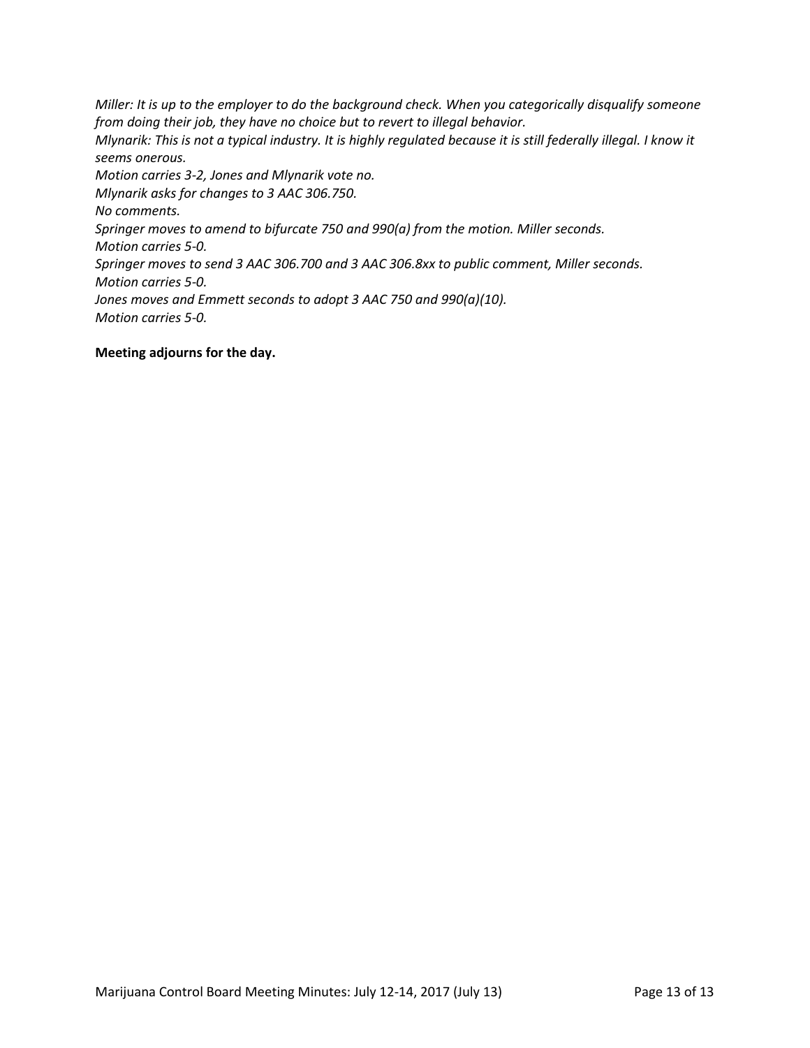*Miller: It is up to the employer to do the background check. When you categorically disqualify someone from doing their job, they have no choice but to revert to illegal behavior.*
*Mlynarik: This is not a typical industry. It is highly regulated because it is still federally illegal. I know it seems onerous.*
*Motion carries 3-2, Jones and Mlynarik vote no.*
*Mlynarik asks for changes to 3 AAC 306.750.*
*No comments.*
*Springer moves to amend to bifurcate 750 and 990(a) from the motion. Miller seconds.*
*Motion carries 5-0.*
*Springer moves to send 3 AAC 306.700 and 3 AAC 306.8xx to public comment, Miller seconds.*
*Motion carries 5-0.*
*Jones moves and Emmett seconds to adopt 3 AAC 750 and 990(a)(10).*
*Motion carries 5-0.*

**Meeting adjourns for the day.**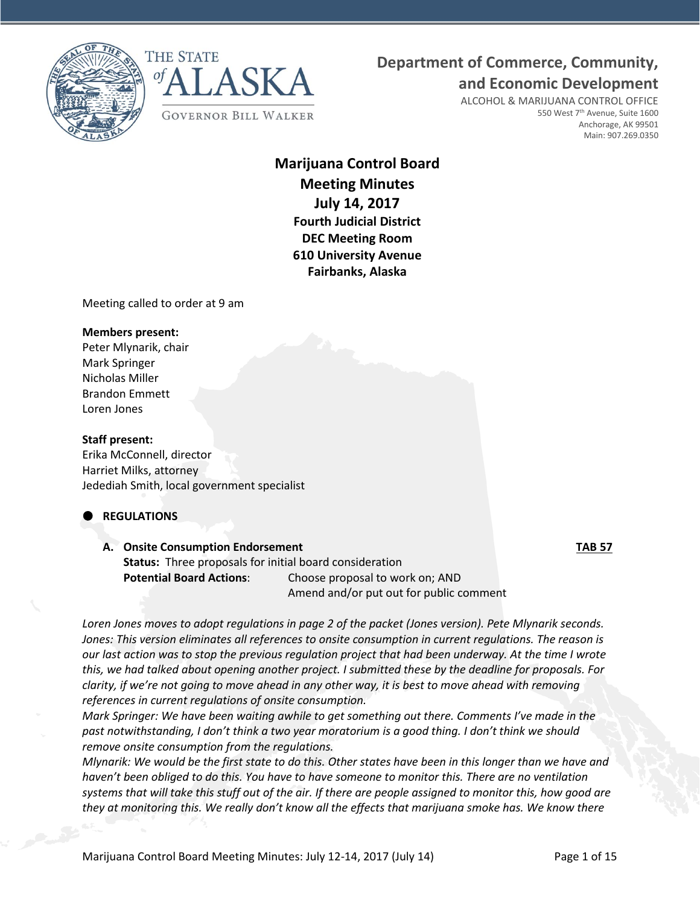THE STATE of ALASKA

GOVERNOR BILL WALKER

**Department of Commerce, Community, and Economic Development**

ALCOHOL & MARIJUANA CONTROL OFFICE
550 West 7th Avenue, Suite 1600
Anchorage, AK 99501
Main: 907.269.0350

# Marijuana Control Board
## Meeting Minutes
## July 14, 2017
### Fourth Judicial District
### DEC Meeting Room
### 610 University Avenue
### Fairbanks, Alaska

Meeting called to order at 9 am

**Members present:**
Peter Mlynarik, chair
Mark Springer
Nicholas Miller
Brandon Emmett
Loren Jones

**Staff present:**
Erika McConnell, director
Harriet Milks, attorney
Jedediah Smith, local government specialist

- **REGULATIONS**

**A. Onsite Consumption Endorsement** **TAB 57**
**Status:** Three proposals for initial board consideration
**Potential Board Actions**: Choose proposal to work on; AND
Amend and/or put out for public comment

*Loren Jones moves to adopt regulations in page 2 of the packet (Jones version). Pete Mlynarik seconds. Jones: This version eliminates all references to onsite consumption in current regulations. The reason is our last action was to stop the previous regulation project that had been underway. At the time I wrote this, we had talked about opening another project. I submitted these by the deadline for proposals. For clarity, if we're not going to move ahead in any other way, it is best to move ahead with removing references in current regulations of onsite consumption.*

*Mark Springer: We have been waiting awhile to get something out there. Comments I've made in the past notwithstanding, I don't think a two year moratorium is a good thing. I don't think we should remove onsite consumption from the regulations.*

*Mlynarik: We would be the first state to do this. Other states have been in this longer than we have and haven't been obliged to do this. You have to have someone to monitor this. There are no ventilation systems that will take this stuff out of the air. If there are people assigned to monitor this, how good are they at monitoring this. We really don't know all the effects that marijuana smoke has. We know there*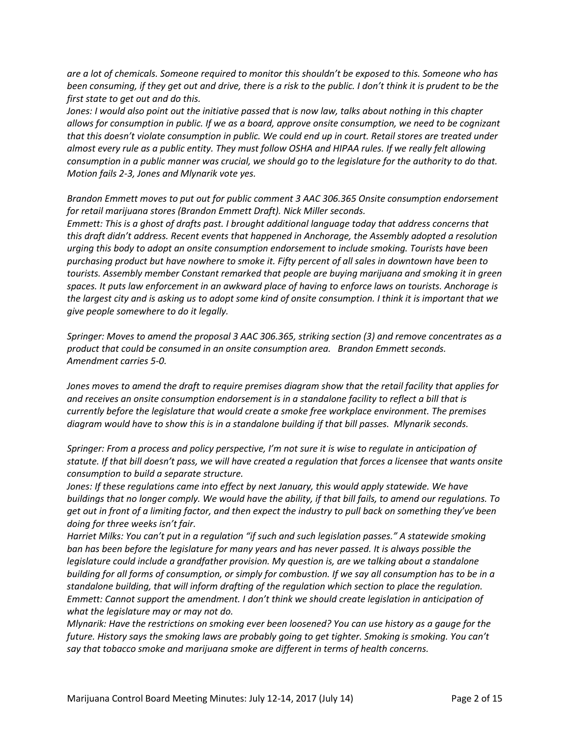*are a lot of chemicals. Someone required to monitor this shouldn't be exposed to this. Someone who has been consuming, if they get out and drive, there is a risk to the public. I don't think it is prudent to be the first state to get out and do this.*

*Jones: I would also point out the initiative passed that is now law, talks about nothing in this chapter allows for consumption in public. If we as a board, approve onsite consumption, we need to be cognizant that this doesn't violate consumption in public. We could end up in court. Retail stores are treated under almost every rule as a public entity. They must follow OSHA and HIPAA rules. If we really felt allowing consumption in a public manner was crucial, we should go to the legislature for the authority to do that. Motion fails 2-3, Jones and Mlynarik vote yes.*

*Brandon Emmett moves to put out for public comment 3 AAC 306.365 Onsite consumption endorsement for retail marijuana stores (Brandon Emmett Draft). Nick Miller seconds.*

*Emmett: This is a ghost of drafts past. I brought additional language today that address concerns that this draft didn't address. Recent events that happened in Anchorage, the Assembly adopted a resolution urging this body to adopt an onsite consumption endorsement to include smoking. Tourists have been purchasing product but have nowhere to smoke it. Fifty percent of all sales in downtown have been to tourists. Assembly member Constant remarked that people are buying marijuana and smoking it in green spaces. It puts law enforcement in an awkward place of having to enforce laws on tourists. Anchorage is the largest city and is asking us to adopt some kind of onsite consumption. I think it is important that we give people somewhere to do it legally.*

*Springer: Moves to amend the proposal 3 AAC 306.365, striking section (3) and remove concentrates as a product that could be consumed in an onsite consumption area. Brandon Emmett seconds. Amendment carries 5-0.*

*Jones moves to amend the draft to require premises diagram show that the retail facility that applies for and receives an onsite consumption endorsement is in a standalone facility to reflect a bill that is currently before the legislature that would create a smoke free workplace environment. The premises diagram would have to show this is in a standalone building if that bill passes. Mlynarik seconds.*

*Springer: From a process and policy perspective, I'm not sure it is wise to regulate in anticipation of statute. If that bill doesn't pass, we will have created a regulation that forces a licensee that wants onsite consumption to build a separate structure.*

*Jones: If these regulations came into effect by next January, this would apply statewide. We have buildings that no longer comply. We would have the ability, if that bill fails, to amend our regulations. To get out in front of a limiting factor, and then expect the industry to pull back on something they've been doing for three weeks isn't fair.*

*Harriet Milks: You can't put in a regulation "if such and such legislation passes." A statewide smoking ban has been before the legislature for many years and has never passed. It is always possible the legislature could include a grandfather provision. My question is, are we talking about a standalone building for all forms of consumption, or simply for combustion. If we say all consumption has to be in a standalone building, that will inform drafting of the regulation which section to place the regulation.*

*Emmett: Cannot support the amendment. I don't think we should create legislation in anticipation of what the legislature may or may not do.*

*Mlynarik: Have the restrictions on smoking ever been loosened? You can use history as a gauge for the future. History says the smoking laws are probably going to get tighter. Smoking is smoking. You can't say that tobacco smoke and marijuana smoke are different in terms of health concerns.*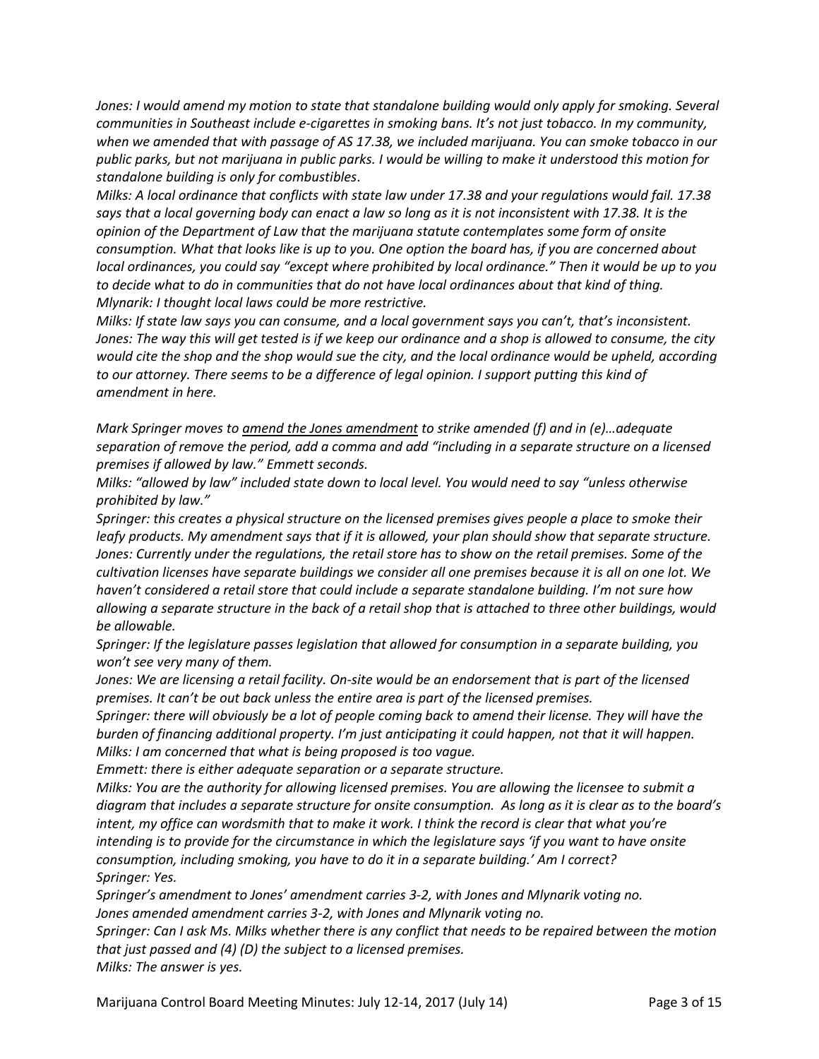*Jones: I would amend my motion to state that standalone building would only apply for smoking. Several communities in Southeast include e-cigarettes in smoking bans. It's not just tobacco. In my community, when we amended that with passage of AS 17.38, we included marijuana. You can smoke tobacco in our public parks, but not marijuana in public parks. I would be willing to make it understood this motion for standalone building is only for combustibles.*

*Milks: A local ordinance that conflicts with state law under 17.38 and your regulations would fail. 17.38 says that a local governing body can enact a law so long as it is not inconsistent with 17.38. It is the opinion of the Department of Law that the marijuana statute contemplates some form of onsite consumption. What that looks like is up to you. One option the board has, if you are concerned about local ordinances, you could say "except where prohibited by local ordinance." Then it would be up to you to decide what to do in communities that do not have local ordinances about that kind of thing.*

*Mlynarik: I thought local laws could be more restrictive.*

*Milks: If state law says you can consume, and a local government says you can't, that's inconsistent.*

*Jones: The way this will get tested is if we keep our ordinance and a shop is allowed to consume, the city would cite the shop and the shop would sue the city, and the local ordinance would be upheld, according to our attorney. There seems to be a difference of legal opinion. I support putting this kind of amendment in here.*

*Mark Springer moves to <u>amend the Jones amendment</u> to strike amended (f) and in (e)…adequate separation of remove the period, add a comma and add "including in a separate structure on a licensed premises if allowed by law." Emmett seconds.*

*Milks: "allowed by law" included state down to local level. You would need to say "unless otherwise prohibited by law."*

*Springer: this creates a physical structure on the licensed premises gives people a place to smoke their leafy products. My amendment says that if it is allowed, your plan should show that separate structure.*

*Jones: Currently under the regulations, the retail store has to show on the retail premises. Some of the cultivation licenses have separate buildings we consider all one premises because it is all on one lot. We haven't considered a retail store that could include a separate standalone building. I'm not sure how allowing a separate structure in the back of a retail shop that is attached to three other buildings, would be allowable.*

*Springer: If the legislature passes legislation that allowed for consumption in a separate building, you won't see very many of them.*

*Jones: We are licensing a retail facility. On-site would be an endorsement that is part of the licensed premises. It can't be out back unless the entire area is part of the licensed premises.*

*Springer: there will obviously be a lot of people coming back to amend their license. They will have the burden of financing additional property. I'm just anticipating it could happen, not that it will happen.*

*Milks: I am concerned that what is being proposed is too vague.*

*Emmett: there is either adequate separation or a separate structure.*

*Milks: You are the authority for allowing licensed premises. You are allowing the licensee to submit a diagram that includes a separate structure for onsite consumption. As long as it is clear as to the board's intent, my office can wordsmith that to make it work. I think the record is clear that what you're intending is to provide for the circumstance in which the legislature says 'if you want to have onsite consumption, including smoking, you have to do it in a separate building.' Am I correct?*

*Springer: Yes.*

*Springer's amendment to Jones' amendment carries 3-2, with Jones and Mlynarik voting no.*

*Jones amended amendment carries 3-2, with Jones and Mlynarik voting no.*

*Springer: Can I ask Ms. Milks whether there is any conflict that needs to be repaired between the motion that just passed and (4) (D) the subject to a licensed premises.*

*Milks: The answer is yes.*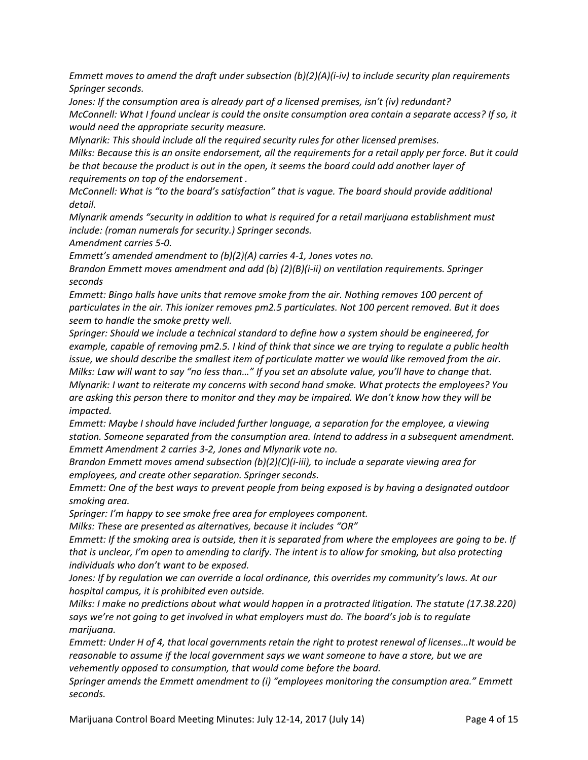*Emmett moves to amend the draft under subsection (b)(2)(A)(i-iv) to include security plan requirements Springer seconds.*

*Jones: If the consumption area is already part of a licensed premises, isn't (iv) redundant?*

*McConnell: What I found unclear is could the onsite consumption area contain a separate access? If so, it would need the appropriate security measure.*

*Mlynarik: This should include all the required security rules for other licensed premises.*

*Milks: Because this is an onsite endorsement, all the requirements for a retail apply per force. But it could be that because the product is out in the open, it seems the board could add another layer of requirements on top of the endorsement .*

*McConnell: What is "to the board's satisfaction" that is vague. The board should provide additional detail.*

*Mlynarik amends "security in addition to what is required for a retail marijuana establishment must include: (roman numerals for security.) Springer seconds.*

*Amendment carries 5-0.*

*Emmett's amended amendment to (b)(2)(A) carries 4-1, Jones votes no.*

*Brandon Emmett moves amendment and add (b) (2)(B)(i-ii) on ventilation requirements. Springer seconds*

*Emmett: Bingo halls have units that remove smoke from the air. Nothing removes 100 percent of particulates in the air. This ionizer removes pm2.5 particulates. Not 100 percent removed. But it does seem to handle the smoke pretty well.*

*Springer: Should we include a technical standard to define how a system should be engineered, for example, capable of removing pm2.5. I kind of think that since we are trying to regulate a public health issue, we should describe the smallest item of particulate matter we would like removed from the air.*

*Milks: Law will want to say "no less than…" If you set an absolute value, you'll have to change that.*

*Mlynarik: I want to reiterate my concerns with second hand smoke. What protects the employees? You are asking this person there to monitor and they may be impaired. We don't know how they will be impacted.*

*Emmett: Maybe I should have included further language, a separation for the employee, a viewing station. Someone separated from the consumption area. Intend to address in a subsequent amendment.*

*Emmett Amendment 2 carries 3-2, Jones and Mlynarik vote no.*

*Brandon Emmett moves amend subsection (b)(2)(C)(i-iii), to include a separate viewing area for employees, and create other separation. Springer seconds.*

*Emmett: One of the best ways to prevent people from being exposed is by having a designated outdoor smoking area.*

*Springer: I'm happy to see smoke free area for employees component.*

*Milks: These are presented as alternatives, because it includes "OR"*

*Emmett: If the smoking area is outside, then it is separated from where the employees are going to be. If that is unclear, I'm open to amending to clarify. The intent is to allow for smoking, but also protecting individuals who don't want to be exposed.*

*Jones: If by regulation we can override a local ordinance, this overrides my community's laws. At our hospital campus, it is prohibited even outside.*

*Milks: I make no predictions about what would happen in a protracted litigation. The statute (17.38.220) says we're not going to get involved in what employers must do. The board's job is to regulate marijuana.*

*Emmett: Under H of 4, that local governments retain the right to protest renewal of licenses…It would be reasonable to assume if the local government says we want someone to have a store, but we are vehemently opposed to consumption, that would come before the board.*

*Springer amends the Emmett amendment to (i) "employees monitoring the consumption area." Emmett seconds.*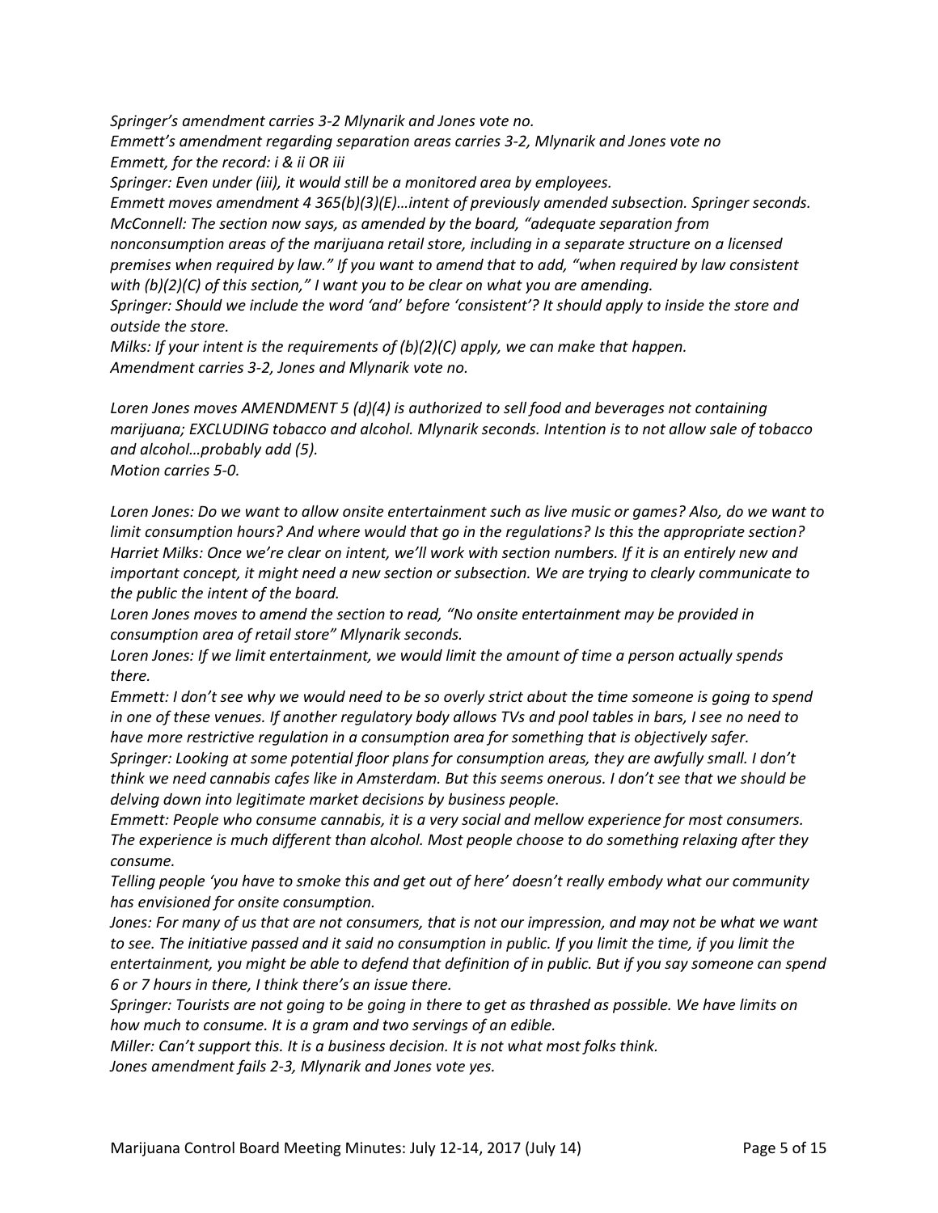*Springer's amendment carries 3-2 Mlynarik and Jones vote no.*
*Emmett's amendment regarding separation areas carries 3-2, Mlynarik and Jones vote no*
*Emmett, for the record: i & ii OR iii*
*Springer: Even under (iii), it would still be a monitored area by employees.*
*Emmett moves amendment 4 365(b)(3)(E)…intent of previously amended subsection. Springer seconds.*
*McConnell: The section now says, as amended by the board, "adequate separation from nonconsumption areas of the marijuana retail store, including in a separate structure on a licensed premises when required by law." If you want to amend that to add, "when required by law consistent with (b)(2)(C) of this section," I want you to be clear on what you are amending.*
*Springer: Should we include the word 'and' before 'consistent'? It should apply to inside the store and outside the store.*
*Milks: If your intent is the requirements of (b)(2)(C) apply, we can make that happen.*
*Amendment carries 3-2, Jones and Mlynarik vote no.*

*Loren Jones moves AMENDMENT 5 (d)(4) is authorized to sell food and beverages not containing marijuana; EXCLUDING tobacco and alcohol. Mlynarik seconds. Intention is to not allow sale of tobacco and alcohol…probably add (5).*
*Motion carries 5-0.*

*Loren Jones: Do we want to allow onsite entertainment such as live music or games? Also, do we want to limit consumption hours? And where would that go in the regulations? Is this the appropriate section?*
*Harriet Milks: Once we're clear on intent, we'll work with section numbers. If it is an entirely new and important concept, it might need a new section or subsection. We are trying to clearly communicate to the public the intent of the board.*
*Loren Jones moves to amend the section to read, "No onsite entertainment may be provided in consumption area of retail store" Mlynarik seconds.*
*Loren Jones: If we limit entertainment, we would limit the amount of time a person actually spends there.*
*Emmett: I don't see why we would need to be so overly strict about the time someone is going to spend in one of these venues. If another regulatory body allows TVs and pool tables in bars, I see no need to have more restrictive regulation in a consumption area for something that is objectively safer.*
*Springer: Looking at some potential floor plans for consumption areas, they are awfully small. I don't think we need cannabis cafes like in Amsterdam. But this seems onerous. I don't see that we should be delving down into legitimate market decisions by business people.*
*Emmett: People who consume cannabis, it is a very social and mellow experience for most consumers. The experience is much different than alcohol. Most people choose to do something relaxing after they consume.*
*Telling people 'you have to smoke this and get out of here' doesn't really embody what our community has envisioned for onsite consumption.*
*Jones: For many of us that are not consumers, that is not our impression, and may not be what we want to see. The initiative passed and it said no consumption in public. If you limit the time, if you limit the entertainment, you might be able to defend that definition of in public. But if you say someone can spend 6 or 7 hours in there, I think there's an issue there.*
*Springer: Tourists are not going to be going in there to get as thrashed as possible. We have limits on how much to consume. It is a gram and two servings of an edible.*
*Miller: Can't support this. It is a business decision. It is not what most folks think.*
*Jones amendment fails 2-3, Mlynarik and Jones vote yes.*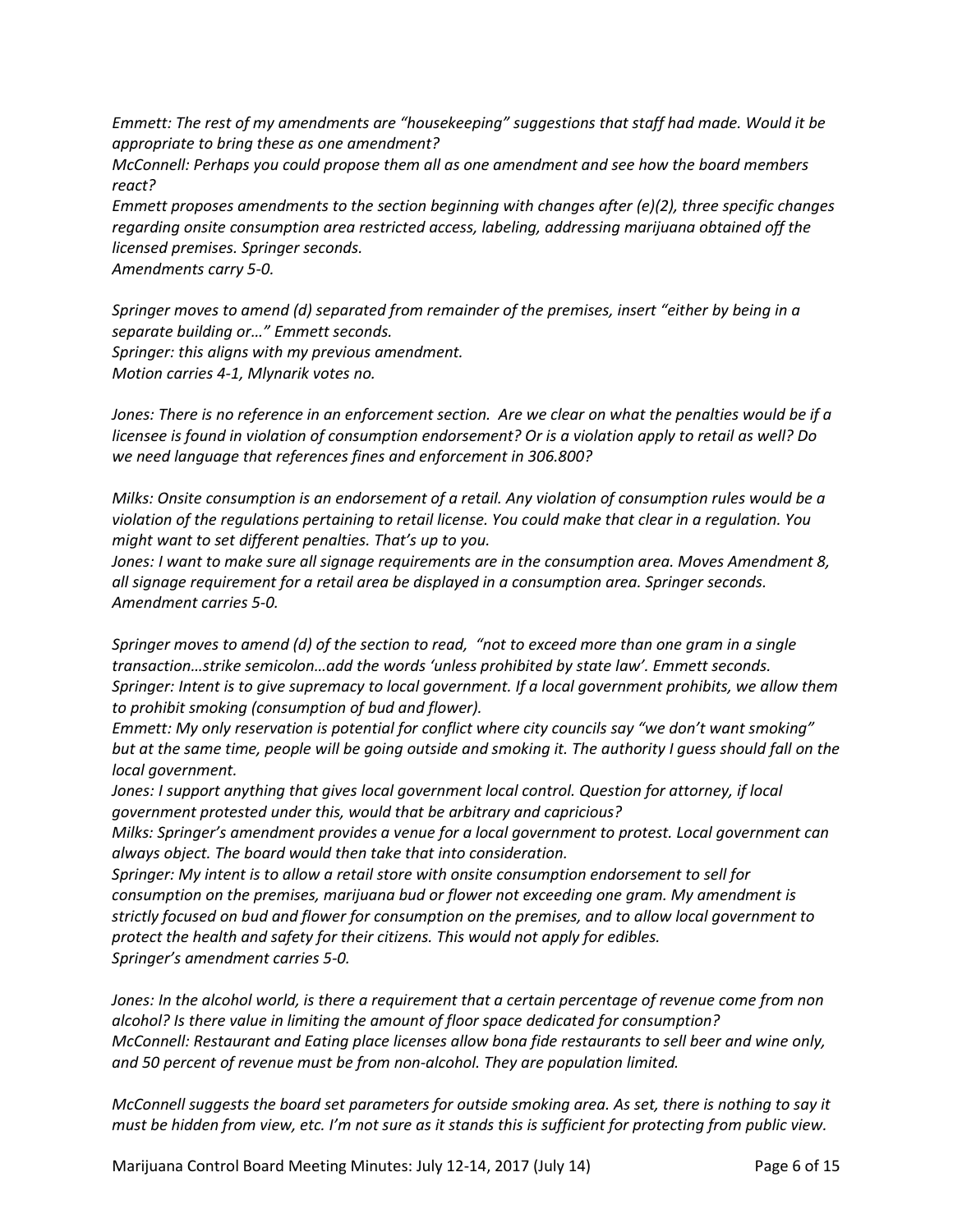*Emmett: The rest of my amendments are "housekeeping" suggestions that staff had made. Would it be appropriate to bring these as one amendment?*

*McConnell: Perhaps you could propose them all as one amendment and see how the board members react?*

*Emmett proposes amendments to the section beginning with changes after (e)(2), three specific changes regarding onsite consumption area restricted access, labeling, addressing marijuana obtained off the licensed premises. Springer seconds.*

*Amendments carry 5-0.*

*Springer moves to amend (d) separated from remainder of the premises, insert "either by being in a separate building or…" Emmett seconds.*

*Springer: this aligns with my previous amendment.*

*Motion carries 4-1, Mlynarik votes no.*

*Jones: There is no reference in an enforcement section. Are we clear on what the penalties would be if a licensee is found in violation of consumption endorsement? Or is a violation apply to retail as well? Do we need language that references fines and enforcement in 306.800?*

*Milks: Onsite consumption is an endorsement of a retail. Any violation of consumption rules would be a violation of the regulations pertaining to retail license. You could make that clear in a regulation. You might want to set different penalties. That's up to you.*

*Jones: I want to make sure all signage requirements are in the consumption area. Moves Amendment 8, all signage requirement for a retail area be displayed in a consumption area. Springer seconds.*

*Amendment carries 5-0.*

*Springer moves to amend (d) of the section to read, "not to exceed more than one gram in a single transaction…strike semicolon…add the words 'unless prohibited by state law'. Emmett seconds.*

*Springer: Intent is to give supremacy to local government. If a local government prohibits, we allow them to prohibit smoking (consumption of bud and flower).*

*Emmett: My only reservation is potential for conflict where city councils say "we don't want smoking" but at the same time, people will be going outside and smoking it. The authority I guess should fall on the local government.*

*Jones: I support anything that gives local government local control. Question for attorney, if local government protested under this, would that be arbitrary and capricious?*

*Milks: Springer's amendment provides a venue for a local government to protest. Local government can always object. The board would then take that into consideration.*

*Springer: My intent is to allow a retail store with onsite consumption endorsement to sell for consumption on the premises, marijuana bud or flower not exceeding one gram. My amendment is strictly focused on bud and flower for consumption on the premises, and to allow local government to protect the health and safety for their citizens. This would not apply for edibles.*

*Springer's amendment carries 5-0.*

*Jones: In the alcohol world, is there a requirement that a certain percentage of revenue come from non alcohol? Is there value in limiting the amount of floor space dedicated for consumption?*

*McConnell: Restaurant and Eating place licenses allow bona fide restaurants to sell beer and wine only, and 50 percent of revenue must be from non-alcohol. They are population limited.*

*McConnell suggests the board set parameters for outside smoking area. As set, there is nothing to say it must be hidden from view, etc. I'm not sure as it stands this is sufficient for protecting from public view.*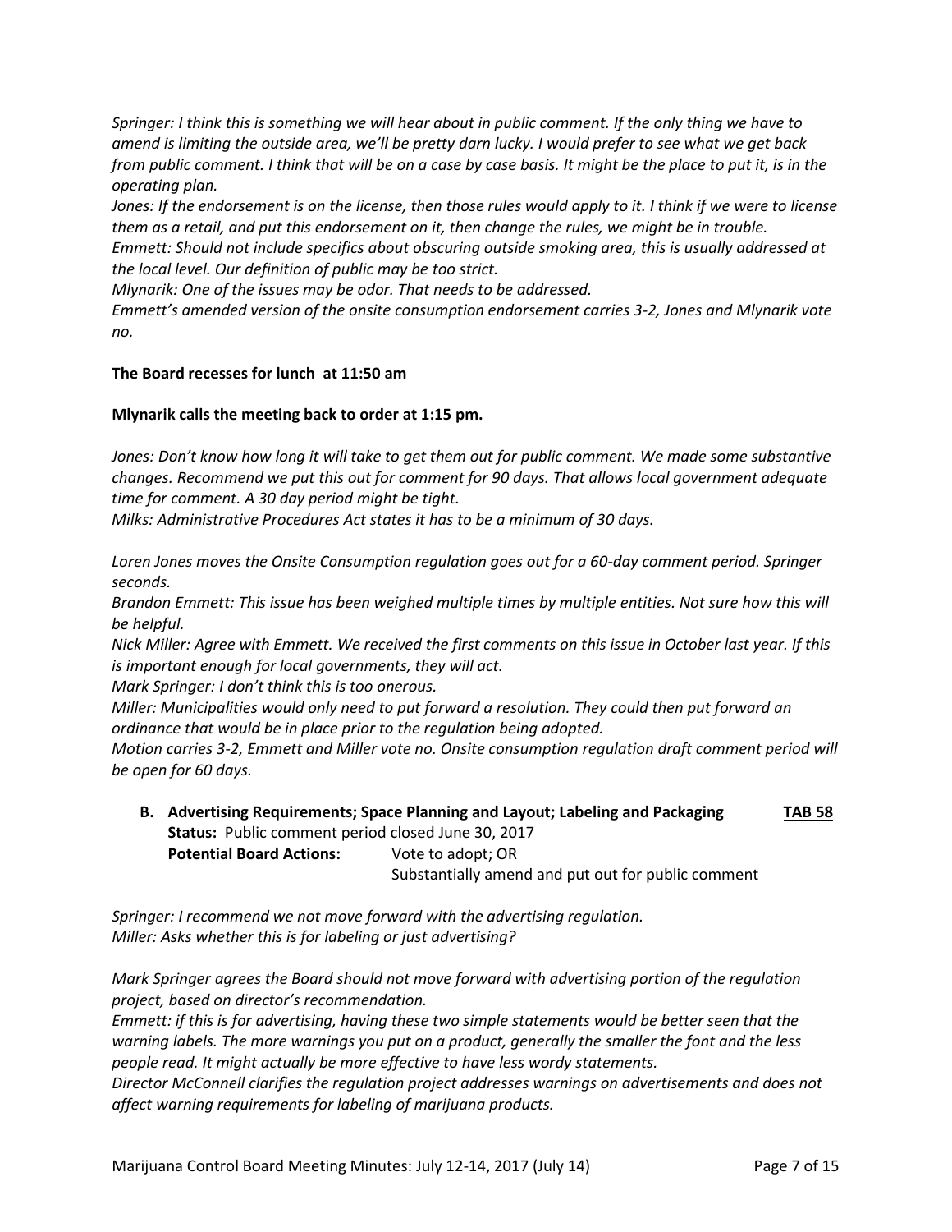*Springer: I think this is something we will hear about in public comment. If the only thing we have to amend is limiting the outside area, we'll be pretty darn lucky. I would prefer to see what we get back from public comment. I think that will be on a case by case basis. It might be the place to put it, is in the operating plan.*

*Jones: If the endorsement is on the license, then those rules would apply to it. I think if we were to license them as a retail, and put this endorsement on it, then change the rules, we might be in trouble.*

*Emmett: Should not include specifics about obscuring outside smoking area, this is usually addressed at the local level. Our definition of public may be too strict.*

*Mlynarik: One of the issues may be odor. That needs to be addressed.*

*Emmett's amended version of the onsite consumption endorsement carries 3-2, Jones and Mlynarik vote no.*

**The Board recesses for lunch at 11:50 am**

**Mlynarik calls the meeting back to order at 1:15 pm.**

*Jones: Don't know how long it will take to get them out for public comment. We made some substantive changes. Recommend we put this out for comment for 90 days. That allows local government adequate time for comment. A 30 day period might be tight.*

*Milks: Administrative Procedures Act states it has to be a minimum of 30 days.*

*Loren Jones moves the Onsite Consumption regulation goes out for a 60-day comment period. Springer seconds.*

*Brandon Emmett: This issue has been weighed multiple times by multiple entities. Not sure how this will be helpful.*

*Nick Miller: Agree with Emmett. We received the first comments on this issue in October last year. If this is important enough for local governments, they will act.*

*Mark Springer: I don't think this is too onerous.*

*Miller: Municipalities would only need to put forward a resolution. They could then put forward an ordinance that would be in place prior to the regulation being adopted.*

*Motion carries 3-2, Emmett and Miller vote no. Onsite consumption regulation draft comment period will be open for 60 days.*

**B. Advertising Requirements; Space Planning and Layout; Labeling and Packaging** **TAB 58**

**Status:** Public comment period closed June 30, 2017

**Potential Board Actions:** Vote to adopt; OR
Substantially amend and put out for public comment

*Springer: I recommend we not move forward with the advertising regulation.*

*Miller: Asks whether this is for labeling or just advertising?*

*Mark Springer agrees the Board should not move forward with advertising portion of the regulation project, based on director's recommendation.*

*Emmett: if this is for advertising, having these two simple statements would be better seen that the warning labels. The more warnings you put on a product, generally the smaller the font and the less people read. It might actually be more effective to have less wordy statements.*

*Director McConnell clarifies the regulation project addresses warnings on advertisements and does not affect warning requirements for labeling of marijuana products.*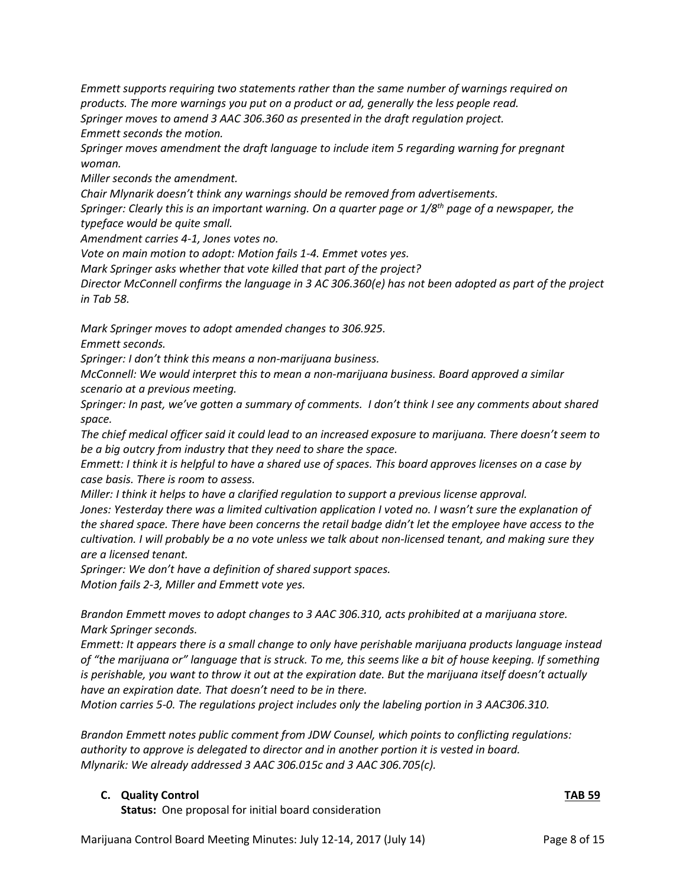*Emmett supports requiring two statements rather than the same number of warnings required on products. The more warnings you put on a product or ad, generally the less people read.*
*Springer moves to amend 3 AAC 306.360 as presented in the draft regulation project.*
*Emmett seconds the motion.*
*Springer moves amendment the draft language to include item 5 regarding warning for pregnant woman.*
*Miller seconds the amendment.*
*Chair Mlynarik doesn't think any warnings should be removed from advertisements.*
*Springer: Clearly this is an important warning. On a quarter page or 1/8th page of a newspaper, the typeface would be quite small.*
*Amendment carries 4-1, Jones votes no.*
*Vote on main motion to adopt: Motion fails 1-4. Emmet votes yes.*
*Mark Springer asks whether that vote killed that part of the project?*
*Director McConnell confirms the language in 3 AC 306.360(e) has not been adopted as part of the project in Tab 58.*

*Mark Springer moves to adopt amended changes to 306.925.*
*Emmett seconds.*
*Springer: I don't think this means a non-marijuana business.*
*McConnell: We would interpret this to mean a non-marijuana business. Board approved a similar scenario at a previous meeting.*
*Springer: In past, we've gotten a summary of comments. I don't think I see any comments about shared space.*
*The chief medical officer said it could lead to an increased exposure to marijuana. There doesn't seem to be a big outcry from industry that they need to share the space.*
*Emmett: I think it is helpful to have a shared use of spaces. This board approves licenses on a case by case basis. There is room to assess.*
*Miller: I think it helps to have a clarified regulation to support a previous license approval.*
*Jones: Yesterday there was a limited cultivation application I voted no. I wasn't sure the explanation of the shared space. There have been concerns the retail badge didn't let the employee have access to the cultivation. I will probably be a no vote unless we talk about non-licensed tenant, and making sure they are a licensed tenant.*
*Springer: We don't have a definition of shared support spaces.*
*Motion fails 2-3, Miller and Emmett vote yes.*

*Brandon Emmett moves to adopt changes to 3 AAC 306.310, acts prohibited at a marijuana store.*
*Mark Springer seconds.*
*Emmett: It appears there is a small change to only have perishable marijuana products language instead of "the marijuana or" language that is struck. To me, this seems like a bit of house keeping. If something is perishable, you want to throw it out at the expiration date. But the marijuana itself doesn't actually have an expiration date. That doesn't need to be in there.*
*Motion carries 5-0. The regulations project includes only the labeling portion in 3 AAC306.310.*

*Brandon Emmett notes public comment from JDW Counsel, which points to conflicting regulations: authority to approve is delegated to director and in another portion it is vested in board.*
*Mlynarik: We already addressed 3 AAC 306.015c and 3 AAC 306.705(c).*

**C. Quality Control** **TAB 59**
**Status:** One proposal for initial board consideration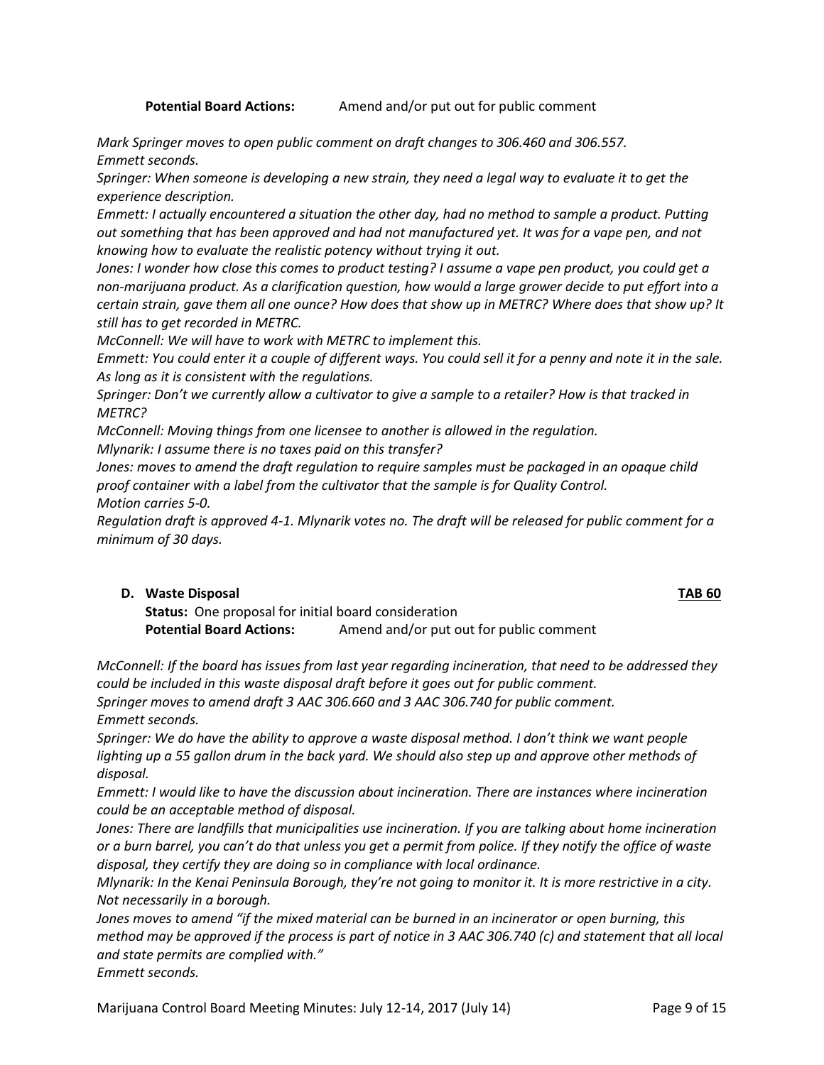**Potential Board Actions:** Amend and/or put out for public comment

*Mark Springer moves to open public comment on draft changes to 306.460 and 306.557.*
*Emmett seconds.*
*Springer: When someone is developing a new strain, they need a legal way to evaluate it to get the experience description.*
*Emmett: I actually encountered a situation the other day, had no method to sample a product. Putting out something that has been approved and had not manufactured yet. It was for a vape pen, and not knowing how to evaluate the realistic potency without trying it out.*
*Jones: I wonder how close this comes to product testing? I assume a vape pen product, you could get a non-marijuana product. As a clarification question, how would a large grower decide to put effort into a certain strain, gave them all one ounce? How does that show up in METRC? Where does that show up? It still has to get recorded in METRC.*
*McConnell: We will have to work with METRC to implement this.*
*Emmett: You could enter it a couple of different ways. You could sell it for a penny and note it in the sale. As long as it is consistent with the regulations.*
*Springer: Don't we currently allow a cultivator to give a sample to a retailer? How is that tracked in METRC?*
*McConnell: Moving things from one licensee to another is allowed in the regulation.*
*Mlynarik: I assume there is no taxes paid on this transfer?*
*Jones: moves to amend the draft regulation to require samples must be packaged in an opaque child proof container with a label from the cultivator that the sample is for Quality Control.*
*Motion carries 5-0.*
*Regulation draft is approved 4-1. Mlynarik votes no. The draft will be released for public comment for a minimum of 30 days.*

**D. Waste Disposal** **TAB 60**

**Status:** One proposal for initial board consideration
**Potential Board Actions:** Amend and/or put out for public comment

*McConnell: If the board has issues from last year regarding incineration, that need to be addressed they could be included in this waste disposal draft before it goes out for public comment.*
*Springer moves to amend draft 3 AAC 306.660 and 3 AAC 306.740 for public comment.*
*Emmett seconds.*
*Springer: We do have the ability to approve a waste disposal method. I don't think we want people lighting up a 55 gallon drum in the back yard. We should also step up and approve other methods of disposal.*
*Emmett: I would like to have the discussion about incineration. There are instances where incineration could be an acceptable method of disposal.*
*Jones: There are landfills that municipalities use incineration. If you are talking about home incineration or a burn barrel, you can't do that unless you get a permit from police. If they notify the office of waste disposal, they certify they are doing so in compliance with local ordinance.*
*Mlynarik: In the Kenai Peninsula Borough, they're not going to monitor it. It is more restrictive in a city. Not necessarily in a borough.*
*Jones moves to amend "if the mixed material can be burned in an incinerator or open burning, this method may be approved if the process is part of notice in 3 AAC 306.740 (c) and statement that all local and state permits are complied with."*
*Emmett seconds.*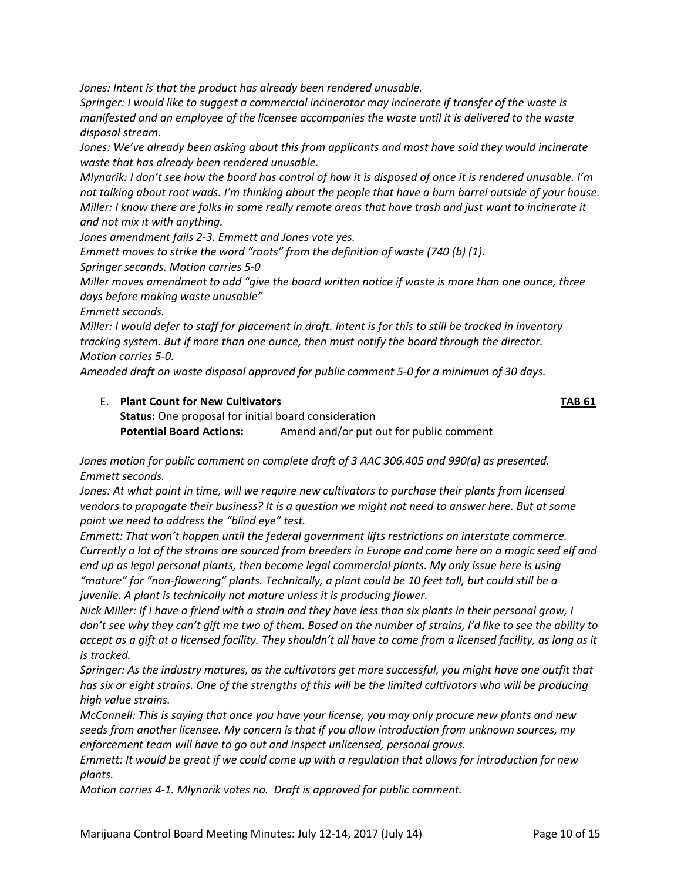*Jones: Intent is that the product has already been rendered unusable.*

*Springer: I would like to suggest a commercial incinerator may incinerate if transfer of the waste is manifested and an employee of the licensee accompanies the waste until it is delivered to the waste disposal stream.*

*Jones: We've already been asking about this from applicants and most have said they would incinerate waste that has already been rendered unusable.*

*Mlynarik: I don't see how the board has control of how it is disposed of once it is rendered unusable. I'm not talking about root wads. I'm thinking about the people that have a burn barrel outside of your house.*

*Miller: I know there are folks in some really remote areas that have trash and just want to incinerate it and not mix it with anything.*

*Jones amendment fails 2-3. Emmett and Jones vote yes.*

*Emmett moves to strike the word "roots" from the definition of waste (740 (b) (1).*

*Springer seconds. Motion carries 5-0*

*Miller moves amendment to add "give the board written notice if waste is more than one ounce, three days before making waste unusable"*

*Emmett seconds.*

*Miller: I would defer to staff for placement in draft. Intent is for this to still be tracked in inventory tracking system. But if more than one ounce, then must notify the board through the director.*

*Motion carries 5-0.*

*Amended draft on waste disposal approved for public comment 5-0 for a minimum of 30 days.*

E. **Plant Count for New Cultivators** **TAB 61**

**Status:** One proposal for initial board consideration

**Potential Board Actions:** Amend and/or put out for public comment

*Jones motion for public comment on complete draft of 3 AAC 306.405 and 990(a) as presented.*

*Emmett seconds.*

*Jones: At what point in time, will we require new cultivators to purchase their plants from licensed vendors to propagate their business? It is a question we might not need to answer here. But at some point we need to address the "blind eye" test.*

*Emmett: That won't happen until the federal government lifts restrictions on interstate commerce. Currently a lot of the strains are sourced from breeders in Europe and come here on a magic seed elf and end up as legal personal plants, then become legal commercial plants. My only issue here is using "mature" for "non-flowering" plants. Technically, a plant could be 10 feet tall, but could still be a juvenile. A plant is technically not mature unless it is producing flower.*

*Nick Miller: If I have a friend with a strain and they have less than six plants in their personal grow, I don't see why they can't gift me two of them. Based on the number of strains, I'd like to see the ability to accept as a gift at a licensed facility. They shouldn't all have to come from a licensed facility, as long as it is tracked.*

*Springer: As the industry matures, as the cultivators get more successful, you might have one outfit that has six or eight strains. One of the strengths of this will be the limited cultivators who will be producing high value strains.*

*McConnell: This is saying that once you have your license, you may only procure new plants and new seeds from another licensee. My concern is that if you allow introduction from unknown sources, my enforcement team will have to go out and inspect unlicensed, personal grows.*

*Emmett: It would be great if we could come up with a regulation that allows for introduction for new plants.*

*Motion carries 4-1. Mlynarik votes no. Draft is approved for public comment.*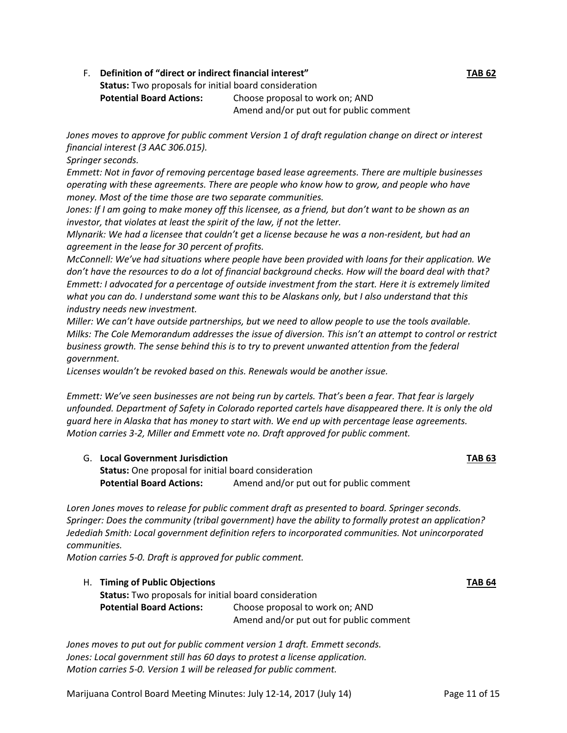F. **Definition of "direct or indirect financial interest"** **TAB 62**

**Status:** Two proposals for initial board consideration
**Potential Board Actions:** Choose proposal to work on; AND Amend and/or put out for public comment

*Jones moves to approve for public comment Version 1 of draft regulation change on direct or interest financial interest (3 AAC 306.015).*
*Springer seconds.*
*Emmett: Not in favor of removing percentage based lease agreements. There are multiple businesses operating with these agreements. There are people who know how to grow, and people who have money. Most of the time those are two separate communities.*
*Jones: If I am going to make money off this licensee, as a friend, but don't want to be shown as an investor, that violates at least the spirit of the law, if not the letter.*
*Mlynarik: We had a licensee that couldn't get a license because he was a non-resident, but had an agreement in the lease for 30 percent of profits.*
*McConnell: We've had situations where people have been provided with loans for their application. We don't have the resources to do a lot of financial background checks. How will the board deal with that?*
*Emmett: I advocated for a percentage of outside investment from the start. Here it is extremely limited what you can do. I understand some want this to be Alaskans only, but I also understand that this industry needs new investment.*
*Miller: We can't have outside partnerships, but we need to allow people to use the tools available.*
*Milks: The Cole Memorandum addresses the issue of diversion. This isn't an attempt to control or restrict business growth. The sense behind this is to try to prevent unwanted attention from the federal government.*
*Licenses wouldn't be revoked based on this. Renewals would be another issue.*

*Emmett: We've seen businesses are not being run by cartels. That's been a fear. That fear is largely unfounded. Department of Safety in Colorado reported cartels have disappeared there. It is only the old guard here in Alaska that has money to start with. We end up with percentage lease agreements.*
*Motion carries 3-2, Miller and Emmett vote no. Draft approved for public comment.*

G. **Local Government Jurisdiction** **TAB 63**

**Status:** One proposal for initial board consideration
**Potential Board Actions:** Amend and/or put out for public comment

*Loren Jones moves to release for public comment draft as presented to board. Springer seconds.*
*Springer: Does the community (tribal government) have the ability to formally protest an application?*
*Jedediah Smith: Local government definition refers to incorporated communities. Not unincorporated communities.*
*Motion carries 5-0. Draft is approved for public comment.*

H. **Timing of Public Objections** **TAB 64**

**Status:** Two proposals for initial board consideration
**Potential Board Actions:** Choose proposal to work on; AND Amend and/or put out for public comment

*Jones moves to put out for public comment version 1 draft. Emmett seconds.*
*Jones: Local government still has 60 days to protest a license application.*
*Motion carries 5-0. Version 1 will be released for public comment.*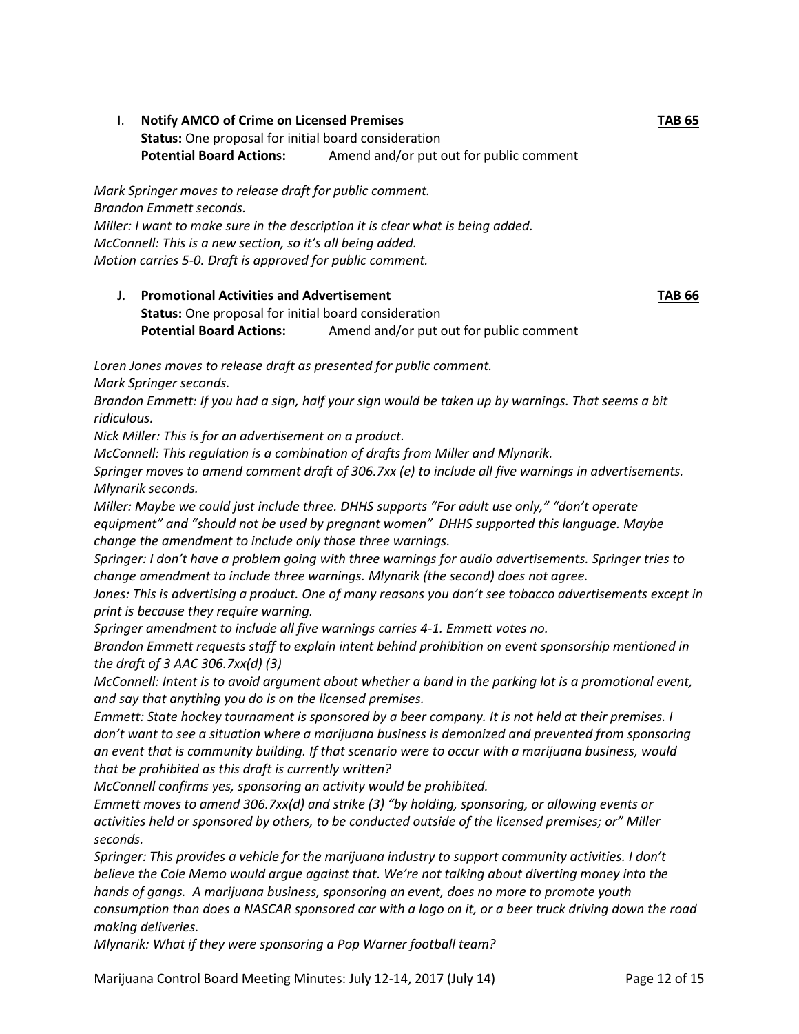I. **Notify AMCO of Crime on Licensed Premises** **TAB 65**
**Status:** One proposal for initial board consideration
**Potential Board Actions:** Amend and/or put out for public comment

*Mark Springer moves to release draft for public comment.*
*Brandon Emmett seconds.*
*Miller: I want to make sure in the description it is clear what is being added.*
*McConnell: This is a new section, so it's all being added.*
*Motion carries 5-0. Draft is approved for public comment.*

J. **Promotional Activities and Advertisement** **TAB 66**
**Status:** One proposal for initial board consideration
**Potential Board Actions:** Amend and/or put out for public comment

*Loren Jones moves to release draft as presented for public comment.*
*Mark Springer seconds.*
*Brandon Emmett: If you had a sign, half your sign would be taken up by warnings. That seems a bit ridiculous.*
*Nick Miller: This is for an advertisement on a product.*
*McConnell: This regulation is a combination of drafts from Miller and Mlynarik.*
*Springer moves to amend comment draft of 306.7xx (e) to include all five warnings in advertisements.*
*Mlynarik seconds.*
*Miller: Maybe we could just include three. DHHS supports "For adult use only," "don't operate equipment" and "should not be used by pregnant women" DHHS supported this language. Maybe change the amendment to include only those three warnings.*
*Springer: I don't have a problem going with three warnings for audio advertisements. Springer tries to change amendment to include three warnings. Mlynarik (the second) does not agree.*
*Jones: This is advertising a product. One of many reasons you don't see tobacco advertisements except in print is because they require warning.*
*Springer amendment to include all five warnings carries 4-1. Emmett votes no.*
*Brandon Emmett requests staff to explain intent behind prohibition on event sponsorship mentioned in the draft of 3 AAC 306.7xx(d) (3)*
*McConnell: Intent is to avoid argument about whether a band in the parking lot is a promotional event, and say that anything you do is on the licensed premises.*
*Emmett: State hockey tournament is sponsored by a beer company. It is not held at their premises. I don't want to see a situation where a marijuana business is demonized and prevented from sponsoring an event that is community building. If that scenario were to occur with a marijuana business, would that be prohibited as this draft is currently written?*
*McConnell confirms yes, sponsoring an activity would be prohibited.*
*Emmett moves to amend 306.7xx(d) and strike (3) "by holding, sponsoring, or allowing events or activities held or sponsored by others, to be conducted outside of the licensed premises; or" Miller seconds.*
*Springer: This provides a vehicle for the marijuana industry to support community activities. I don't believe the Cole Memo would argue against that. We're not talking about diverting money into the hands of gangs. A marijuana business, sponsoring an event, does no more to promote youth consumption than does a NASCAR sponsored car with a logo on it, or a beer truck driving down the road making deliveries.*
*Mlynarik: What if they were sponsoring a Pop Warner football team?*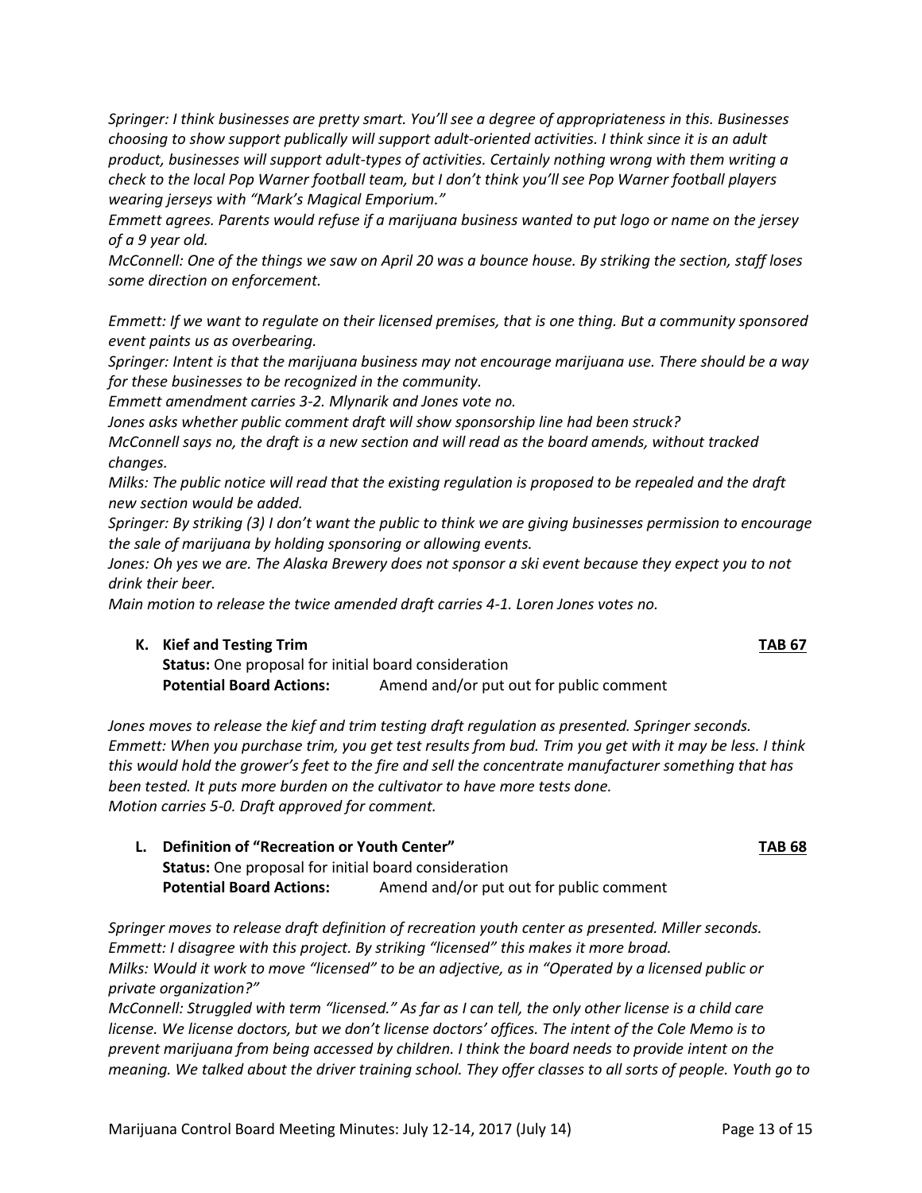*Springer: I think businesses are pretty smart. You'll see a degree of appropriateness in this. Businesses choosing to show support publically will support adult-oriented activities. I think since it is an adult product, businesses will support adult-types of activities. Certainly nothing wrong with them writing a check to the local Pop Warner football team, but I don't think you'll see Pop Warner football players wearing jerseys with "Mark's Magical Emporium."*

*Emmett agrees. Parents would refuse if a marijuana business wanted to put logo or name on the jersey of a 9 year old.*

*McConnell: One of the things we saw on April 20 was a bounce house. By striking the section, staff loses some direction on enforcement.*

*Emmett: If we want to regulate on their licensed premises, that is one thing. But a community sponsored event paints us as overbearing.*

*Springer: Intent is that the marijuana business may not encourage marijuana use. There should be a way for these businesses to be recognized in the community.*

*Emmett amendment carries 3-2. Mlynarik and Jones vote no.*

*Jones asks whether public comment draft will show sponsorship line had been struck?*

*McConnell says no, the draft is a new section and will read as the board amends, without tracked changes.*

*Milks: The public notice will read that the existing regulation is proposed to be repealed and the draft new section would be added.*

*Springer: By striking (3) I don't want the public to think we are giving businesses permission to encourage the sale of marijuana by holding sponsoring or allowing events.*

*Jones: Oh yes we are. The Alaska Brewery does not sponsor a ski event because they expect you to not drink their beer.*

*Main motion to release the twice amended draft carries 4-1. Loren Jones votes no.*

**K. Kief and Testing Trim** **TAB 67**

**Status:** One proposal for initial board consideration

**Potential Board Actions:** Amend and/or put out for public comment

*Jones moves to release the kief and trim testing draft regulation as presented. Springer seconds.*

*Emmett: When you purchase trim, you get test results from bud. Trim you get with it may be less. I think this would hold the grower's feet to the fire and sell the concentrate manufacturer something that has been tested. It puts more burden on the cultivator to have more tests done.*

*Motion carries 5-0. Draft approved for comment.*

**L. Definition of "Recreation or Youth Center"** **TAB 68**

**Status:** One proposal for initial board consideration

**Potential Board Actions:** Amend and/or put out for public comment

*Springer moves to release draft definition of recreation youth center as presented. Miller seconds.*

*Emmett: I disagree with this project. By striking "licensed" this makes it more broad.*

*Milks: Would it work to move "licensed" to be an adjective, as in "Operated by a licensed public or private organization?"*

*McConnell: Struggled with term "licensed." As far as I can tell, the only other license is a child care license. We license doctors, but we don't license doctors' offices. The intent of the Cole Memo is to prevent marijuana from being accessed by children. I think the board needs to provide intent on the meaning. We talked about the driver training school. They offer classes to all sorts of people. Youth go to*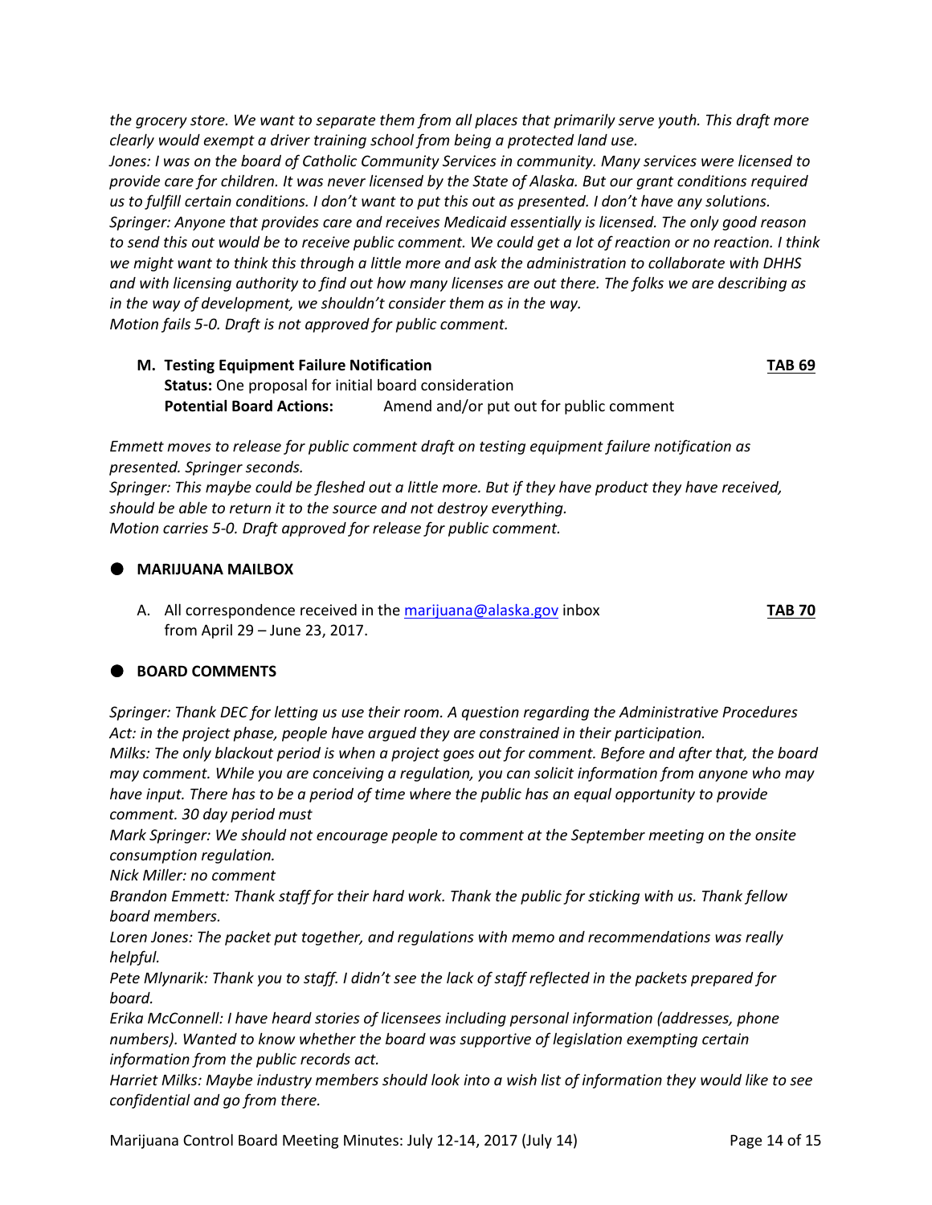*the grocery store. We want to separate them from all places that primarily serve youth. This draft more clearly would exempt a driver training school from being a protected land use.*
*Jones: I was on the board of Catholic Community Services in community. Many services were licensed to provide care for children. It was never licensed by the State of Alaska. But our grant conditions required us to fulfill certain conditions. I don't want to put this out as presented. I don't have any solutions.*
*Springer: Anyone that provides care and receives Medicaid essentially is licensed. The only good reason to send this out would be to receive public comment. We could get a lot of reaction or no reaction. I think we might want to think this through a little more and ask the administration to collaborate with DHHS and with licensing authority to find out how many licenses are out there. The folks we are describing as in the way of development, we shouldn't consider them as in the way.*
*Motion fails 5-0. Draft is not approved for public comment.*

**M. Testing Equipment Failure Notification** **TAB 69**
**Status:** One proposal for initial board consideration
**Potential Board Actions:** Amend and/or put out for public comment

*Emmett moves to release for public comment draft on testing equipment failure notification as presented. Springer seconds.*
*Springer: This maybe could be fleshed out a little more. But if they have product they have received, should be able to return it to the source and not destroy everything.*
*Motion carries 5-0. Draft approved for release for public comment.*

## MARIJUANA MAILBOX

A. All correspondence received in the marijuana@alaska.gov inbox from April 29 – June 23, 2017. **TAB 70**

## BOARD COMMENTS

*Springer: Thank DEC for letting us use their room. A question regarding the Administrative Procedures Act: in the project phase, people have argued they are constrained in their participation.*
*Milks: The only blackout period is when a project goes out for comment. Before and after that, the board may comment. While you are conceiving a regulation, you can solicit information from anyone who may have input. There has to be a period of time where the public has an equal opportunity to provide comment. 30 day period must*
*Mark Springer: We should not encourage people to comment at the September meeting on the onsite consumption regulation.*
*Nick Miller: no comment*
*Brandon Emmett: Thank staff for their hard work. Thank the public for sticking with us. Thank fellow board members.*
*Loren Jones: The packet put together, and regulations with memo and recommendations was really helpful.*
*Pete Mlynarik: Thank you to staff. I didn't see the lack of staff reflected in the packets prepared for board.*
*Erika McConnell: I have heard stories of licensees including personal information (addresses, phone numbers). Wanted to know whether the board was supportive of legislation exempting certain information from the public records act.*
*Harriet Milks: Maybe industry members should look into a wish list of information they would like to see confidential and go from there.*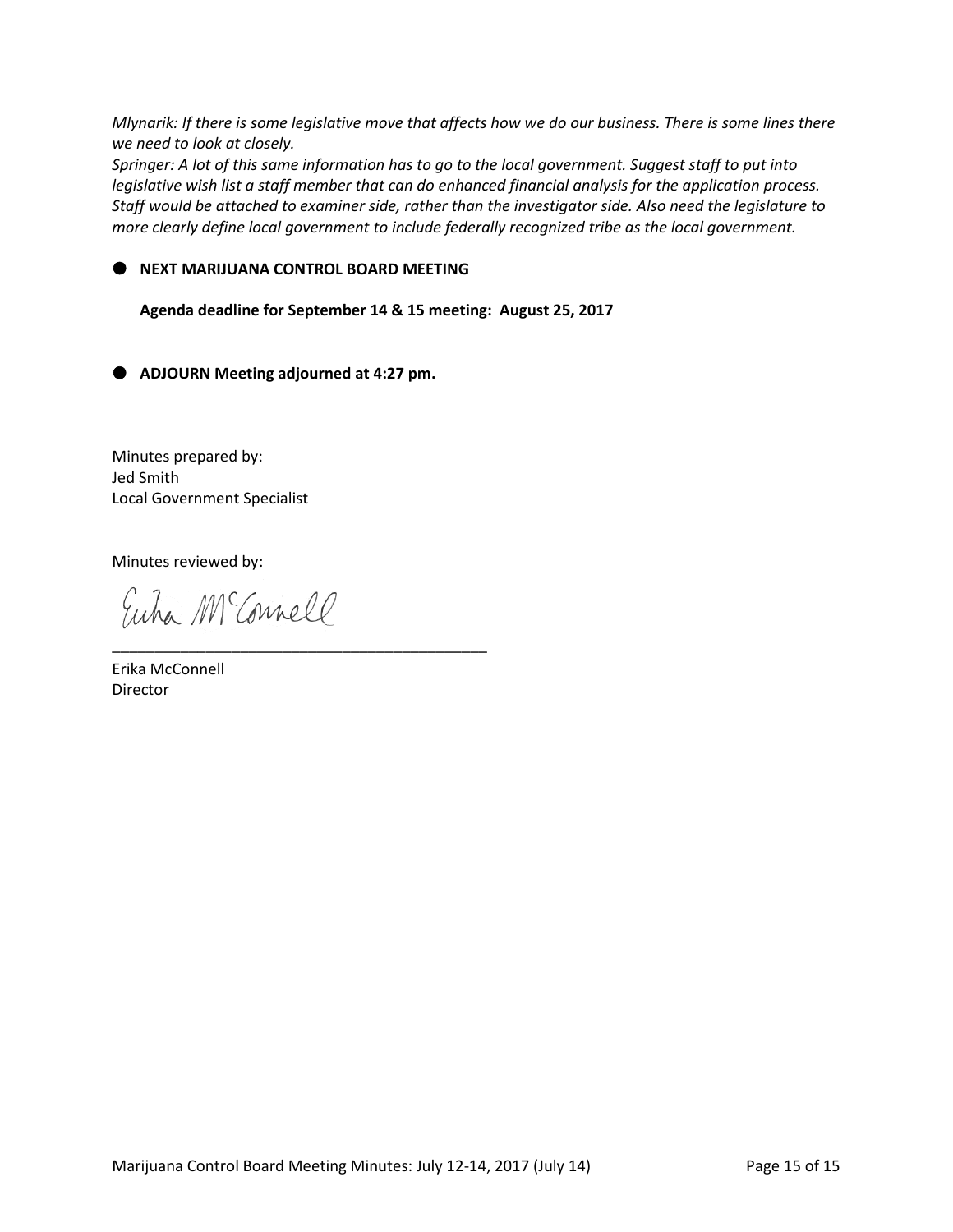*Mlynarik: If there is some legislative move that affects how we do our business. There is some lines there we need to look at closely.*

*Springer: A lot of this same information has to go to the local government. Suggest staff to put into legislative wish list a staff member that can do enhanced financial analysis for the application process. Staff would be attached to examiner side, rather than the investigator side. Also need the legislature to more clearly define local government to include federally recognized tribe as the local government.*

- **NEXT MARIJUANA CONTROL BOARD MEETING**

  **Agenda deadline for September 14 & 15 meeting: August 25, 2017**

- **ADJOURN Meeting adjourned at 4:27 pm.**

Minutes prepared by:
Jed Smith
Local Government Specialist

Minutes reviewed by:

Erika McConnell

\_\_\_\_\_\_\_\_\_\_\_\_\_\_\_\_\_\_\_\_\_\_\_\_\_\_\_\_\_\_\_\_\_\_\_\_\_\_\_\_\_\_\_\_

Erika McConnell
Director